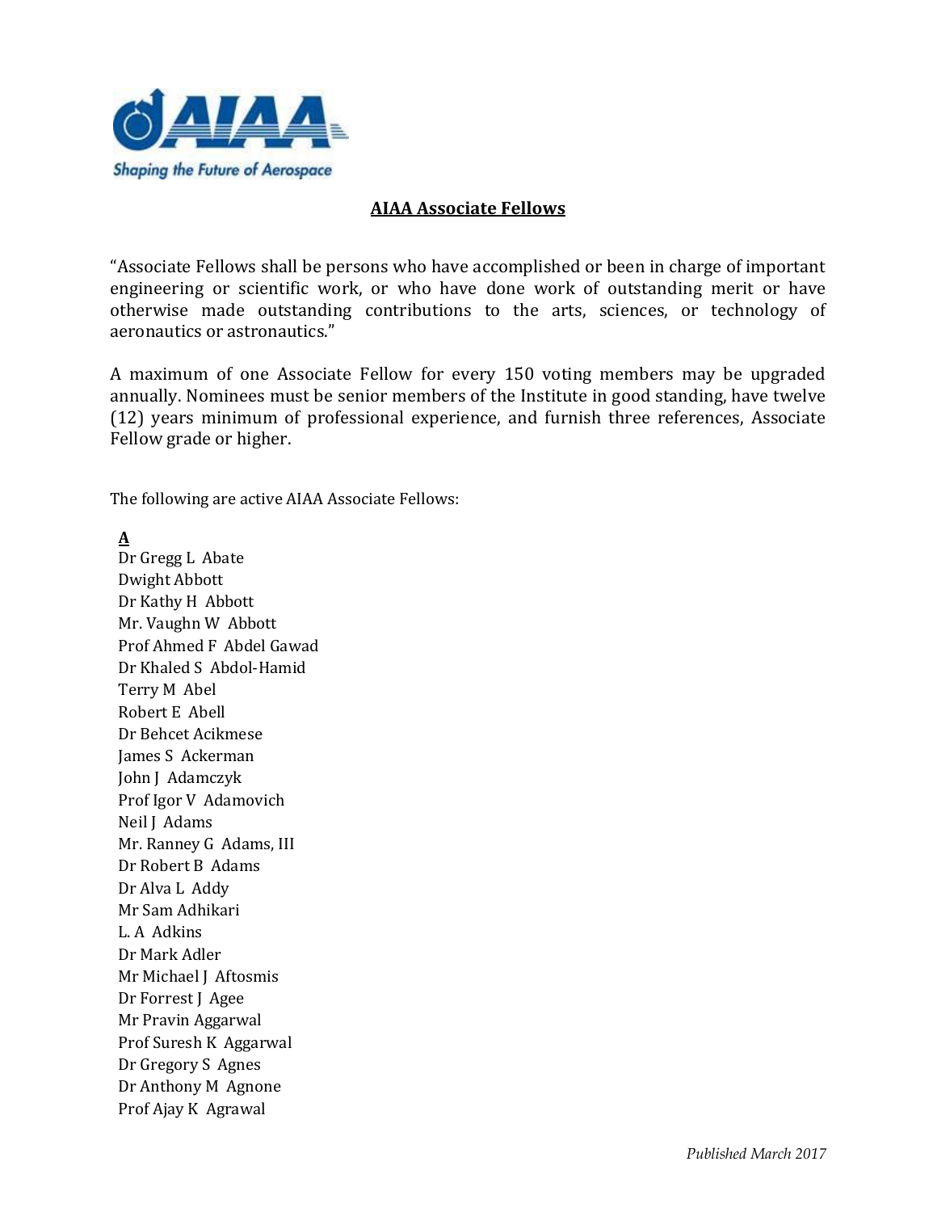## AIAA Associate Fellows

"Associate Fellows shall be persons who have accomplished or been in charge of important engineering or scientific work, or who have done work of outstanding merit or have otherwise made outstanding contributions to the arts, sciences, or technology of aeronautics or astronautics."

A maximum of one Associate Fellow for every 150 voting members may be upgraded annually. Nominees must be senior members of the Institute in good standing, have twelve (12) years minimum of professional experience, and furnish three references, Associate Fellow grade or higher.

The following are active AIAA Associate Fellows:

**A**

Dr Gregg L Abate
Dwight Abbott
Dr Kathy H Abbott
Mr. Vaughn W Abbott
Prof Ahmed F Abdel Gawad
Dr Khaled S Abdol-Hamid
Terry M Abel
Robert E Abell
Dr Behcet Acikmese
James S Ackerman
John J Adamczyk
Prof Igor V Adamovich
Neil J Adams
Mr. Ranney G Adams, III
Dr Robert B Adams
Dr Alva L Addy
Mr Sam Adhikari
L. A Adkins
Dr Mark Adler
Mr Michael J Aftosmis
Dr Forrest J Agee
Mr Pravin Aggarwal
Prof Suresh K Aggarwal
Dr Gregory S Agnes
Dr Anthony M Agnone
Prof Ajay K Agrawal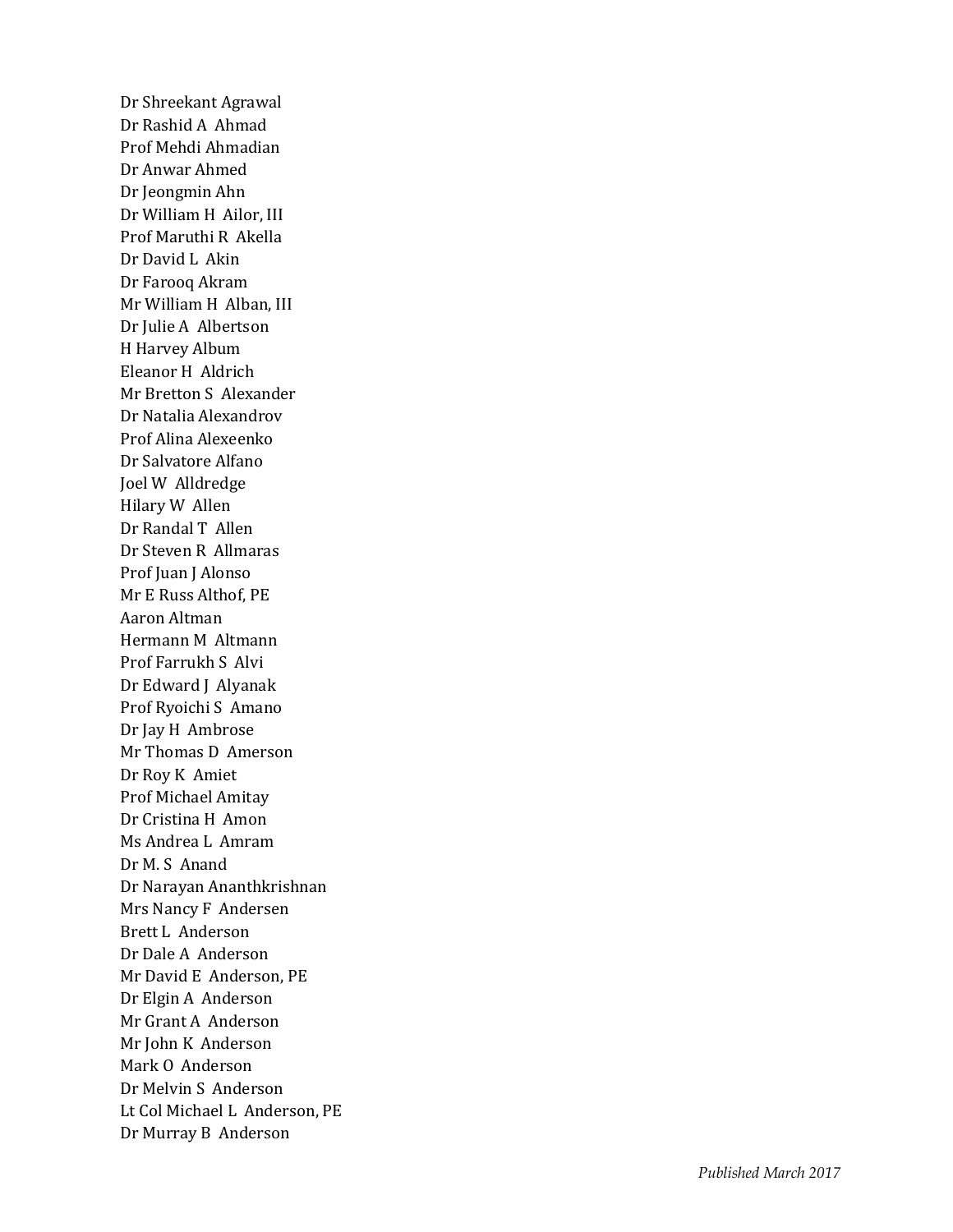Dr Shreekant Agrawal
Dr Rashid A Ahmad
Prof Mehdi Ahmadian
Dr Anwar Ahmed
Dr Jeongmin Ahn
Dr William H Ailor, III
Prof Maruthi R Akella
Dr David L Akin
Dr Farooq Akram
Mr William H Alban, III
Dr Julie A Albertson
H Harvey Album
Eleanor H Aldrich
Mr Bretton S Alexander
Dr Natalia Alexandrov
Prof Alina Alexeenko
Dr Salvatore Alfano
Joel W Alldredge
Hilary W Allen
Dr Randal T Allen
Dr Steven R Allmaras
Prof Juan J Alonso
Mr E Russ Althof, PE
Aaron Altman
Hermann M Altmann
Prof Farrukh S Alvi
Dr Edward J Alyanak
Prof Ryoichi S Amano
Dr Jay H Ambrose
Mr Thomas D Amerson
Dr Roy K Amiet
Prof Michael Amitay
Dr Cristina H Amon
Ms Andrea L Amram
Dr M. S Anand
Dr Narayan Ananthkrishnan
Mrs Nancy F Andersen
Brett L Anderson
Dr Dale A Anderson
Mr David E Anderson, PE
Dr Elgin A Anderson
Mr Grant A Anderson
Mr John K Anderson
Mark O Anderson
Dr Melvin S Anderson
Lt Col Michael L Anderson, PE
Dr Murray B Anderson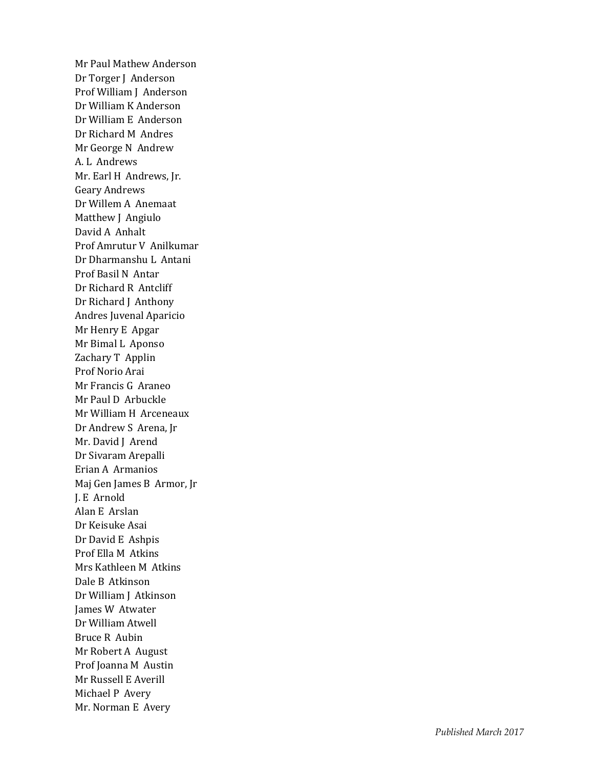Mr Paul Mathew Anderson
Dr Torger J Anderson
Prof William J Anderson
Dr William K Anderson
Dr William E Anderson
Dr Richard M Andres
Mr George N Andrew
A. L Andrews
Mr. Earl H Andrews, Jr.
Geary Andrews
Dr Willem A Anemaat
Matthew J Angiulo
David A Anhalt
Prof Amrutur V Anilkumar
Dr Dharmanshu L Antani
Prof Basil N Antar
Dr Richard R Antcliff
Dr Richard J Anthony
Andres Juvenal Aparicio
Mr Henry E Apgar
Mr Bimal L Aponso
Zachary T Applin
Prof Norio Arai
Mr Francis G Araneo
Mr Paul D Arbuckle
Mr William H Arceneaux
Dr Andrew S Arena, Jr
Mr. David J Arend
Dr Sivaram Arepalli
Erian A Armanios
Maj Gen James B Armor, Jr
J. E Arnold
Alan E Arslan
Dr Keisuke Asai
Dr David E Ashpis
Prof Ella M Atkins
Mrs Kathleen M Atkins
Dale B Atkinson
Dr William J Atkinson
James W Atwater
Dr William Atwell
Bruce R Aubin
Mr Robert A August
Prof Joanna M Austin
Mr Russell E Averill
Michael P Avery
Mr. Norman E Avery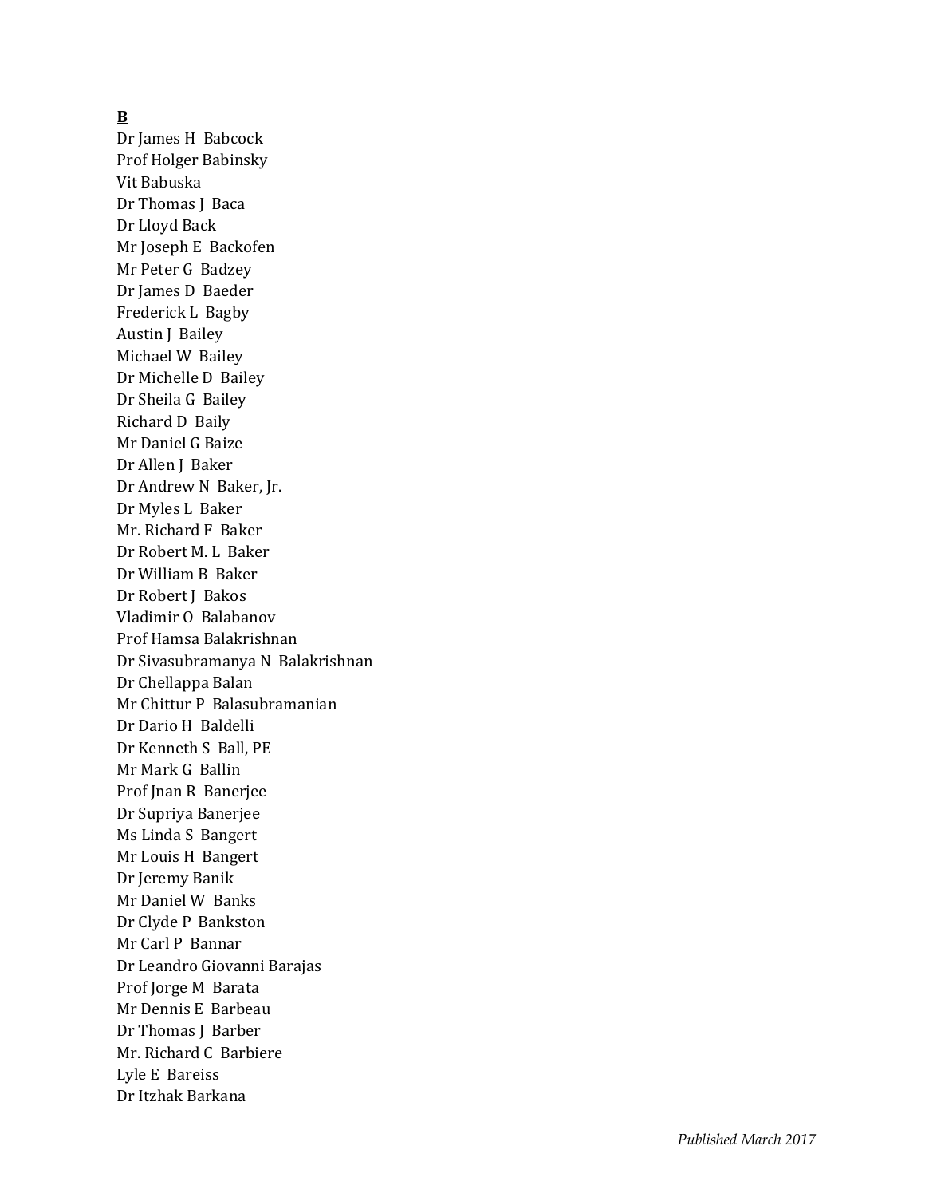**B**

Dr James H Babcock
Prof Holger Babinsky
Vit Babuska
Dr Thomas J Baca
Dr Lloyd Back
Mr Joseph E Backofen
Mr Peter G Badzey
Dr James D Baeder
Frederick L Bagby
Austin J Bailey
Michael W Bailey
Dr Michelle D Bailey
Dr Sheila G Bailey
Richard D Baily
Mr Daniel G Baize
Dr Allen J Baker
Dr Andrew N Baker, Jr.
Dr Myles L Baker
Mr. Richard F Baker
Dr Robert M. L Baker
Dr William B Baker
Dr Robert J Bakos
Vladimir O Balabanov
Prof Hamsa Balakrishnan
Dr Sivasubramanya N Balakrishnan
Dr Chellappa Balan
Mr Chittur P Balasubramanian
Dr Dario H Baldelli
Dr Kenneth S Ball, PE
Mr Mark G Ballin
Prof Jnan R Banerjee
Dr Supriya Banerjee
Ms Linda S Bangert
Mr Louis H Bangert
Dr Jeremy Banik
Mr Daniel W Banks
Dr Clyde P Bankston
Mr Carl P Bannar
Dr Leandro Giovanni Barajas
Prof Jorge M Barata
Mr Dennis E Barbeau
Dr Thomas J Barber
Mr. Richard C Barbiere
Lyle E Bareiss
Dr Itzhak Barkana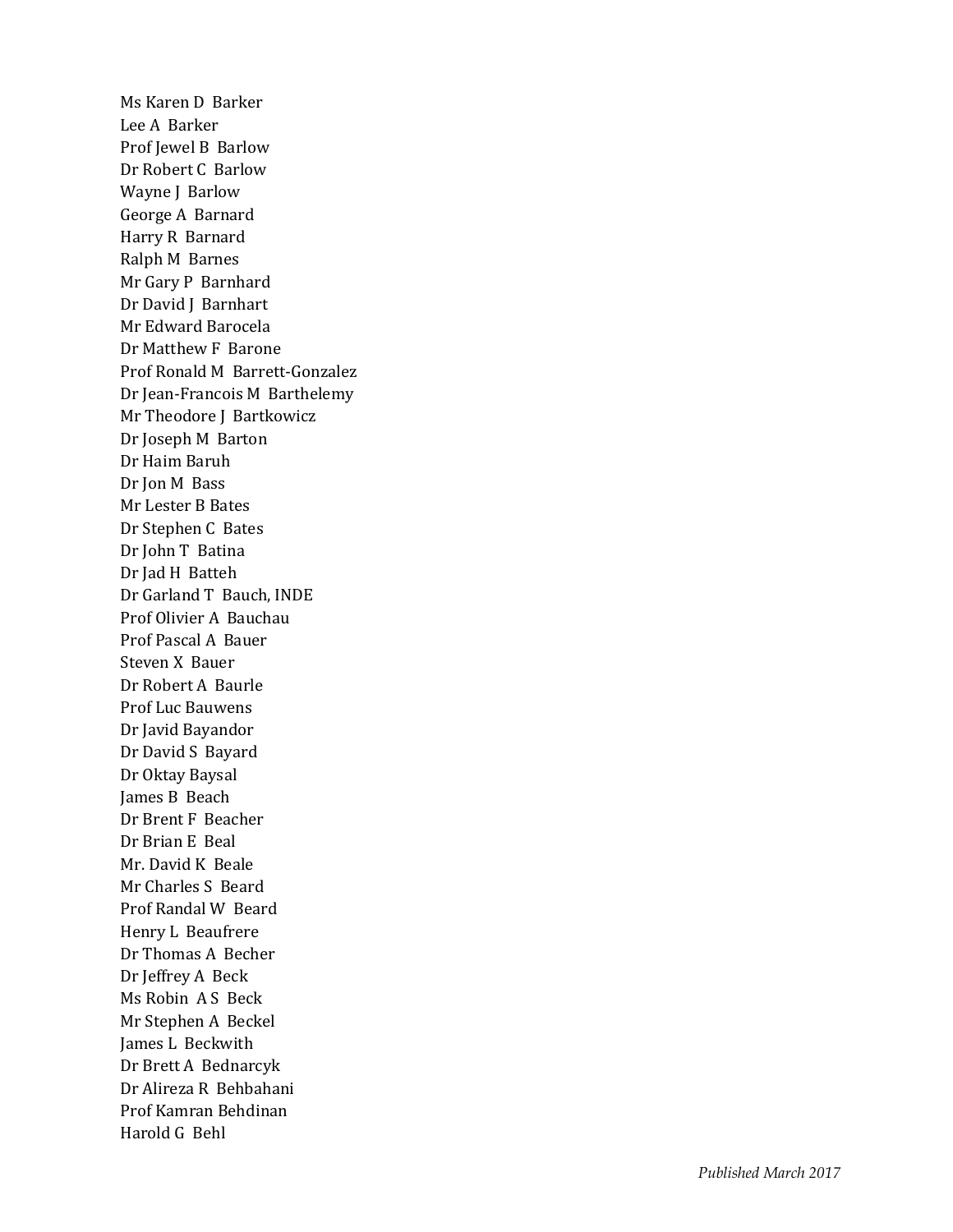Ms Karen D Barker
Lee A Barker
Prof Jewel B Barlow
Dr Robert C Barlow
Wayne J Barlow
George A Barnard
Harry R Barnard
Ralph M Barnes
Mr Gary P Barnhard
Dr David J Barnhart
Mr Edward Barocela
Dr Matthew F Barone
Prof Ronald M Barrett-Gonzalez
Dr Jean-Francois M Barthelemy
Mr Theodore J Bartkowicz
Dr Joseph M Barton
Dr Haim Baruh
Dr Jon M Bass
Mr Lester B Bates
Dr Stephen C Bates
Dr John T Batina
Dr Jad H Batteh
Dr Garland T Bauch, INDE
Prof Olivier A Bauchau
Prof Pascal A Bauer
Steven X Bauer
Dr Robert A Baurle
Prof Luc Bauwens
Dr Javid Bayandor
Dr David S Bayard
Dr Oktay Baysal
James B Beach
Dr Brent F Beacher
Dr Brian E Beal
Mr. David K Beale
Mr Charles S Beard
Prof Randal W Beard
Henry L Beaufrere
Dr Thomas A Becher
Dr Jeffrey A Beck
Ms Robin A S Beck
Mr Stephen A Beckel
James L Beckwith
Dr Brett A Bednarcyk
Dr Alireza R Behbahani
Prof Kamran Behdinan
Harold G Behl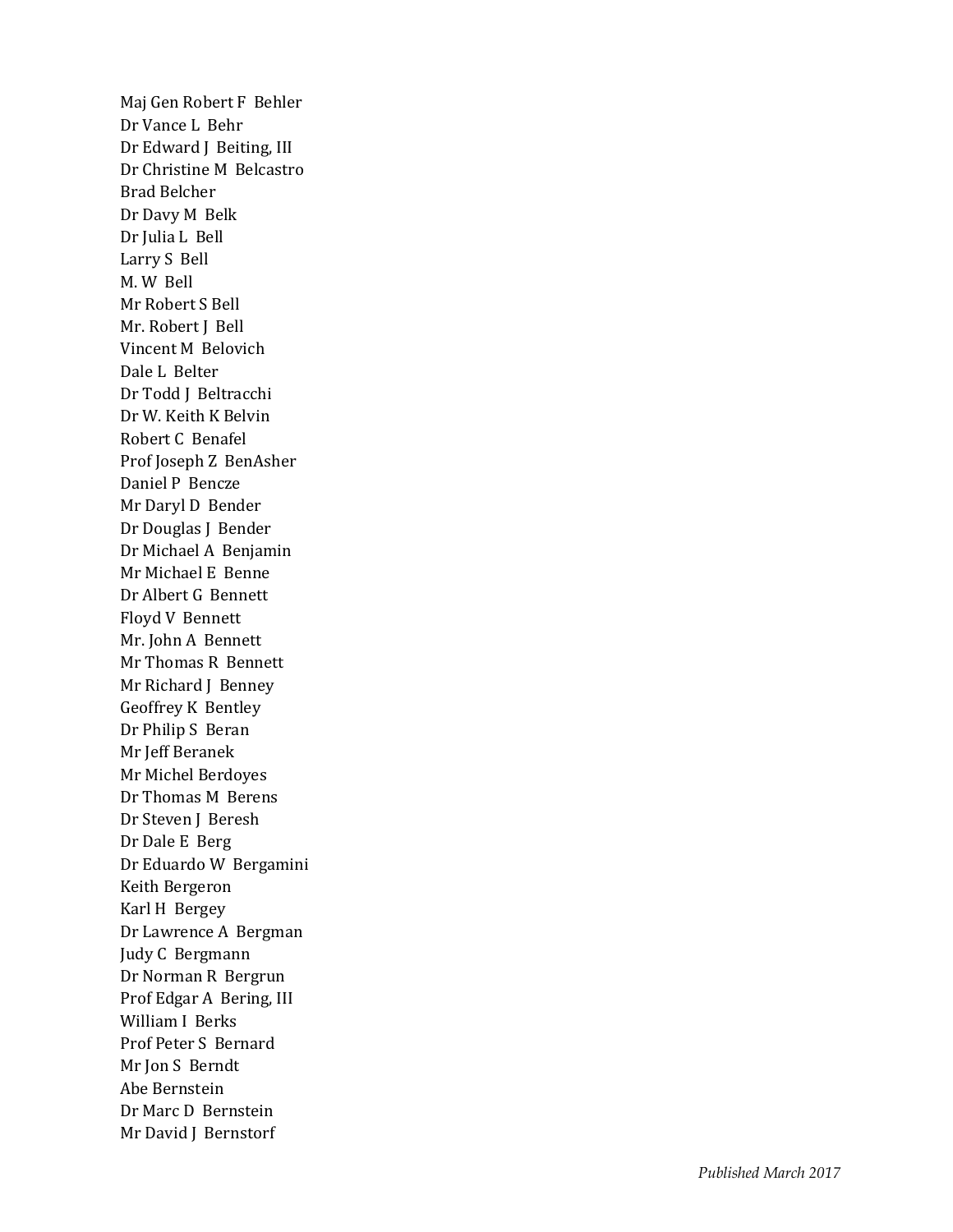Maj Gen Robert F Behler
Dr Vance L Behr
Dr Edward J Beiting, III
Dr Christine M Belcastro
Brad Belcher
Dr Davy M Belk
Dr Julia L Bell
Larry S Bell
M. W Bell
Mr Robert S Bell
Mr. Robert J Bell
Vincent M Belovich
Dale L Belter
Dr Todd J Beltracchi
Dr W. Keith K Belvin
Robert C Benafel
Prof Joseph Z BenAsher
Daniel P Bencze
Mr Daryl D Bender
Dr Douglas J Bender
Dr Michael A Benjamin
Mr Michael E Benne
Dr Albert G Bennett
Floyd V Bennett
Mr. John A Bennett
Mr Thomas R Bennett
Mr Richard J Benney
Geoffrey K Bentley
Dr Philip S Beran
Mr Jeff Beranek
Mr Michel Berdoyes
Dr Thomas M Berens
Dr Steven J Beresh
Dr Dale E Berg
Dr Eduardo W Bergamini
Keith Bergeron
Karl H Bergey
Dr Lawrence A Bergman
Judy C Bergmann
Dr Norman R Bergrun
Prof Edgar A Bering, III
William I Berks
Prof Peter S Bernard
Mr Jon S Berndt
Abe Bernstein
Dr Marc D Bernstein
Mr David J Bernstorf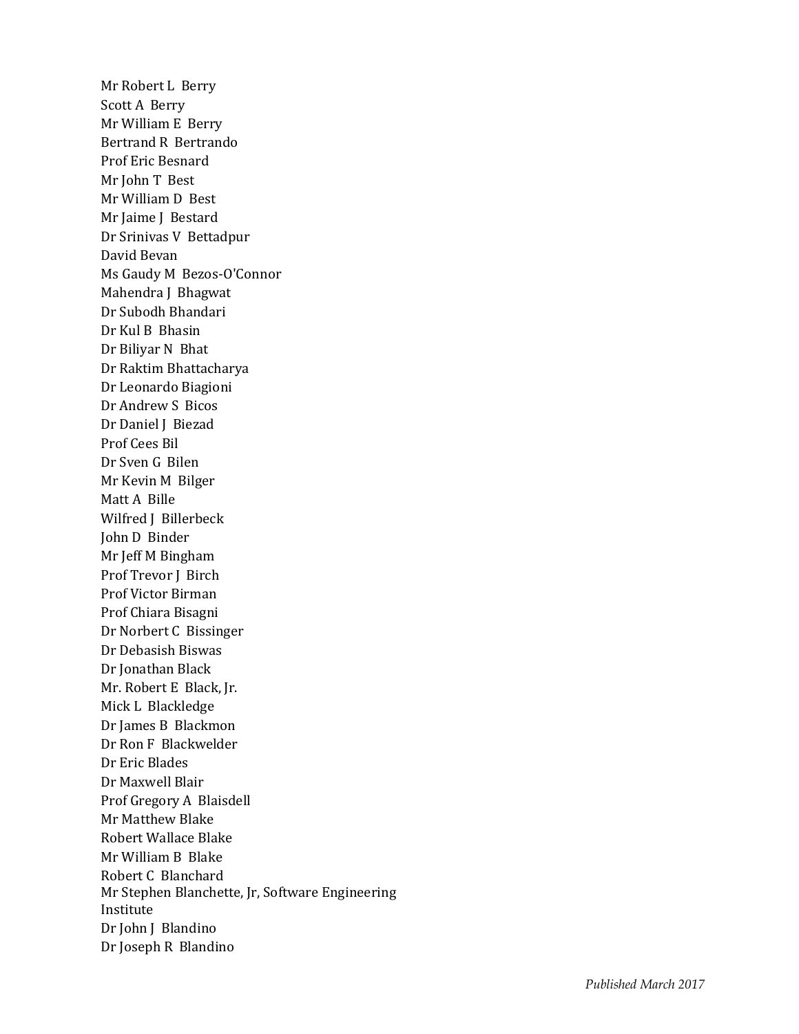Mr Robert L  Berry  
Scott A  Berry  
Mr William E  Berry  
Bertrand R  Bertrando  
Prof Eric Besnard  
Mr John T  Best  
Mr William D  Best  
Mr Jaime J  Bestard  
Dr Srinivas V  Bettadpur  
David Bevan  
Ms Gaudy M  Bezos-O'Connor  
Mahendra J  Bhagwat  
Dr Subodh Bhandari  
Dr Kul B  Bhasin  
Dr Biliyar N  Bhat  
Dr Raktim Bhattacharya  
Dr Leonardo Biagioni  
Dr Andrew S  Bicos  
Dr Daniel J  Biezad  
Prof Cees Bil  
Dr Sven G  Bilen  
Mr Kevin M  Bilger  
Matt A  Bille  
Wilfred J  Billerbeck  
John D  Binder  
Mr Jeff M Bingham  
Prof Trevor J  Birch  
Prof Victor Birman  
Prof Chiara Bisagni  
Dr Norbert C  Bissinger  
Dr Debasish Biswas  
Dr Jonathan Black  
Mr. Robert E  Black, Jr.  
Mick L  Blackledge  
Dr James B  Blackmon  
Dr Ron F  Blackwelder  
Dr Eric Blades  
Dr Maxwell Blair  
Prof Gregory A  Blaisdell  
Mr Matthew Blake  
Robert Wallace Blake  
Mr William B  Blake  
Robert C  Blanchard  
Mr Stephen Blanchette, Jr, Software Engineering Institute  
Dr John J  Blandino  
Dr Joseph R  Blandino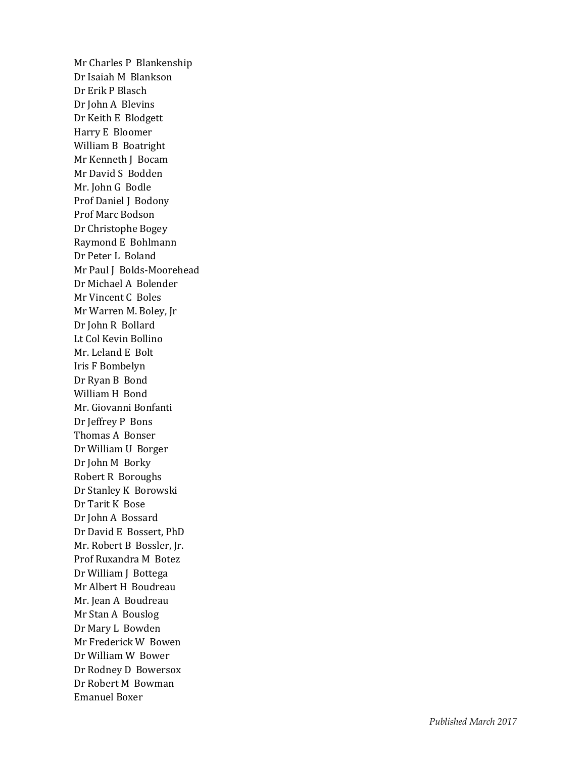Mr Charles P Blankenship
Dr Isaiah M Blankson
Dr Erik P Blasch
Dr John A Blevins
Dr Keith E Blodgett
Harry E Bloomer
William B Boatright
Mr Kenneth J Bocam
Mr David S Bodden
Mr. John G Bodle
Prof Daniel J Bodony
Prof Marc Bodson
Dr Christophe Bogey
Raymond E Bohlmann
Dr Peter L Boland
Mr Paul J Bolds-Moorehead
Dr Michael A Bolender
Mr Vincent C Boles
Mr Warren M. Boley, Jr
Dr John R Bollard
Lt Col Kevin Bollino
Mr. Leland E Bolt
Iris F Bombelyn
Dr Ryan B Bond
William H Bond
Mr. Giovanni Bonfanti
Dr Jeffrey P Bons
Thomas A Bonser
Dr William U Borger
Dr John M Borky
Robert R Boroughs
Dr Stanley K Borowski
Dr Tarit K Bose
Dr John A Bossard
Dr David E Bossert, PhD
Mr. Robert B Bossler, Jr.
Prof Ruxandra M Botez
Dr William J Bottega
Mr Albert H Boudreau
Mr. Jean A Boudreau
Mr Stan A Bouslog
Dr Mary L Bowden
Mr Frederick W Bowen
Dr William W Bower
Dr Rodney D Bowersox
Dr Robert M Bowman
Emanuel Boxer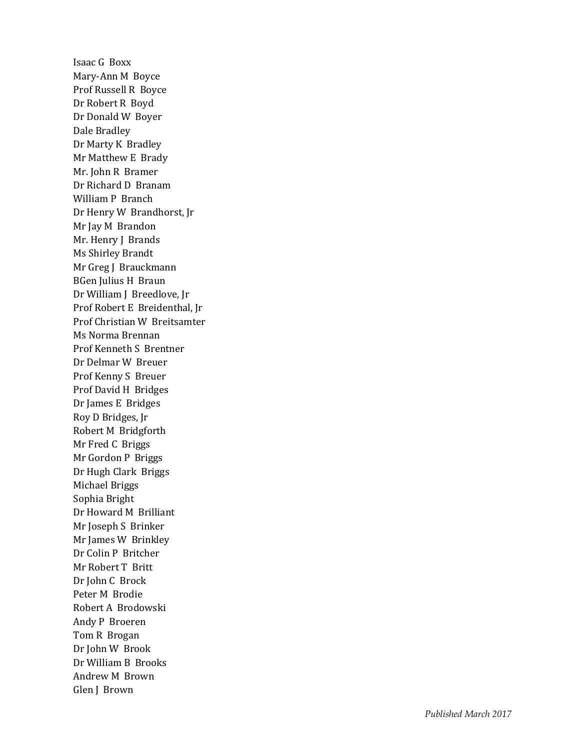Isaac G Boxx  
Mary-Ann M Boyce  
Prof Russell R Boyce  
Dr Robert R Boyd  
Dr Donald W Boyer  
Dale Bradley  
Dr Marty K Bradley  
Mr Matthew E Brady  
Mr. John R Bramer  
Dr Richard D Branam  
William P Branch  
Dr Henry W Brandhorst, Jr  
Mr Jay M Brandon  
Mr. Henry J Brands  
Ms Shirley Brandt  
Mr Greg J Brauckmann  
BGen Julius H Braun  
Dr William J Breedlove, Jr  
Prof Robert E Breidenthal, Jr  
Prof Christian W Breitsamter  
Ms Norma Brennan  
Prof Kenneth S Brentner  
Dr Delmar W Breuer  
Prof Kenny S Breuer  
Prof David H Bridges  
Dr James E Bridges  
Roy D Bridges, Jr  
Robert M Bridgforth  
Mr Fred C Briggs  
Mr Gordon P Briggs  
Dr Hugh Clark Briggs  
Michael Briggs  
Sophia Bright  
Dr Howard M Brilliant  
Mr Joseph S Brinker  
Mr James W Brinkley  
Dr Colin P Britcher  
Mr Robert T Britt  
Dr John C Brock  
Peter M Brodie  
Robert A Brodowski  
Andy P Broeren  
Tom R Brogan  
Dr John W Brook  
Dr William B Brooks  
Andrew M Brown  
Glen J Brown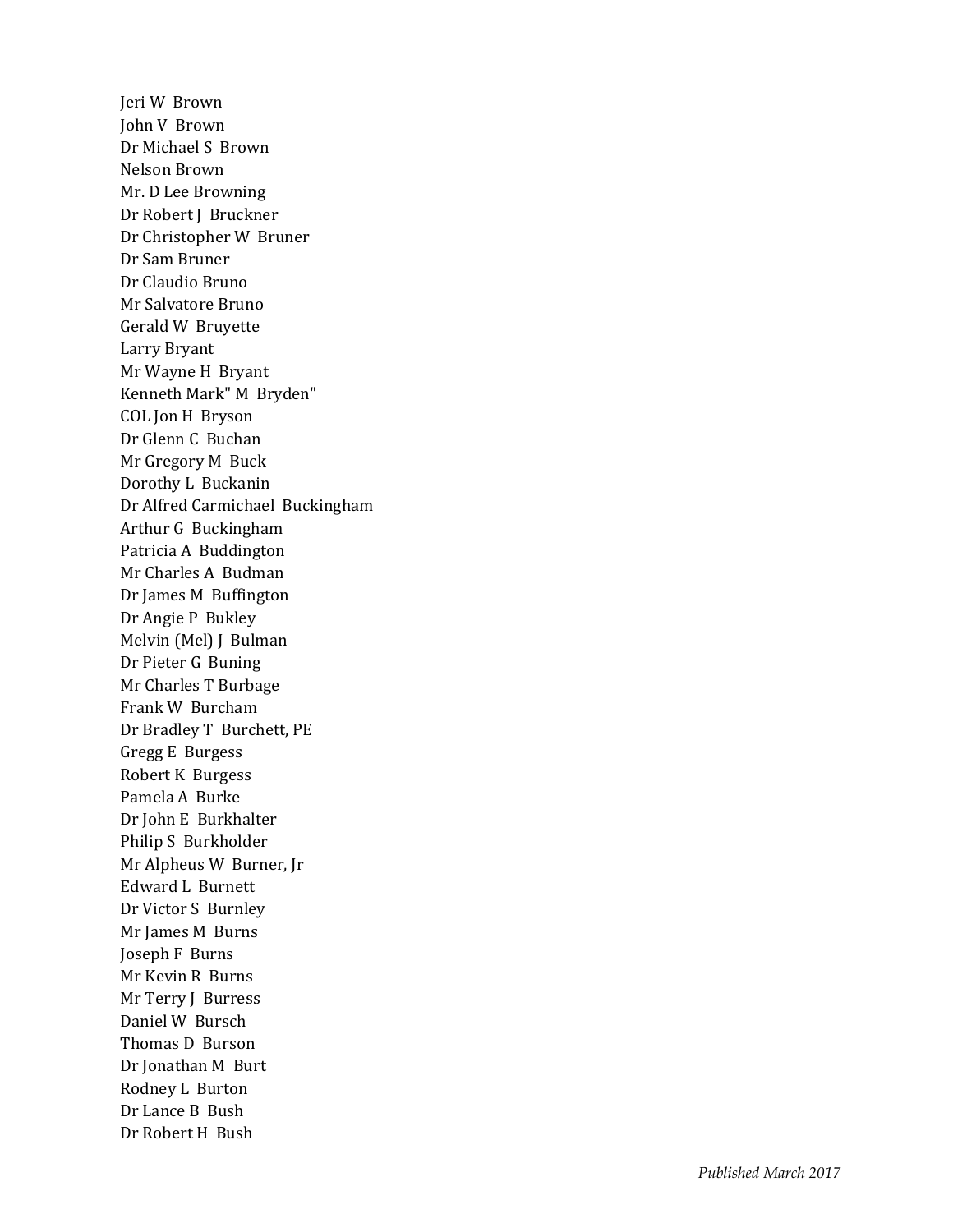Jeri W Brown
John V Brown
Dr Michael S Brown
Nelson Brown
Mr. D Lee Browning
Dr Robert J Bruckner
Dr Christopher W Bruner
Dr Sam Bruner
Dr Claudio Bruno
Mr Salvatore Bruno
Gerald W Bruyette
Larry Bryant
Mr Wayne H Bryant
Kenneth Mark" M Bryden"
COL Jon H Bryson
Dr Glenn C Buchan
Mr Gregory M Buck
Dorothy L Buckanin
Dr Alfred Carmichael Buckingham
Arthur G Buckingham
Patricia A Buddington
Mr Charles A Budman
Dr James M Buffington
Dr Angie P Bukley
Melvin (Mel) J Bulman
Dr Pieter G Buning
Mr Charles T Burbage
Frank W Burcham
Dr Bradley T Burchett, PE
Gregg E Burgess
Robert K Burgess
Pamela A Burke
Dr John E Burkhalter
Philip S Burkholder
Mr Alpheus W Burner, Jr
Edward L Burnett
Dr Victor S Burnley
Mr James M Burns
Joseph F Burns
Mr Kevin R Burns
Mr Terry J Burress
Daniel W Bursch
Thomas D Burson
Dr Jonathan M Burt
Rodney L Burton
Dr Lance B Bush
Dr Robert H Bush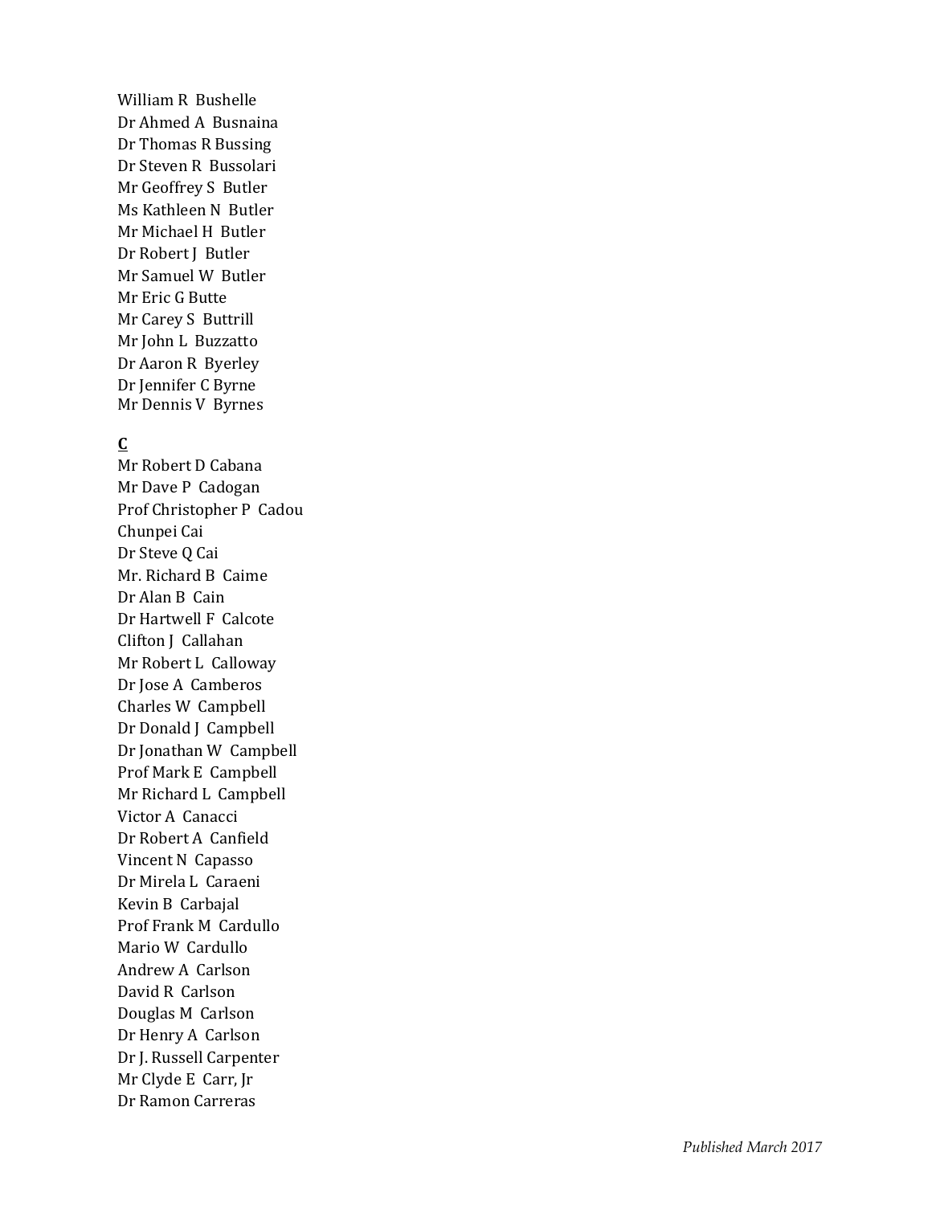William R Bushelle  
Dr Ahmed A Busnaina  
Dr Thomas R Bussing  
Dr Steven R Bussolari  
Mr Geoffrey S Butler  
Ms Kathleen N Butler  
Mr Michael H Butler  
Dr Robert J Butler  
Mr Samuel W Butler  
Mr Eric G Butte  
Mr Carey S Buttrill  
Mr John L Buzzatto  
Dr Aaron R Byerley  
Dr Jennifer C Byrne  
Mr Dennis V Byrnes

**C**

Mr Robert D Cabana  
Mr Dave P Cadogan  
Prof Christopher P Cadou  
Chunpei Cai  
Dr Steve Q Cai  
Mr. Richard B Caime  
Dr Alan B Cain  
Dr Hartwell F Calcote  
Clifton J Callahan  
Mr Robert L Calloway  
Dr Jose A Camberos  
Charles W Campbell  
Dr Donald J Campbell  
Dr Jonathan W Campbell  
Prof Mark E Campbell  
Mr Richard L Campbell  
Victor A Canacci  
Dr Robert A Canfield  
Vincent N Capasso  
Dr Mirela L Caraeni  
Kevin B Carbajal  
Prof Frank M Cardullo  
Mario W Cardullo  
Andrew A Carlson  
David R Carlson  
Douglas M Carlson  
Dr Henry A Carlson  
Dr J. Russell Carpenter  
Mr Clyde E Carr, Jr  
Dr Ramon Carreras

*Published March 2017*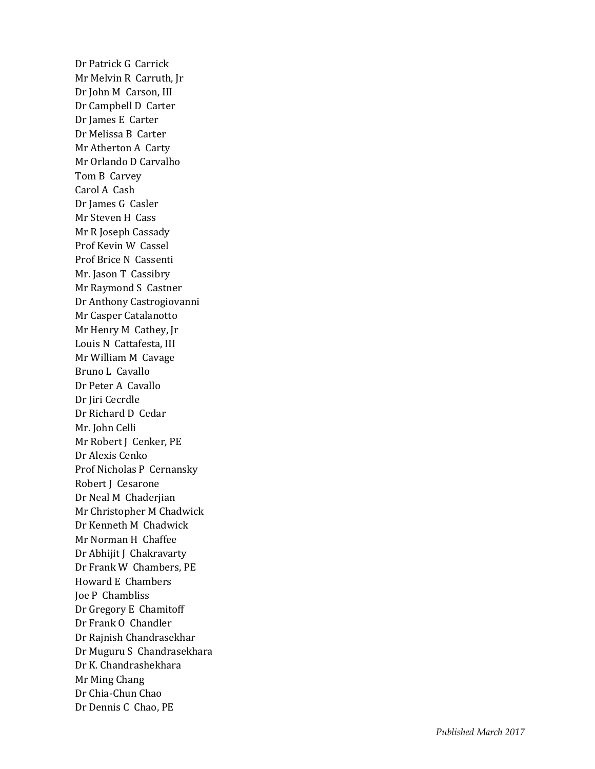Dr Patrick G Carrick
Mr Melvin R Carruth, Jr
Dr John M Carson, III
Dr Campbell D Carter
Dr James E Carter
Dr Melissa B Carter
Mr Atherton A Carty
Mr Orlando D Carvalho
Tom B Carvey
Carol A Cash
Dr James G Casler
Mr Steven H Cass
Mr R Joseph Cassady
Prof Kevin W Cassel
Prof Brice N Cassenti
Mr. Jason T Cassibry
Mr Raymond S Castner
Dr Anthony Castrogiovanni
Mr Casper Catalanotto
Mr Henry M Cathey, Jr
Louis N Cattafesta, III
Mr William M Cavage
Bruno L Cavallo
Dr Peter A Cavallo
Dr Jiri Cecrdle
Dr Richard D Cedar
Mr. John Celli
Mr Robert J Cenker, PE
Dr Alexis Cenko
Prof Nicholas P Cernansky
Robert J Cesarone
Dr Neal M Chaderjian
Mr Christopher M Chadwick
Dr Kenneth M Chadwick
Mr Norman H Chaffee
Dr Abhijit J Chakravarty
Dr Frank W Chambers, PE
Howard E Chambers
Joe P Chambliss
Dr Gregory E Chamitoff
Dr Frank O Chandler
Dr Rajnish Chandrasekhar
Dr Muguru S Chandrasekhara
Dr K. Chandrashekhara
Mr Ming Chang
Dr Chia-Chun Chao
Dr Dennis C Chao, PE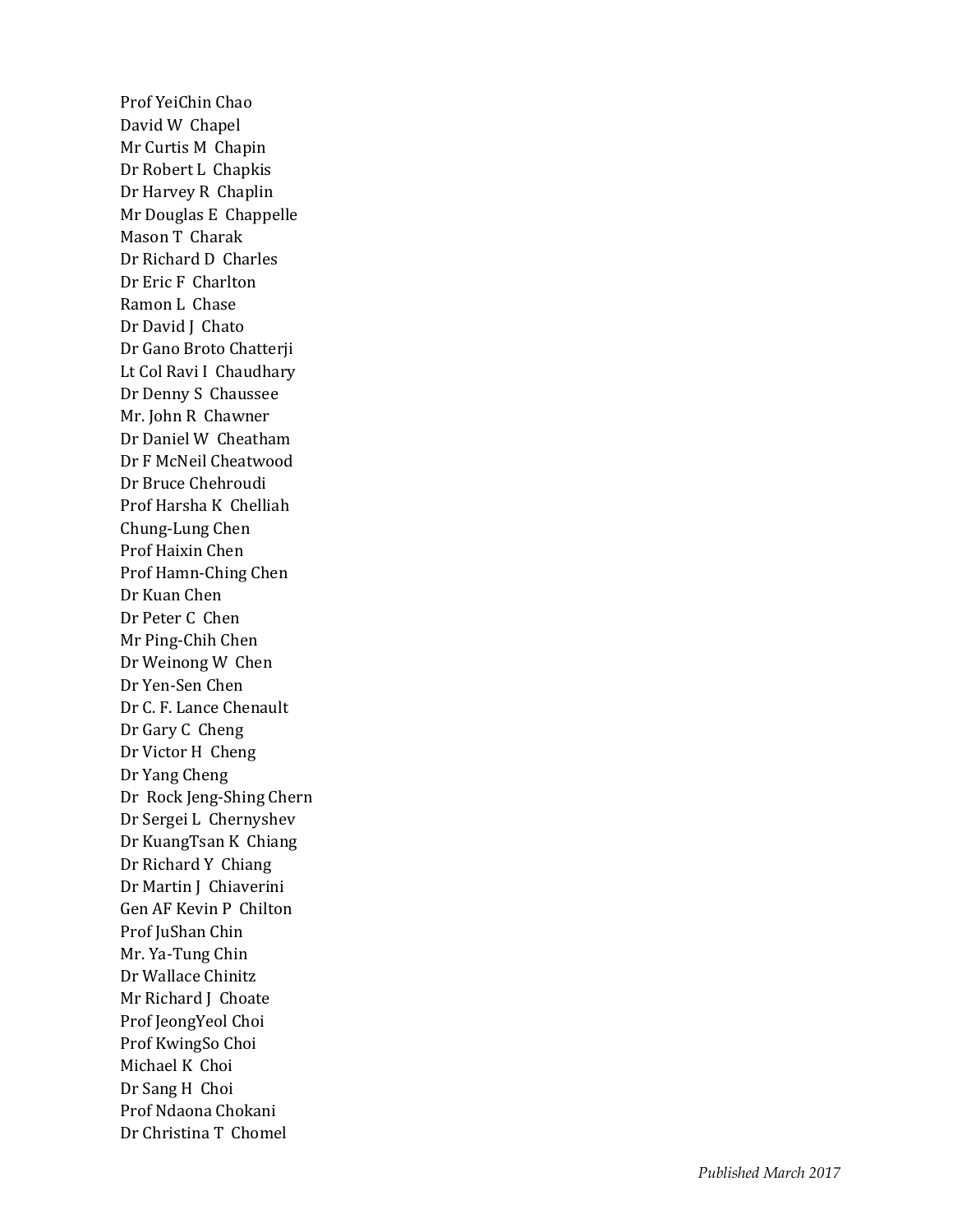Prof YeiChin Chao
David W Chapel
Mr Curtis M Chapin
Dr Robert L Chapkis
Dr Harvey R Chaplin
Mr Douglas E Chappelle
Mason T Charak
Dr Richard D Charles
Dr Eric F Charlton
Ramon L Chase
Dr David J Chato
Dr Gano Broto Chatterji
Lt Col Ravi I Chaudhary
Dr Denny S Chaussee
Mr. John R Chawner
Dr Daniel W Cheatham
Dr F McNeil Cheatwood
Dr Bruce Chehroudi
Prof Harsha K Chelliah
Chung-Lung Chen
Prof Haixin Chen
Prof Hamn-Ching Chen
Dr Kuan Chen
Dr Peter C Chen
Mr Ping-Chih Chen
Dr Weinong W Chen
Dr Yen-Sen Chen
Dr C. F. Lance Chenault
Dr Gary C Cheng
Dr Victor H Cheng
Dr Yang Cheng
Dr Rock Jeng-Shing Chern
Dr Sergei L Chernyshev
Dr KuangTsan K Chiang
Dr Richard Y Chiang
Dr Martin J Chiaverini
Gen AF Kevin P Chilton
Prof JuShan Chin
Mr. Ya-Tung Chin
Dr Wallace Chinitz
Mr Richard J Choate
Prof JeongYeol Choi
Prof KwingSo Choi
Michael K Choi
Dr Sang H Choi
Prof Ndaona Chokani
Dr Christina T Chomel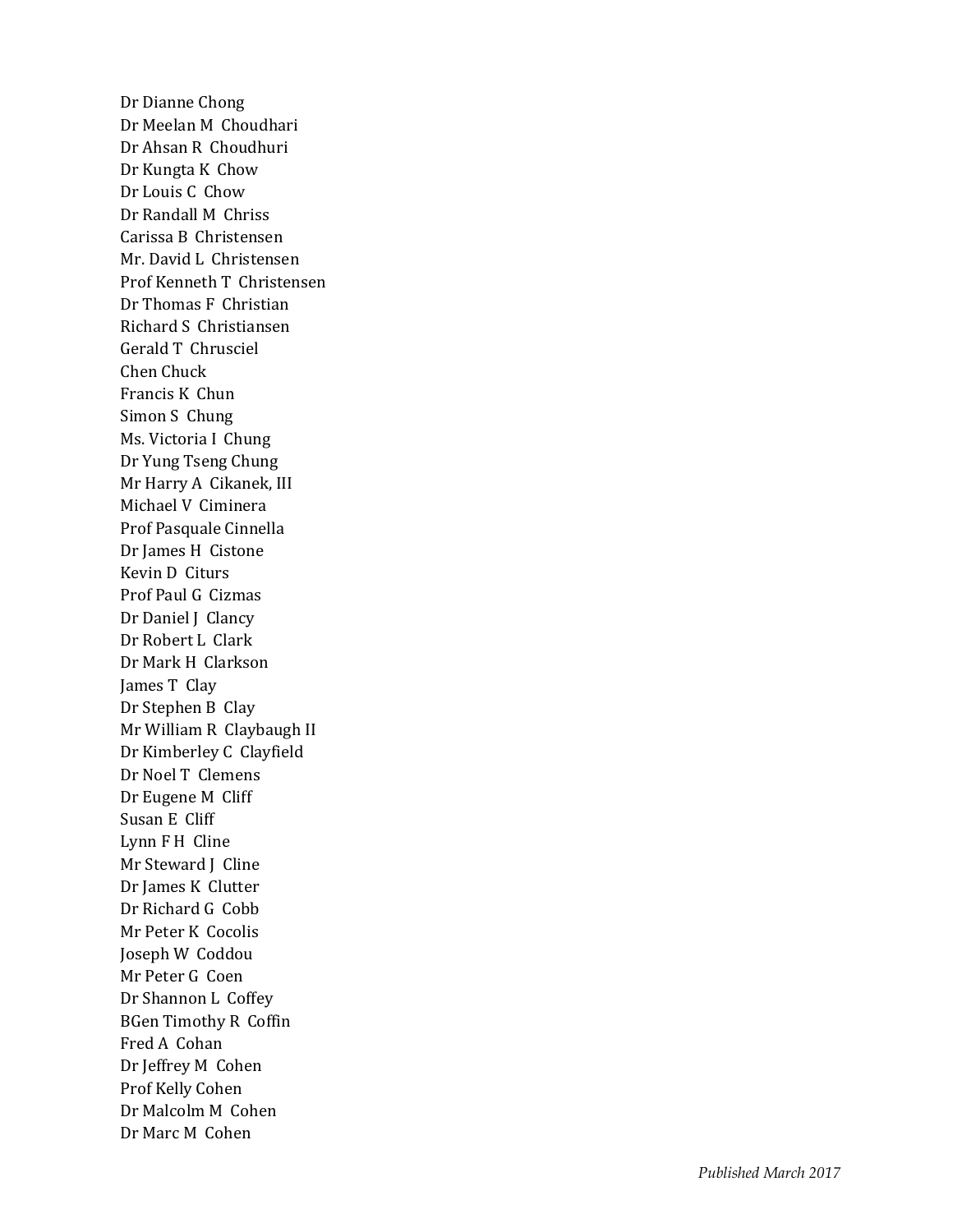Dr Dianne Chong
Dr Meelan M Choudhari
Dr Ahsan R Choudhuri
Dr Kungta K Chow
Dr Louis C Chow
Dr Randall M Chriss
Carissa B Christensen
Mr. David L Christensen
Prof Kenneth T Christensen
Dr Thomas F Christian
Richard S Christiansen
Gerald T Chrusciel
Chen Chuck
Francis K Chun
Simon S Chung
Ms. Victoria I Chung
Dr Yung Tseng Chung
Mr Harry A Cikanek, III
Michael V Ciminera
Prof Pasquale Cinnella
Dr James H Cistone
Kevin D Citurs
Prof Paul G Cizmas
Dr Daniel J Clancy
Dr Robert L Clark
Dr Mark H Clarkson
James T Clay
Dr Stephen B Clay
Mr William R Claybaugh II
Dr Kimberley C Clayfield
Dr Noel T Clemens
Dr Eugene M Cliff
Susan E Cliff
Lynn F H Cline
Mr Steward J Cline
Dr James K Clutter
Dr Richard G Cobb
Mr Peter K Cocolis
Joseph W Coddou
Mr Peter G Coen
Dr Shannon L Coffey
BGen Timothy R Coffin
Fred A Cohan
Dr Jeffrey M Cohen
Prof Kelly Cohen
Dr Malcolm M Cohen
Dr Marc M Cohen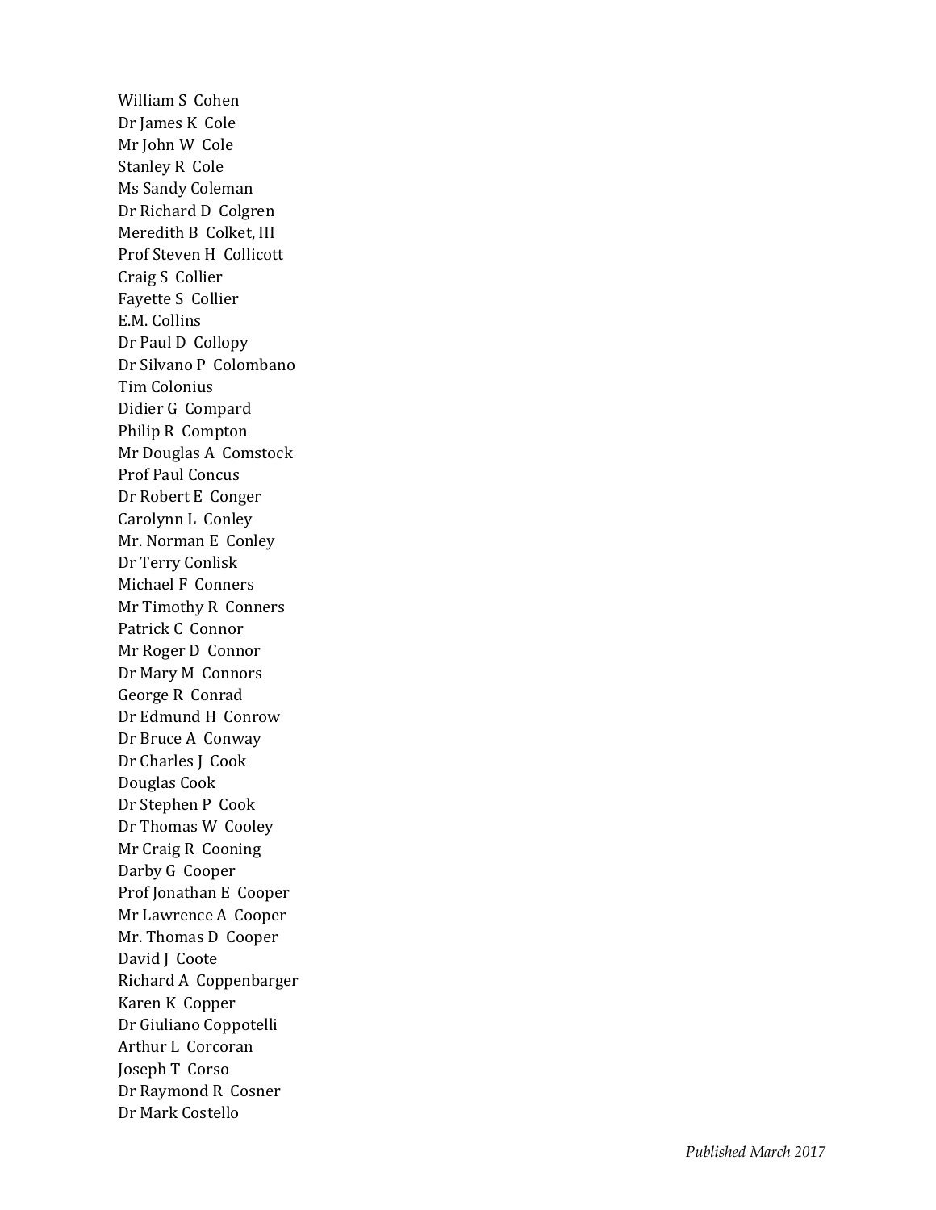William S Cohen
Dr James K Cole
Mr John W Cole
Stanley R Cole
Ms Sandy Coleman
Dr Richard D Colgren
Meredith B Colket, III
Prof Steven H Collicott
Craig S Collier
Fayette S Collier
E.M. Collins
Dr Paul D Collopy
Dr Silvano P Colombano
Tim Colonius
Didier G Compard
Philip R Compton
Mr Douglas A Comstock
Prof Paul Concus
Dr Robert E Conger
Carolynn L Conley
Mr. Norman E Conley
Dr Terry Conlisk
Michael F Conners
Mr Timothy R Conners
Patrick C Connor
Mr Roger D Connor
Dr Mary M Connors
George R Conrad
Dr Edmund H Conrow
Dr Bruce A Conway
Dr Charles J Cook
Douglas Cook
Dr Stephen P Cook
Dr Thomas W Cooley
Mr Craig R Cooning
Darby G Cooper
Prof Jonathan E Cooper
Mr Lawrence A Cooper
Mr. Thomas D Cooper
David J Coote
Richard A Coppenbarger
Karen K Copper
Dr Giuliano Coppotelli
Arthur L Corcoran
Joseph T Corso
Dr Raymond R Cosner
Dr Mark Costello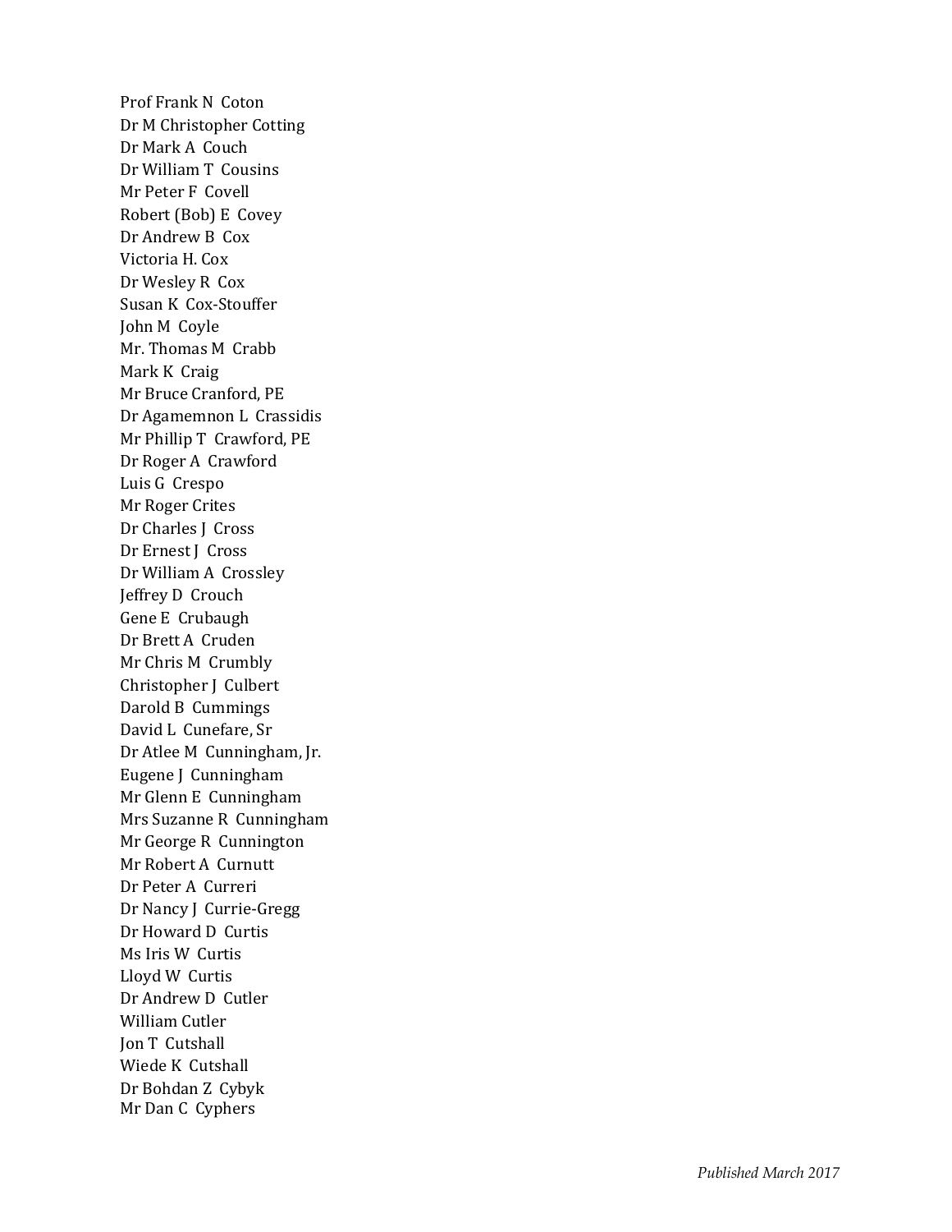Prof Frank N Coton
Dr M Christopher Cotting
Dr Mark A Couch
Dr William T Cousins
Mr Peter F Covell
Robert (Bob) E Covey
Dr Andrew B Cox
Victoria H. Cox
Dr Wesley R Cox
Susan K Cox-Stouffer
John M Coyle
Mr. Thomas M Crabb
Mark K Craig
Mr Bruce Cranford, PE
Dr Agamemnon L Crassidis
Mr Phillip T Crawford, PE
Dr Roger A Crawford
Luis G Crespo
Mr Roger Crites
Dr Charles J Cross
Dr Ernest J Cross
Dr William A Crossley
Jeffrey D Crouch
Gene E Crubaugh
Dr Brett A Cruden
Mr Chris M Crumbly
Christopher J Culbert
Darold B Cummings
David L Cunefare, Sr
Dr Atlee M Cunningham, Jr.
Eugene J Cunningham
Mr Glenn E Cunningham
Mrs Suzanne R Cunningham
Mr George R Cunnington
Mr Robert A Curnutt
Dr Peter A Curreri
Dr Nancy J Currie-Gregg
Dr Howard D Curtis
Ms Iris W Curtis
Lloyd W Curtis
Dr Andrew D Cutler
William Cutler
Jon T Cutshall
Wiede K Cutshall
Dr Bohdan Z Cybyk
Mr Dan C Cyphers

*Published March 2017*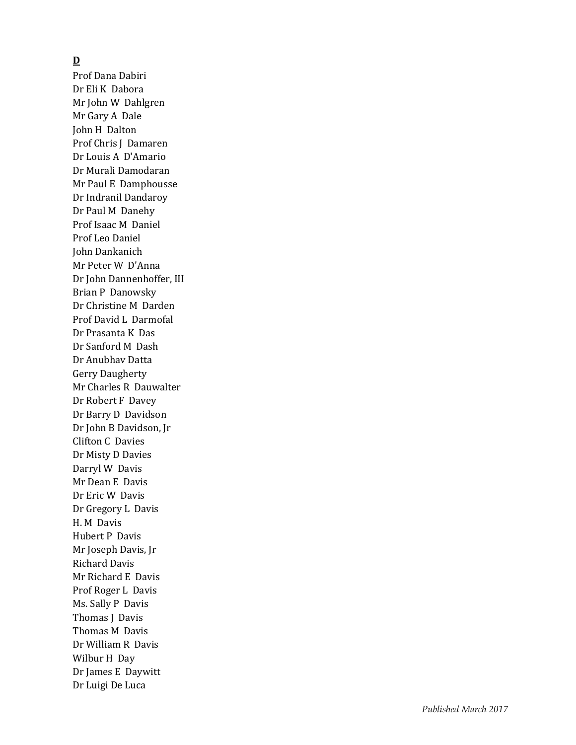**D**

Prof Dana Dabiri
Dr Eli K Dabora
Mr John W Dahlgren
Mr Gary A Dale
John H Dalton
Prof Chris J Damaren
Dr Louis A D'Amario
Dr Murali Damodaran
Mr Paul E Damphousse
Dr Indranil Dandaroy
Dr Paul M Danehy
Prof Isaac M Daniel
Prof Leo Daniel
John Dankanich
Mr Peter W D'Anna
Dr John Dannenhoffer, III
Brian P Danowsky
Dr Christine M Darden
Prof David L Darmofal
Dr Prasanta K Das
Dr Sanford M Dash
Dr Anubhav Datta
Gerry Daugherty
Mr Charles R Dauwalter
Dr Robert F Davey
Dr Barry D Davidson
Dr John B Davidson, Jr
Clifton C Davies
Dr Misty D Davies
Darryl W Davis
Mr Dean E Davis
Dr Eric W Davis
Dr Gregory L Davis
H. M Davis
Hubert P Davis
Mr Joseph Davis, Jr
Richard Davis
Mr Richard E Davis
Prof Roger L Davis
Ms. Sally P Davis
Thomas J Davis
Thomas M Davis
Dr William R Davis
Wilbur H Day
Dr James E Daywitt
Dr Luigi De Luca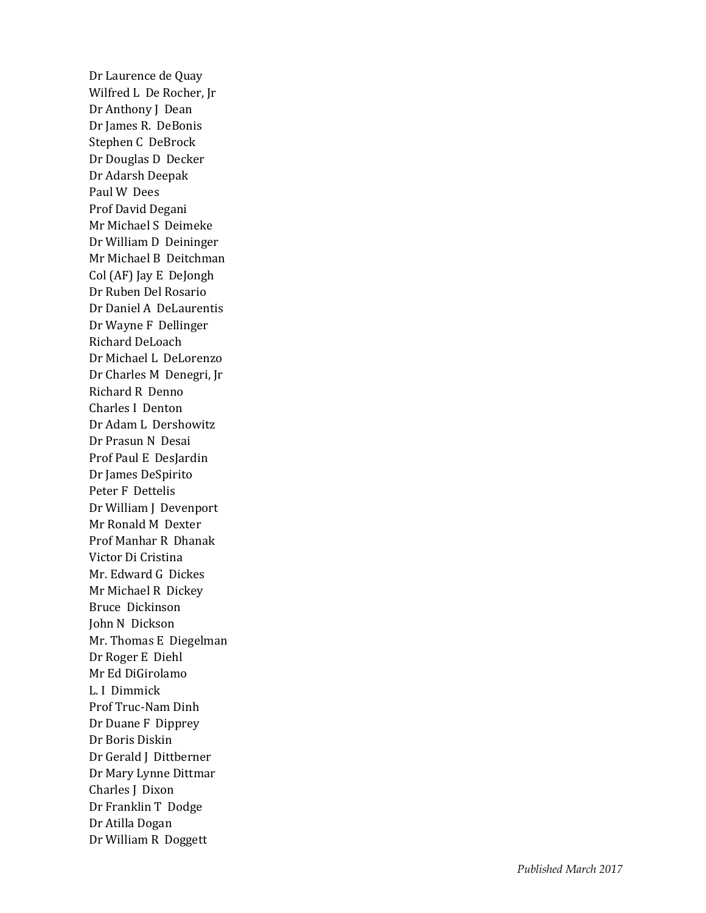Dr Laurence de Quay
Wilfred L De Rocher, Jr
Dr Anthony J Dean
Dr James R. DeBonis
Stephen C DeBrock
Dr Douglas D Decker
Dr Adarsh Deepak
Paul W Dees
Prof David Degani
Mr Michael S Deimeke
Dr William D Deininger
Mr Michael B Deitchman
Col (AF) Jay E DeJongh
Dr Ruben Del Rosario
Dr Daniel A DeLaurentis
Dr Wayne F Dellinger
Richard DeLoach
Dr Michael L DeLorenzo
Dr Charles M Denegri, Jr
Richard R Denno
Charles I Denton
Dr Adam L Dershowitz
Dr Prasun N Desai
Prof Paul E DesJardin
Dr James DeSpirito
Peter F Dettelis
Dr William J Devenport
Mr Ronald M Dexter
Prof Manhar R Dhanak
Victor Di Cristina
Mr. Edward G Dickes
Mr Michael R Dickey
Bruce Dickinson
John N Dickson
Mr. Thomas E Diegelman
Dr Roger E Diehl
Mr Ed DiGirolamo
L. I Dimmick
Prof Truc-Nam Dinh
Dr Duane F Dipprey
Dr Boris Diskin
Dr Gerald J Dittberner
Dr Mary Lynne Dittmar
Charles J Dixon
Dr Franklin T Dodge
Dr Atilla Dogan
Dr William R Doggett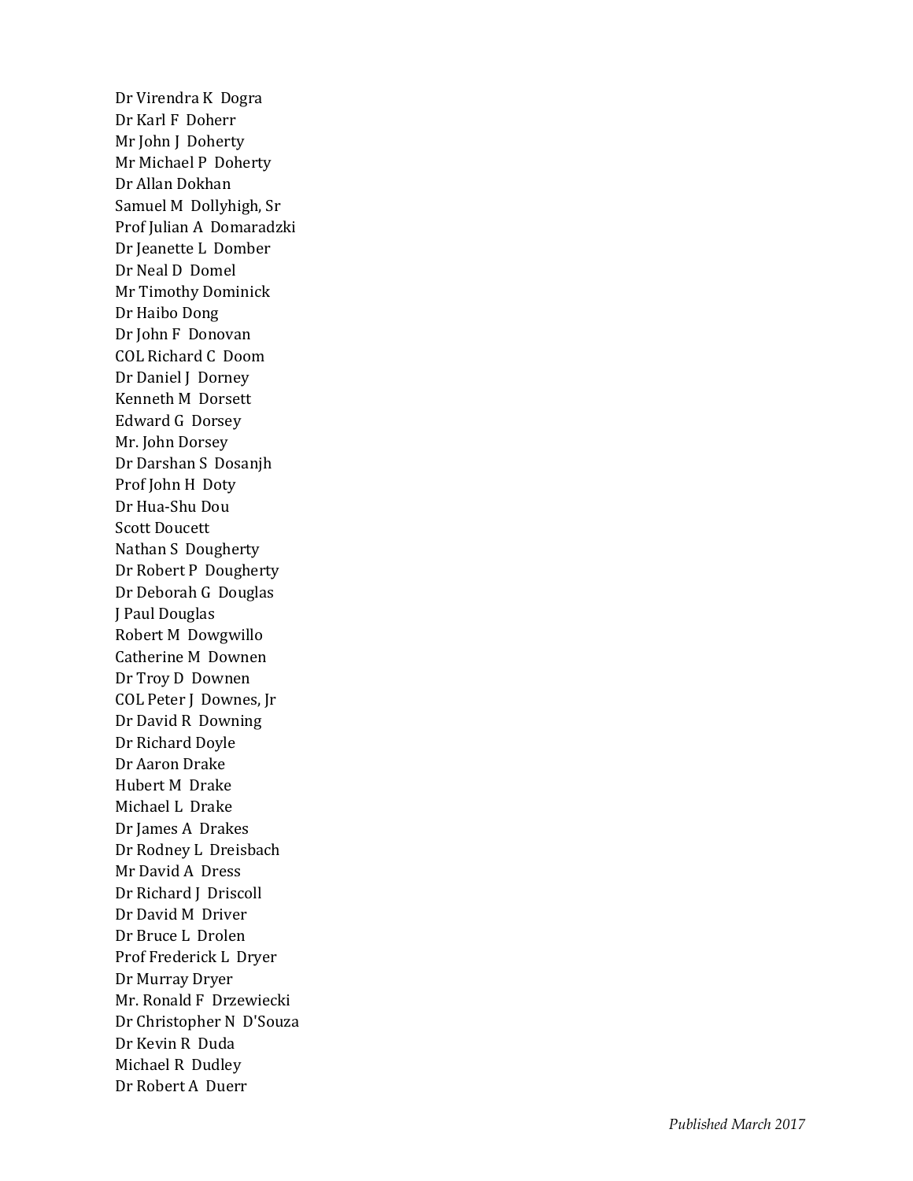Dr Virendra K Dogra
Dr Karl F Doherr
Mr John J Doherty
Mr Michael P Doherty
Dr Allan Dokhan
Samuel M Dollyhigh, Sr
Prof Julian A Domaradzki
Dr Jeanette L Domber
Dr Neal D Domel
Mr Timothy Dominick
Dr Haibo Dong
Dr John F Donovan
COL Richard C Doom
Dr Daniel J Dorney
Kenneth M Dorsett
Edward G Dorsey
Mr. John Dorsey
Dr Darshan S Dosanjh
Prof John H Doty
Dr Hua-Shu Dou
Scott Doucett
Nathan S Dougherty
Dr Robert P Dougherty
Dr Deborah G Douglas
J Paul Douglas
Robert M Dowgwillo
Catherine M Downen
Dr Troy D Downen
COL Peter J Downes, Jr
Dr David R Downing
Dr Richard Doyle
Dr Aaron Drake
Hubert M Drake
Michael L Drake
Dr James A Drakes
Dr Rodney L Dreisbach
Mr David A Dress
Dr Richard J Driscoll
Dr David M Driver
Dr Bruce L Drolen
Prof Frederick L Dryer
Dr Murray Dryer
Mr. Ronald F Drzewiecki
Dr Christopher N D'Souza
Dr Kevin R Duda
Michael R Dudley
Dr Robert A Duerr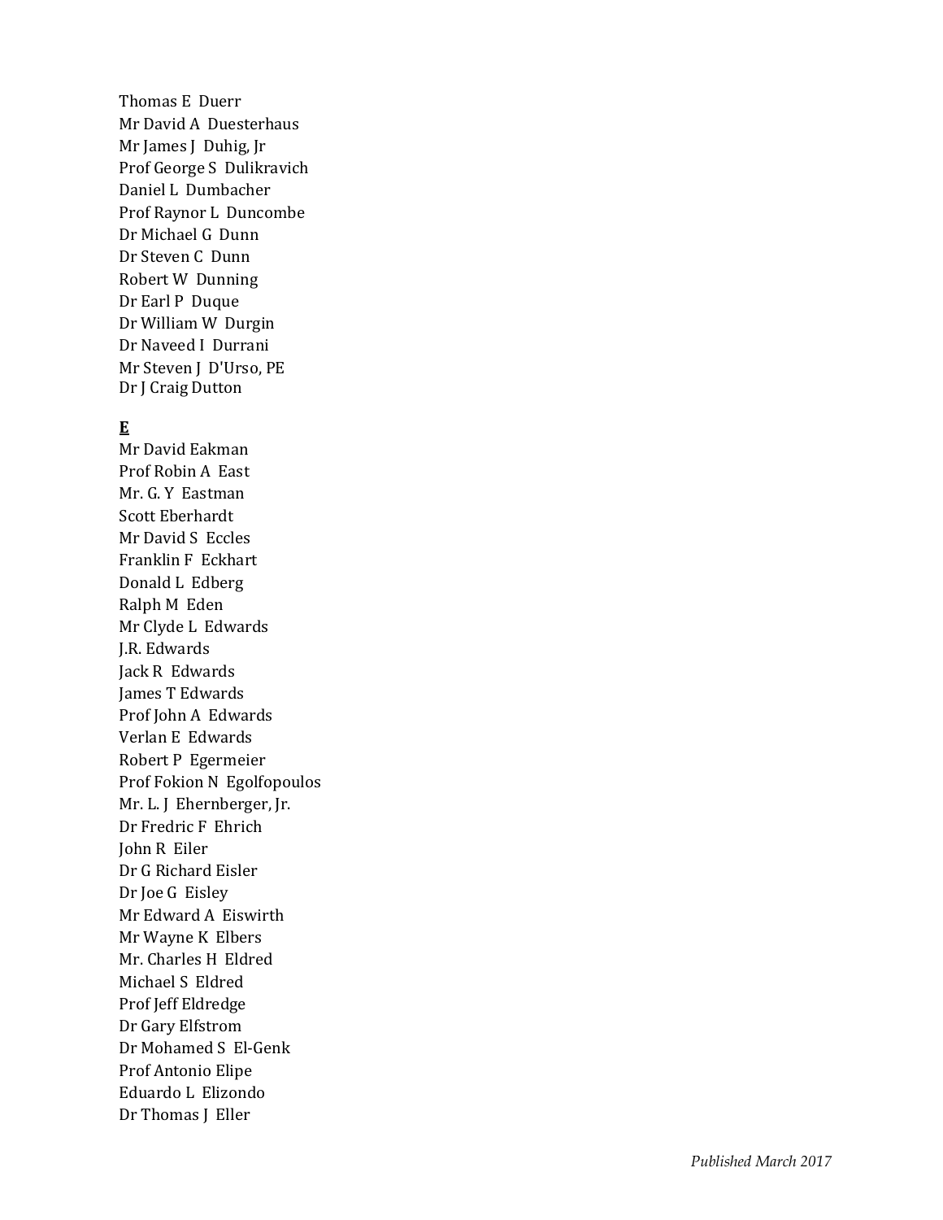Thomas E Duerr
Mr David A Duesterhaus
Mr James J Duhig, Jr
Prof George S Dulikravich
Daniel L Dumbacher
Prof Raynor L Duncombe
Dr Michael G Dunn
Dr Steven C Dunn
Robert W Dunning
Dr Earl P Duque
Dr William W Durgin
Dr Naveed I Durrani
Mr Steven J D'Urso, PE
Dr J Craig Dutton

**E**

Mr David Eakman
Prof Robin A East
Mr. G. Y Eastman
Scott Eberhardt
Mr David S Eccles
Franklin F Eckhart
Donald L Edberg
Ralph M Eden
Mr Clyde L Edwards
J.R. Edwards
Jack R Edwards
James T Edwards
Prof John A Edwards
Verlan E Edwards
Robert P Egermeier
Prof Fokion N Egolfopoulos
Mr. L. J Ehernberger, Jr.
Dr Fredric F Ehrich
John R Eiler
Dr G Richard Eisler
Dr Joe G Eisley
Mr Edward A Eiswirth
Mr Wayne K Elbers
Mr. Charles H Eldred
Michael S Eldred
Prof Jeff Eldredge
Dr Gary Elfstrom
Dr Mohamed S El-Genk
Prof Antonio Elipe
Eduardo L Elizondo
Dr Thomas J Eller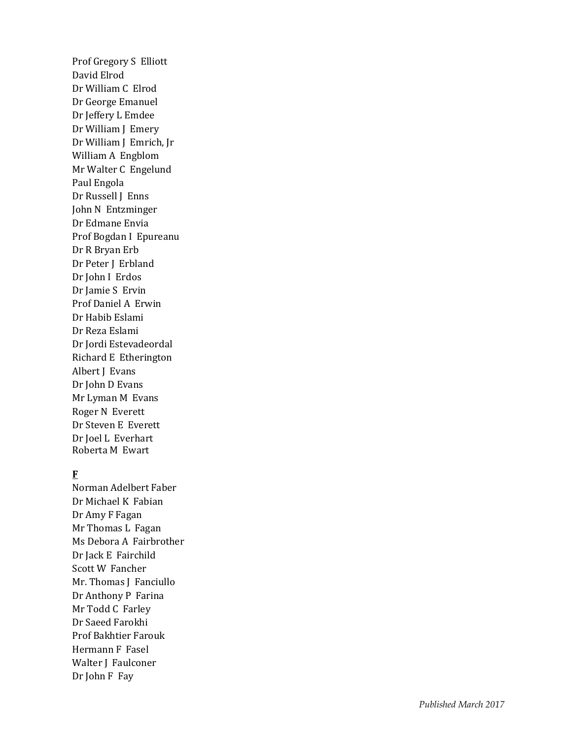Prof Gregory S Elliott
David Elrod
Dr William C Elrod
Dr George Emanuel
Dr Jeffery L Emdee
Dr William J Emery
Dr William J Emrich, Jr
William A Engblom
Mr Walter C Engelund
Paul Engola
Dr Russell J Enns
John N Entzminger
Dr Edmane Envia
Prof Bogdan I Epureanu
Dr R Bryan Erb
Dr Peter J Erbland
Dr John I Erdos
Dr Jamie S Ervin
Prof Daniel A Erwin
Dr Habib Eslami
Dr Reza Eslami
Dr Jordi Estevadeordal
Richard E Etherington
Albert J Evans
Dr John D Evans
Mr Lyman M Evans
Roger N Everett
Dr Steven E Everett
Dr Joel L Everhart
Roberta M Ewart

**F**

Norman Adelbert Faber
Dr Michael K Fabian
Dr Amy F Fagan
Mr Thomas L Fagan
Ms Debora A Fairbrother
Dr Jack E Fairchild
Scott W Fancher
Mr. Thomas J Fanciullo
Dr Anthony P Farina
Mr Todd C Farley
Dr Saeed Farokhi
Prof Bakhtier Farouk
Hermann F Fasel
Walter J Faulconer
Dr John F Fay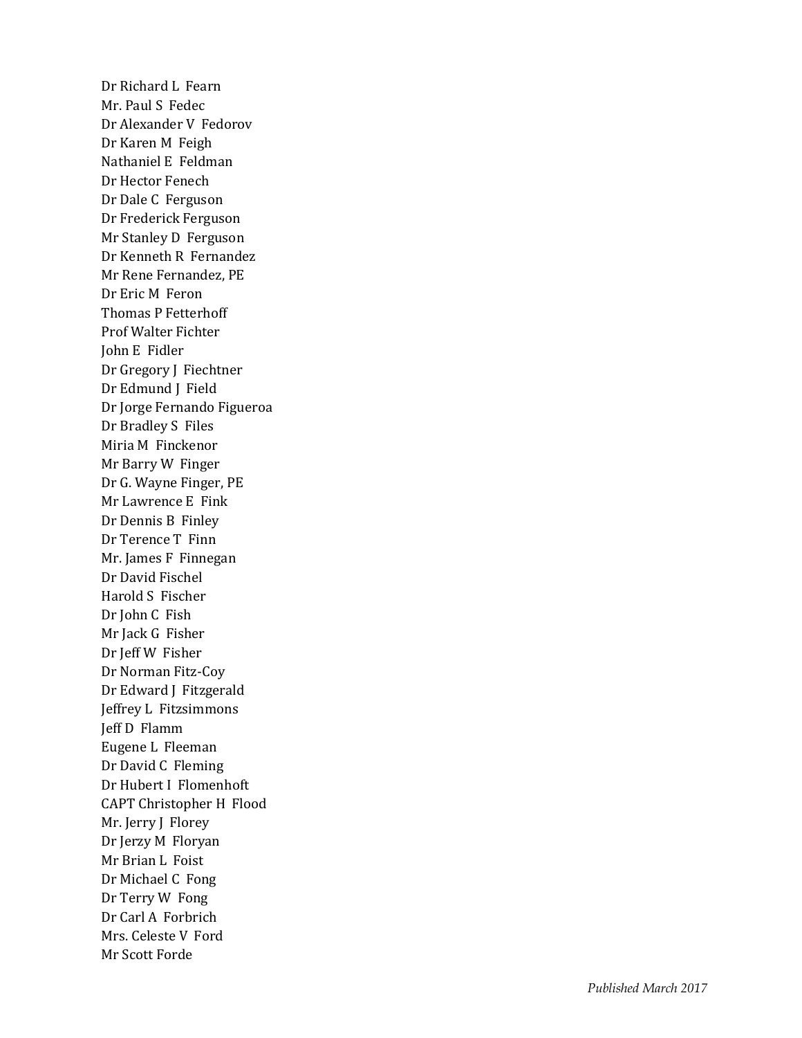Dr Richard L Fearn
Mr. Paul S Fedec
Dr Alexander V Fedorov
Dr Karen M Feigh
Nathaniel E Feldman
Dr Hector Fenech
Dr Dale C Ferguson
Dr Frederick Ferguson
Mr Stanley D Ferguson
Dr Kenneth R Fernandez
Mr Rene Fernandez, PE
Dr Eric M Feron
Thomas P Fetterhoff
Prof Walter Fichter
John E Fidler
Dr Gregory J Fiechtner
Dr Edmund J Field
Dr Jorge Fernando Figueroa
Dr Bradley S Files
Miria M Finckenor
Mr Barry W Finger
Dr G. Wayne Finger, PE
Mr Lawrence E Fink
Dr Dennis B Finley
Dr Terence T Finn
Mr. James F Finnegan
Dr David Fischel
Harold S Fischer
Dr John C Fish
Mr Jack G Fisher
Dr Jeff W Fisher
Dr Norman Fitz-Coy
Dr Edward J Fitzgerald
Jeffrey L Fitzsimmons
Jeff D Flamm
Eugene L Fleeman
Dr David C Fleming
Dr Hubert I Flomenhoft
CAPT Christopher H Flood
Mr. Jerry J Florey
Dr Jerzy M Floryan
Mr Brian L Foist
Dr Michael C Fong
Dr Terry W Fong
Dr Carl A Forbrich
Mrs. Celeste V Ford
Mr Scott Forde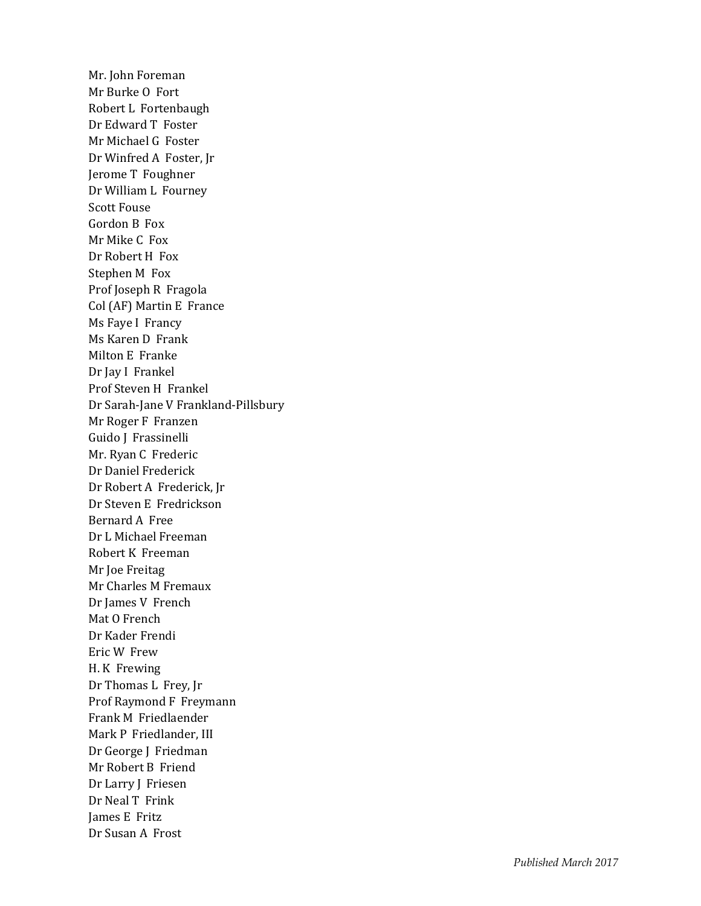Mr. John Foreman
Mr Burke O Fort
Robert L Fortenbaugh
Dr Edward T Foster
Mr Michael G Foster
Dr Winfred A Foster, Jr
Jerome T Foughner
Dr William L Fourney
Scott Fouse
Gordon B Fox
Mr Mike C Fox
Dr Robert H Fox
Stephen M Fox
Prof Joseph R Fragola
Col (AF) Martin E France
Ms Faye I Francy
Ms Karen D Frank
Milton E Franke
Dr Jay I Frankel
Prof Steven H Frankel
Dr Sarah-Jane V Frankland-Pillsbury
Mr Roger F Franzen
Guido J Frassinelli
Mr. Ryan C Frederic
Dr Daniel Frederick
Dr Robert A Frederick, Jr
Dr Steven E Fredrickson
Bernard A Free
Dr L Michael Freeman
Robert K Freeman
Mr Joe Freitag
Mr Charles M Fremaux
Dr James V French
Mat O French
Dr Kader Frendi
Eric W Frew
H. K Frewing
Dr Thomas L Frey, Jr
Prof Raymond F Freymann
Frank M Friedlaender
Mark P Friedlander, III
Dr George J Friedman
Mr Robert B Friend
Dr Larry J Friesen
Dr Neal T Frink
James E Fritz
Dr Susan A Frost

*Published March 2017*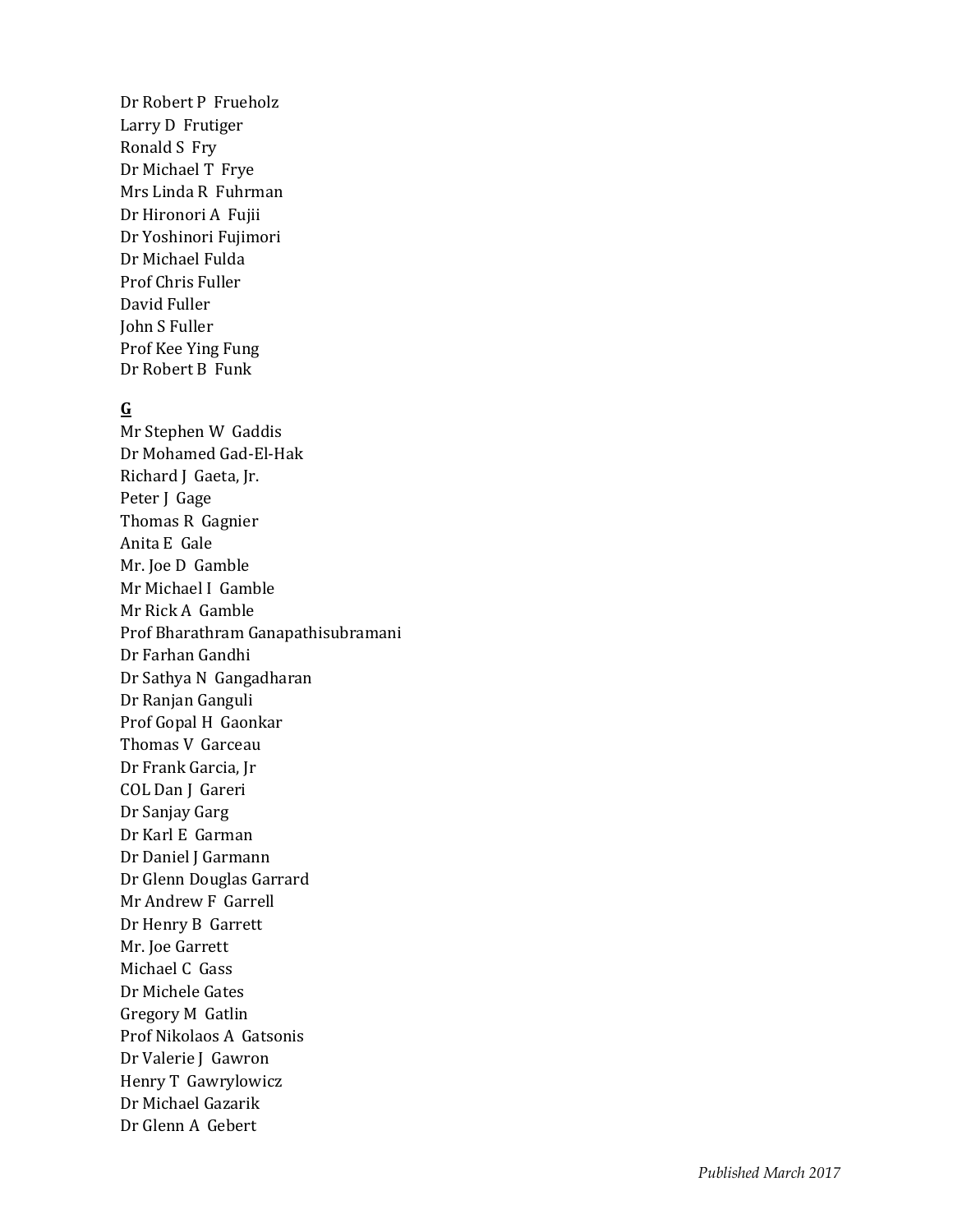Dr Robert P Frueholz
Larry D Frutiger
Ronald S Fry
Dr Michael T Frye
Mrs Linda R Fuhrman
Dr Hironori A Fujii
Dr Yoshinori Fujimori
Dr Michael Fulda
Prof Chris Fuller
David Fuller
John S Fuller
Prof Kee Ying Fung
Dr Robert B Funk

**G**

Mr Stephen W Gaddis
Dr Mohamed Gad-El-Hak
Richard J Gaeta, Jr.
Peter J Gage
Thomas R Gagnier
Anita E Gale
Mr. Joe D Gamble
Mr Michael I Gamble
Mr Rick A Gamble
Prof Bharathram Ganapathisubramani
Dr Farhan Gandhi
Dr Sathya N Gangadharan
Dr Ranjan Ganguli
Prof Gopal H Gaonkar
Thomas V Garceau
Dr Frank Garcia, Jr
COL Dan J Gareri
Dr Sanjay Garg
Dr Karl E Garman
Dr Daniel J Garmann
Dr Glenn Douglas Garrard
Mr Andrew F Garrell
Dr Henry B Garrett
Mr. Joe Garrett
Michael C Gass
Dr Michele Gates
Gregory M Gatlin
Prof Nikolaos A Gatsonis
Dr Valerie J Gawron
Henry T Gawrylowicz
Dr Michael Gazarik
Dr Glenn A Gebert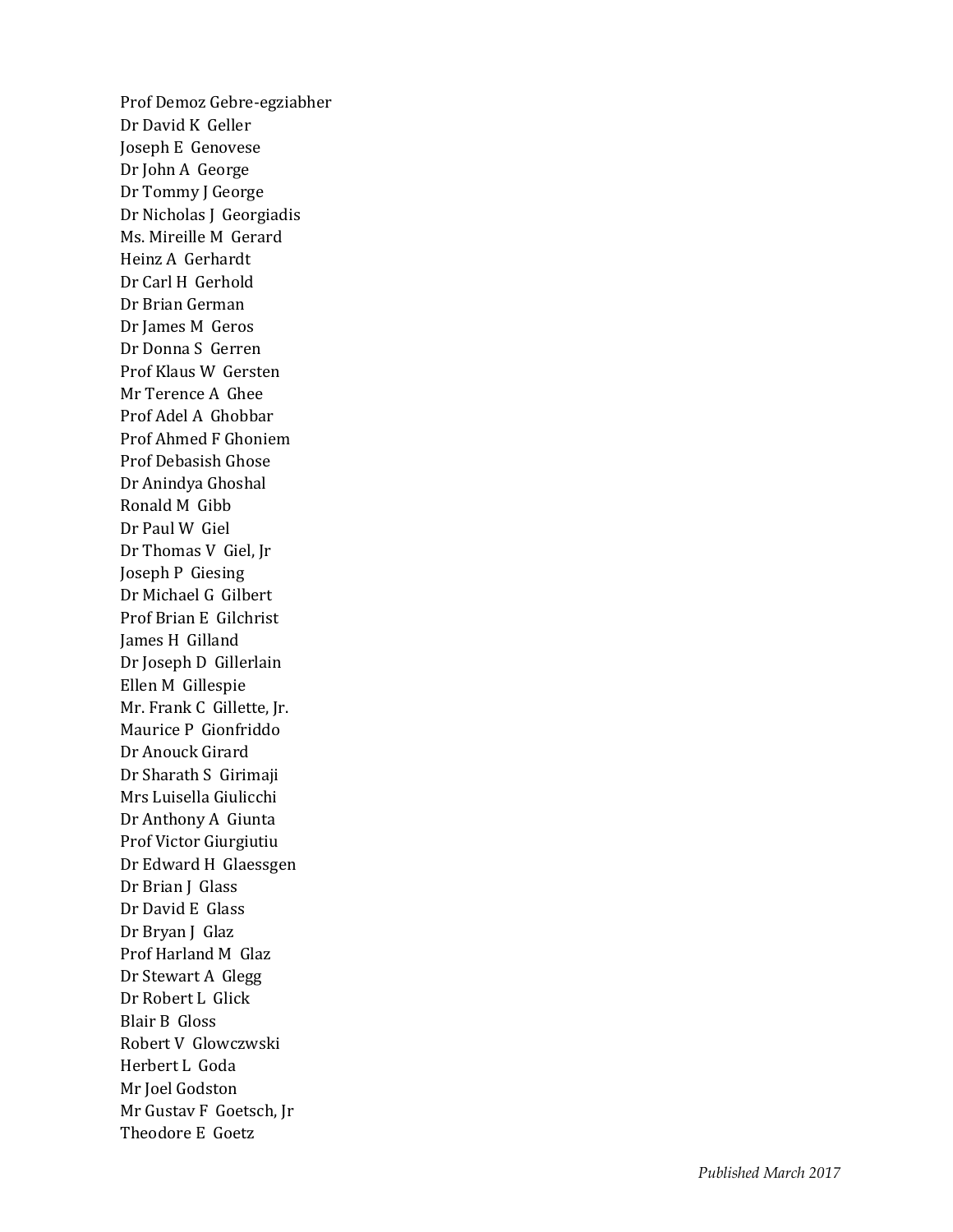Prof Demoz Gebre-egziabher
Dr David K Geller
Joseph E Genovese
Dr John A George
Dr Tommy J George
Dr Nicholas J Georgiadis
Ms. Mireille M Gerard
Heinz A Gerhardt
Dr Carl H Gerhold
Dr Brian German
Dr James M Geros
Dr Donna S Gerren
Prof Klaus W Gersten
Mr Terence A Ghee
Prof Adel A Ghobbar
Prof Ahmed F Ghoniem
Prof Debasish Ghose
Dr Anindya Ghoshal
Ronald M Gibb
Dr Paul W Giel
Dr Thomas V Giel, Jr
Joseph P Giesing
Dr Michael G Gilbert
Prof Brian E Gilchrist
James H Gilland
Dr Joseph D Gillerlain
Ellen M Gillespie
Mr. Frank C Gillette, Jr.
Maurice P Gionfriddo
Dr Anouck Girard
Dr Sharath S Girimaji
Mrs Luisella Giulicchi
Dr Anthony A Giunta
Prof Victor Giurgiutiu
Dr Edward H Glaessgen
Dr Brian J Glass
Dr David E Glass
Dr Bryan J Glaz
Prof Harland M Glaz
Dr Stewart A Glegg
Dr Robert L Glick
Blair B Gloss
Robert V Glowczwski
Herbert L Goda
Mr Joel Godston
Mr Gustav F Goetsch, Jr
Theodore E Goetz

*Published March 2017*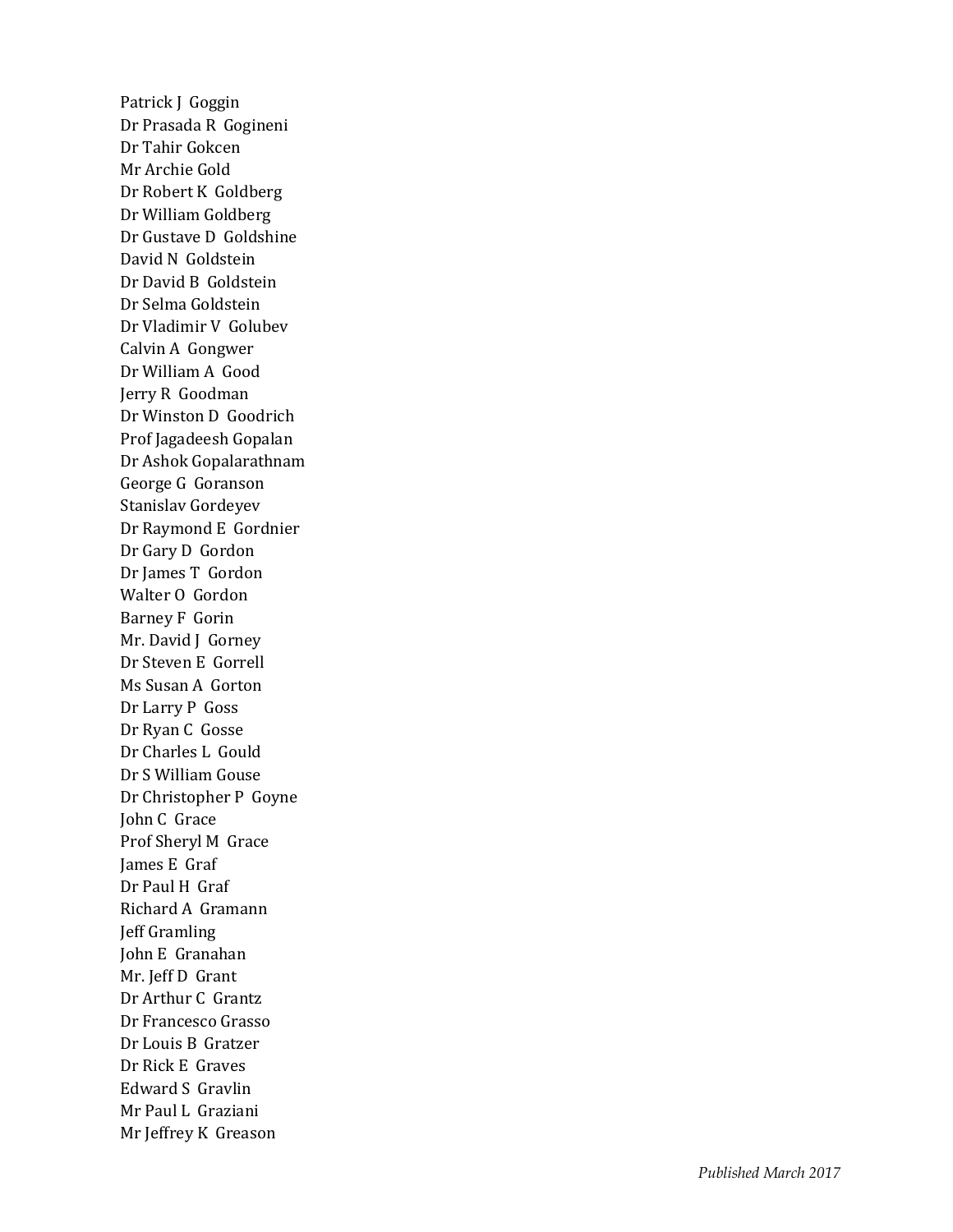Patrick J Goggin
Dr Prasada R Gogineni
Dr Tahir Gokcen
Mr Archie Gold
Dr Robert K Goldberg
Dr William Goldberg
Dr Gustave D Goldshine
David N Goldstein
Dr David B Goldstein
Dr Selma Goldstein
Dr Vladimir V Golubev
Calvin A Gongwer
Dr William A Good
Jerry R Goodman
Dr Winston D Goodrich
Prof Jagadeesh Gopalan
Dr Ashok Gopalarathnam
George G Goranson
Stanislav Gordeyev
Dr Raymond E Gordnier
Dr Gary D Gordon
Dr James T Gordon
Walter O Gordon
Barney F Gorin
Mr. David J Gorney
Dr Steven E Gorrell
Ms Susan A Gorton
Dr Larry P Goss
Dr Ryan C Gosse
Dr Charles L Gould
Dr S William Gouse
Dr Christopher P Goyne
John C Grace
Prof Sheryl M Grace
James E Graf
Dr Paul H Graf
Richard A Gramann
Jeff Gramling
John E Granahan
Mr. Jeff D Grant
Dr Arthur C Grantz
Dr Francesco Grasso
Dr Louis B Gratzer
Dr Rick E Graves
Edward S Gravlin
Mr Paul L Graziani
Mr Jeffrey K Greason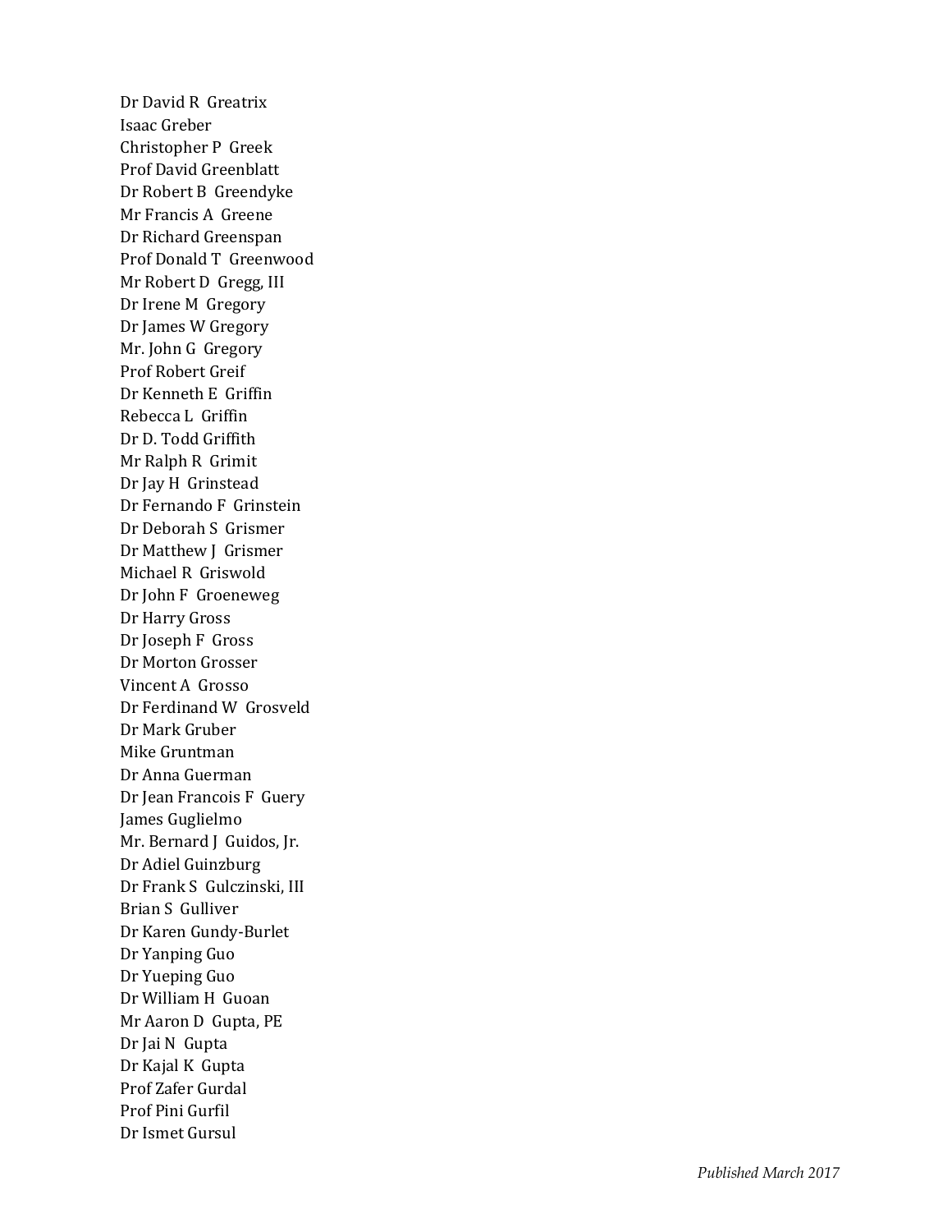Dr David R  Greatrix
Isaac Greber
Christopher P  Greek
Prof David Greenblatt
Dr Robert B  Greendyke
Mr Francis A  Greene
Dr Richard Greenspan
Prof Donald T  Greenwood
Mr Robert D  Gregg, III
Dr Irene M  Gregory
Dr James W Gregory
Mr. John G  Gregory
Prof Robert Greif
Dr Kenneth E  Griffin
Rebecca L  Griffin
Dr D. Todd Griffith
Mr Ralph R  Grimit
Dr Jay H  Grinstead
Dr Fernando F  Grinstein
Dr Deborah S  Grismer
Dr Matthew J  Grismer
Michael R  Griswold
Dr John F  Groeneweg
Dr Harry Gross
Dr Joseph F  Gross
Dr Morton Grosser
Vincent A  Grosso
Dr Ferdinand W  Grosveld
Dr Mark Gruber
Mike Gruntman
Dr Anna Guerman
Dr Jean Francois F  Guery
James Guglielmo
Mr. Bernard J  Guidos, Jr.
Dr Adiel Guinzburg
Dr Frank S  Gulczinski, III
Brian S  Gulliver
Dr Karen Gundy-Burlet
Dr Yanping Guo
Dr Yueping Guo
Dr William H  Guoan
Mr Aaron D  Gupta, PE
Dr Jai N  Gupta
Dr Kajal K  Gupta
Prof Zafer Gurdal
Prof Pini Gurfil
Dr Ismet Gursul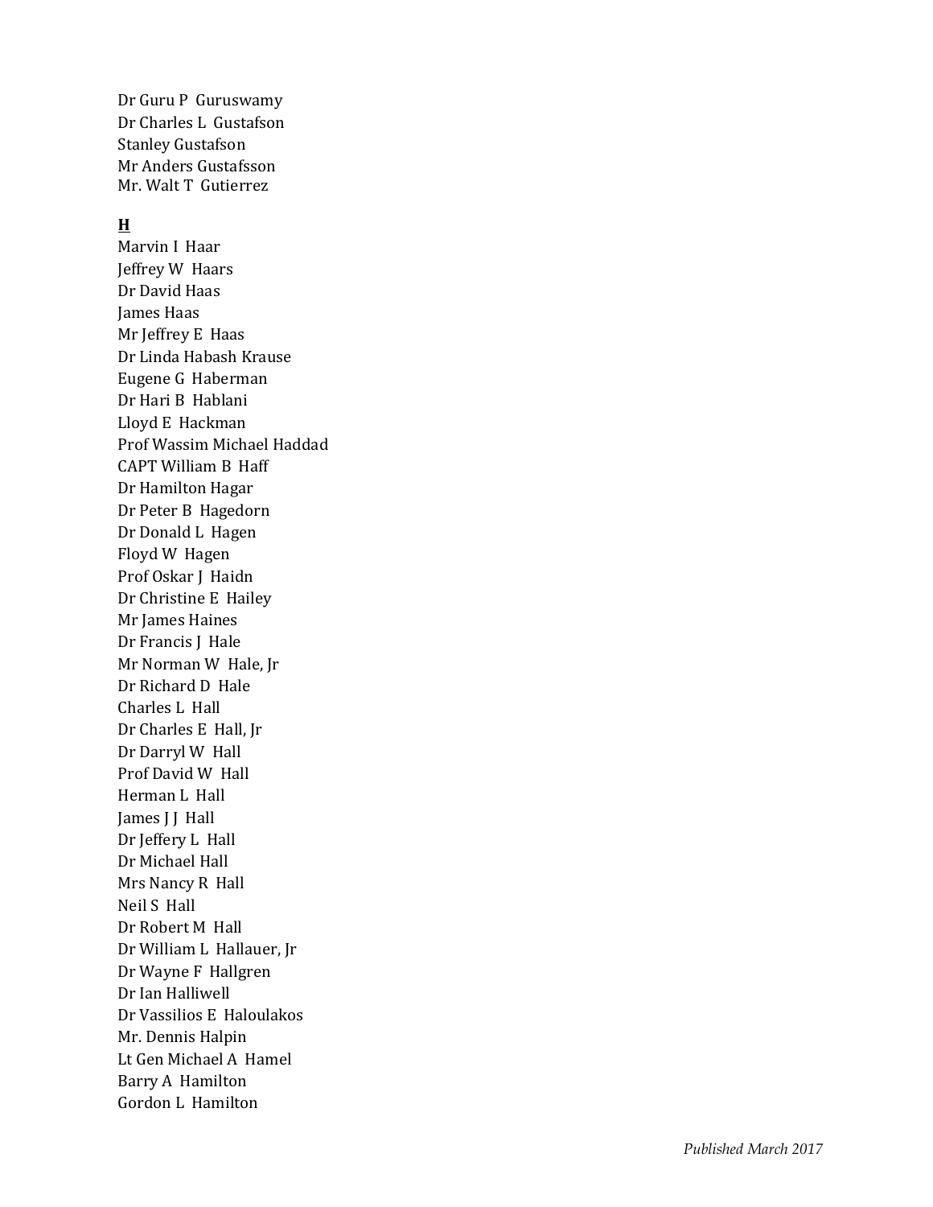Dr Guru P Guruswamy
Dr Charles L Gustafson
Stanley Gustafson
Mr Anders Gustafsson
Mr. Walt T Gutierrez

**H**

Marvin I Haar
Jeffrey W Haars
Dr David Haas
James Haas
Mr Jeffrey E Haas
Dr Linda Habash Krause
Eugene G Haberman
Dr Hari B Hablani
Lloyd E Hackman
Prof Wassim Michael Haddad
CAPT William B Haff
Dr Hamilton Hagar
Dr Peter B Hagedorn
Dr Donald L Hagen
Floyd W Hagen
Prof Oskar J Haidn
Dr Christine E Hailey
Mr James Haines
Dr Francis J Hale
Mr Norman W Hale, Jr
Dr Richard D Hale
Charles L Hall
Dr Charles E Hall, Jr
Dr Darryl W Hall
Prof David W Hall
Herman L Hall
James J J Hall
Dr Jeffery L Hall
Dr Michael Hall
Mrs Nancy R Hall
Neil S Hall
Dr Robert M Hall
Dr William L Hallauer, Jr
Dr Wayne F Hallgren
Dr Ian Halliwell
Dr Vassilios E Haloulakos
Mr. Dennis Halpin
Lt Gen Michael A Hamel
Barry A Hamilton
Gordon L Hamilton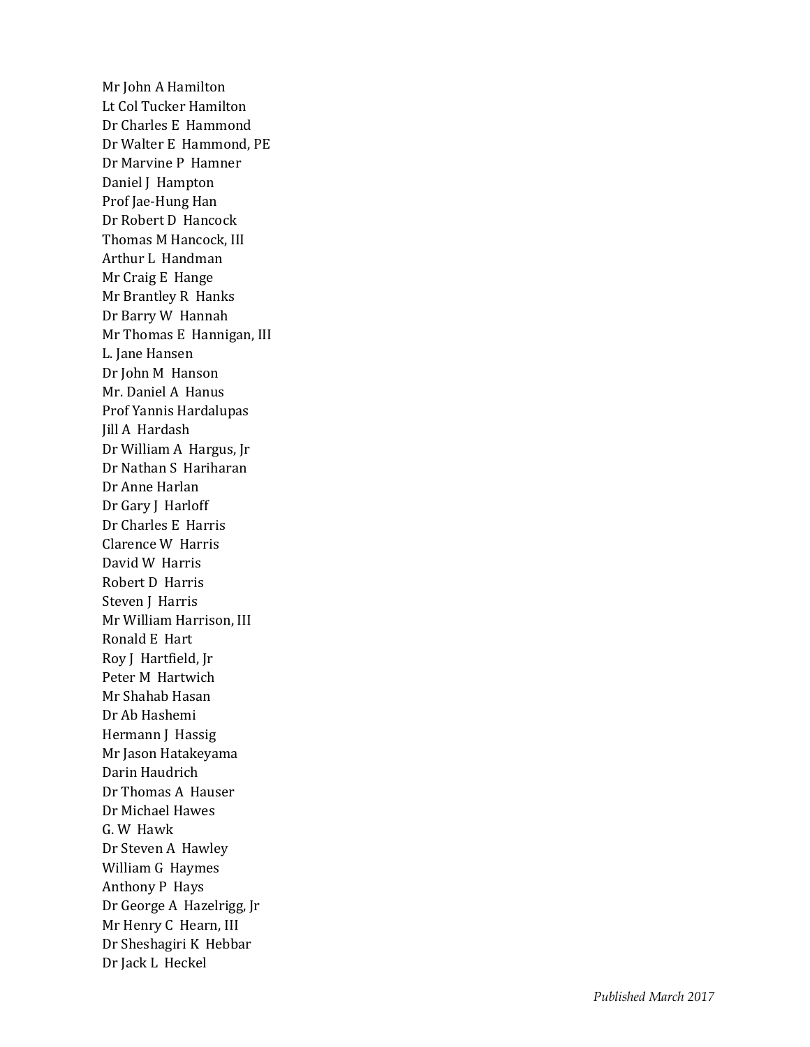Mr John A Hamilton
Lt Col Tucker Hamilton
Dr Charles E Hammond
Dr Walter E Hammond, PE
Dr Marvine P Hamner
Daniel J Hampton
Prof Jae-Hung Han
Dr Robert D Hancock
Thomas M Hancock, III
Arthur L Handman
Mr Craig E Hange
Mr Brantley R Hanks
Dr Barry W Hannah
Mr Thomas E Hannigan, III
L. Jane Hansen
Dr John M Hanson
Mr. Daniel A Hanus
Prof Yannis Hardalupas
Jill A Hardash
Dr William A Hargus, Jr
Dr Nathan S Hariharan
Dr Anne Harlan
Dr Gary J Harloff
Dr Charles E Harris
Clarence W Harris
David W Harris
Robert D Harris
Steven J Harris
Mr William Harrison, III
Ronald E Hart
Roy J Hartfield, Jr
Peter M Hartwich
Mr Shahab Hasan
Dr Ab Hashemi
Hermann J Hassig
Mr Jason Hatakeyama
Darin Haudrich
Dr Thomas A Hauser
Dr Michael Hawes
G. W Hawk
Dr Steven A Hawley
William G Haymes
Anthony P Hays
Dr George A Hazelrigg, Jr
Mr Henry C Hearn, III
Dr Sheshagiri K Hebbar
Dr Jack L Heckel

*Published March 2017*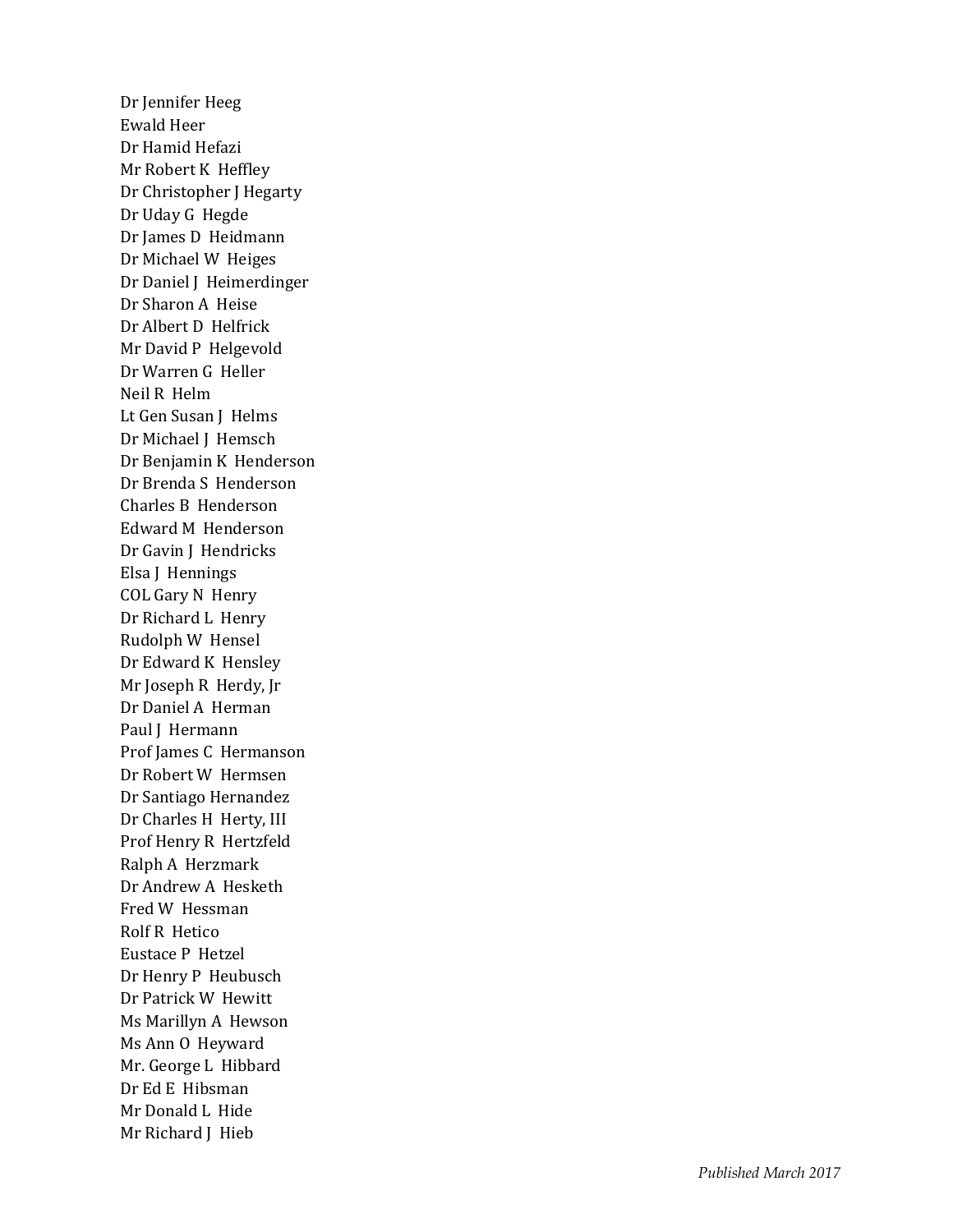Dr Jennifer Heeg
Ewald Heer
Dr Hamid Hefazi
Mr Robert K Heffley
Dr Christopher J Hegarty
Dr Uday G Hegde
Dr James D Heidmann
Dr Michael W Heiges
Dr Daniel J Heimerdinger
Dr Sharon A Heise
Dr Albert D Helfrick
Mr David P Helgevold
Dr Warren G Heller
Neil R Helm
Lt Gen Susan J Helms
Dr Michael J Hemsch
Dr Benjamin K Henderson
Dr Brenda S Henderson
Charles B Henderson
Edward M Henderson
Dr Gavin J Hendricks
Elsa J Hennings
COL Gary N Henry
Dr Richard L Henry
Rudolph W Hensel
Dr Edward K Hensley
Mr Joseph R Herdy, Jr
Dr Daniel A Herman
Paul J Hermann
Prof James C Hermanson
Dr Robert W Hermsen
Dr Santiago Hernandez
Dr Charles H Herty, III
Prof Henry R Hertzfeld
Ralph A Herzmark
Dr Andrew A Hesketh
Fred W Hessman
Rolf R Hetico
Eustace P Hetzel
Dr Henry P Heubusch
Dr Patrick W Hewitt
Ms Marillyn A Hewson
Ms Ann O Heyward
Mr. George L Hibbard
Dr Ed E Hibsman
Mr Donald L Hide
Mr Richard J Hieb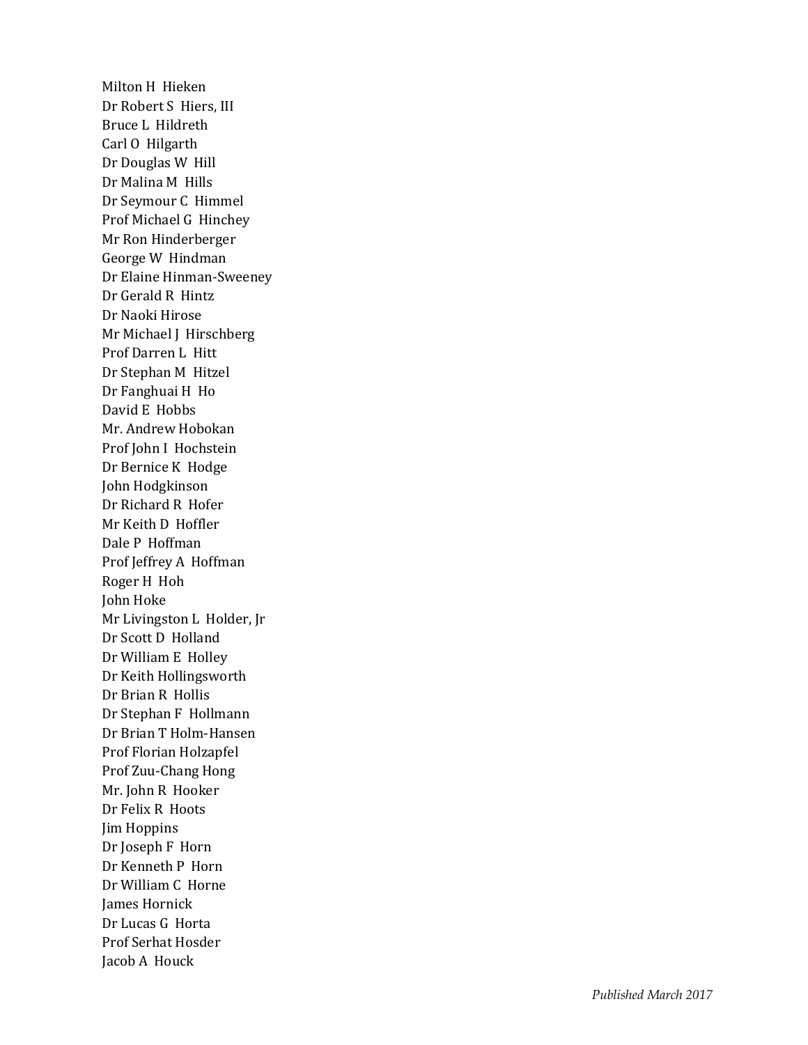Milton H Hieken
Dr Robert S Hiers, III
Bruce L Hildreth
Carl O Hilgarth
Dr Douglas W Hill
Dr Malina M Hills
Dr Seymour C Himmel
Prof Michael G Hinchey
Mr Ron Hinderberger
George W Hindman
Dr Elaine Hinman-Sweeney
Dr Gerald R Hintz
Dr Naoki Hirose
Mr Michael J Hirschberg
Prof Darren L Hitt
Dr Stephan M Hitzel
Dr Fanghuai H Ho
David E Hobbs
Mr. Andrew Hobokan
Prof John I Hochstein
Dr Bernice K Hodge
John Hodgkinson
Dr Richard R Hofer
Mr Keith D Hoffler
Dale P Hoffman
Prof Jeffrey A Hoffman
Roger H Hoh
John Hoke
Mr Livingston L Holder, Jr
Dr Scott D Holland
Dr William E Holley
Dr Keith Hollingsworth
Dr Brian R Hollis
Dr Stephan F Hollmann
Dr Brian T Holm-Hansen
Prof Florian Holzapfel
Prof Zuu-Chang Hong
Mr. John R Hooker
Dr Felix R Hoots
Jim Hoppins
Dr Joseph F Horn
Dr Kenneth P Horn
Dr William C Horne
James Hornick
Dr Lucas G Horta
Prof Serhat Hosder
Jacob A Houck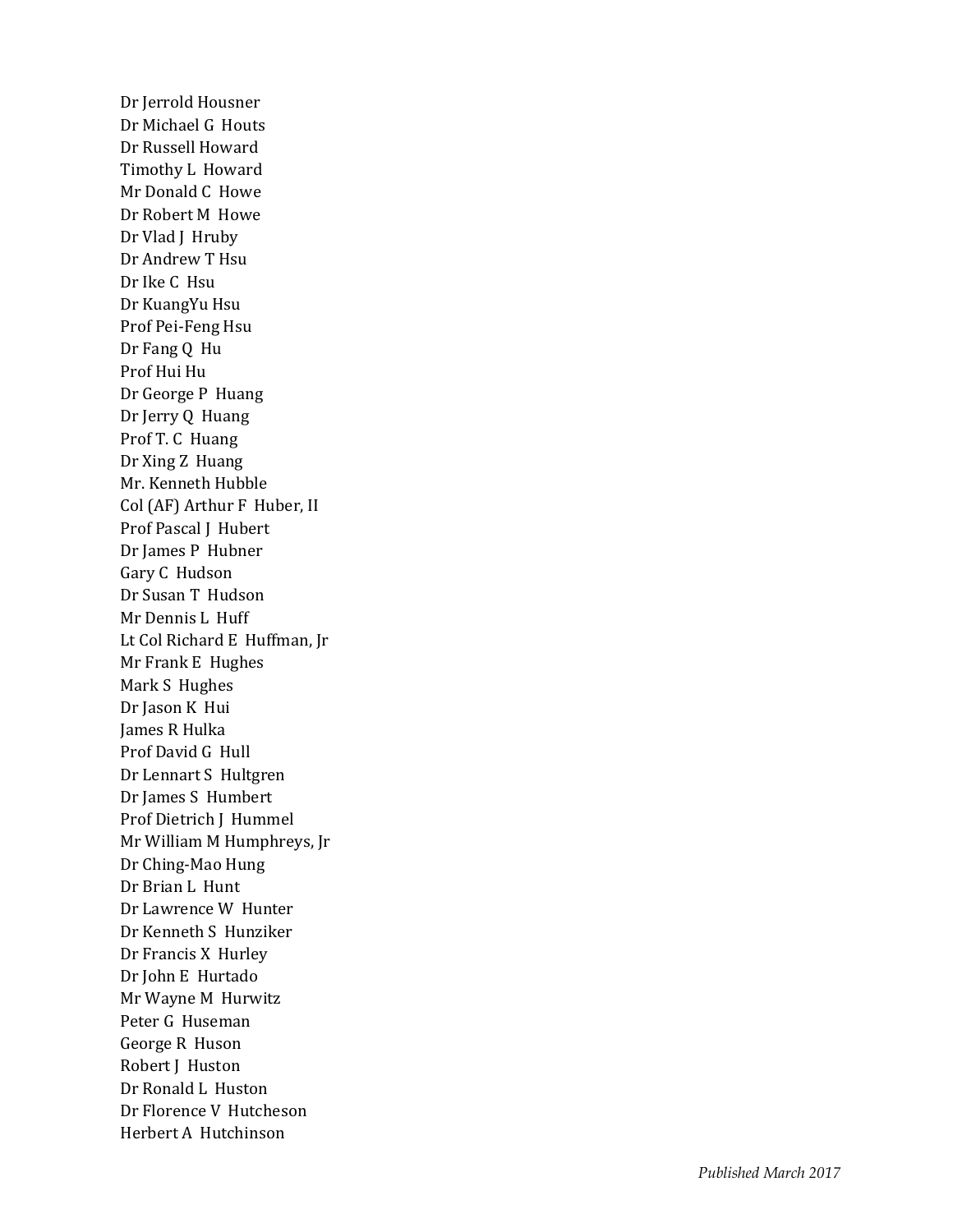Dr Jerrold Housner
Dr Michael G Houts
Dr Russell Howard
Timothy L Howard
Mr Donald C Howe
Dr Robert M Howe
Dr Vlad J Hruby
Dr Andrew T Hsu
Dr Ike C Hsu
Dr KuangYu Hsu
Prof Pei-Feng Hsu
Dr Fang Q Hu
Prof Hui Hu
Dr George P Huang
Dr Jerry Q Huang
Prof T. C Huang
Dr Xing Z Huang
Mr. Kenneth Hubble
Col (AF) Arthur F Huber, II
Prof Pascal J Hubert
Dr James P Hubner
Gary C Hudson
Dr Susan T Hudson
Mr Dennis L Huff
Lt Col Richard E Huffman, Jr
Mr Frank E Hughes
Mark S Hughes
Dr Jason K Hui
James R Hulka
Prof David G Hull
Dr Lennart S Hultgren
Dr James S Humbert
Prof Dietrich J Hummel
Mr William M Humphreys, Jr
Dr Ching-Mao Hung
Dr Brian L Hunt
Dr Lawrence W Hunter
Dr Kenneth S Hunziker
Dr Francis X Hurley
Dr John E Hurtado
Mr Wayne M Hurwitz
Peter G Huseman
George R Huson
Robert J Huston
Dr Ronald L Huston
Dr Florence V Hutcheson
Herbert A Hutchinson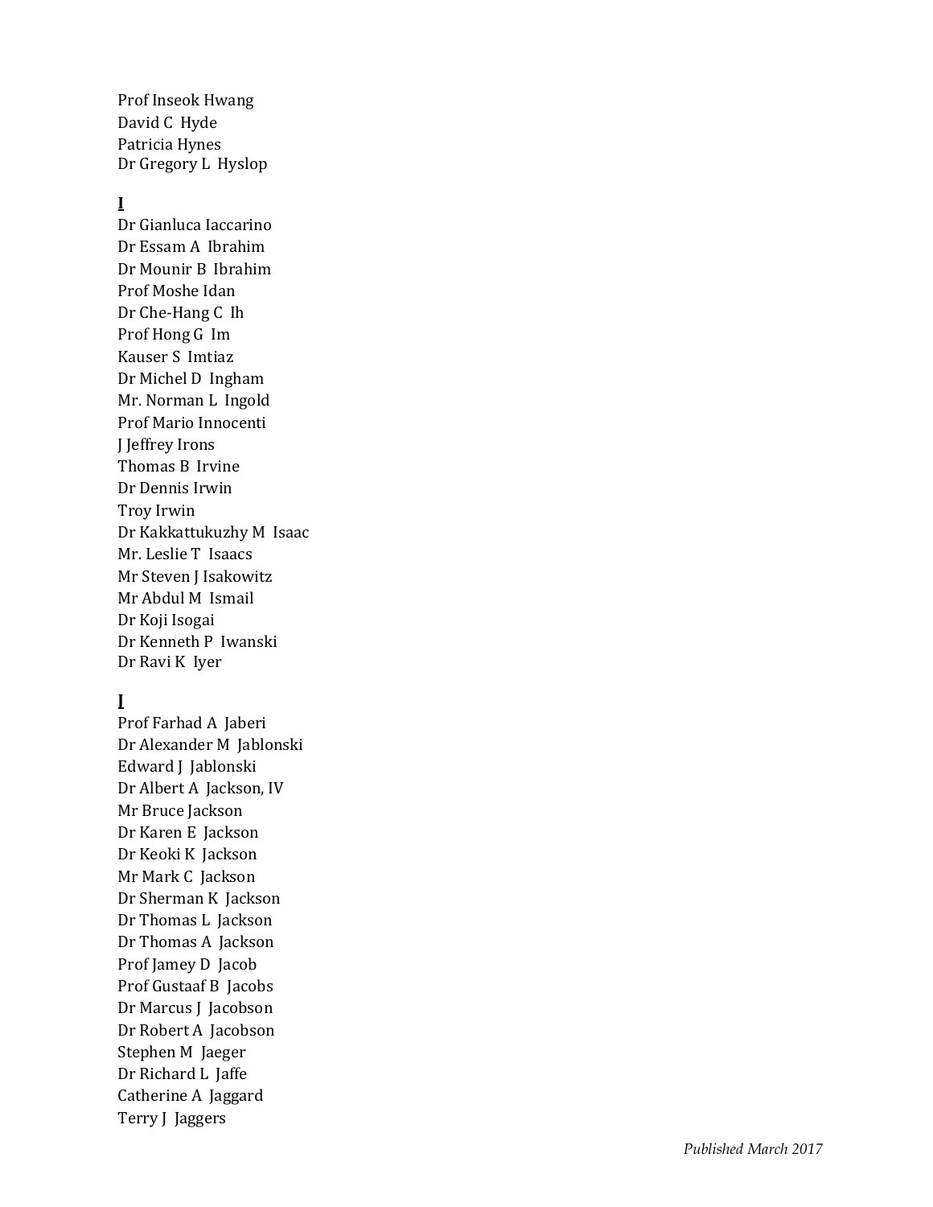Prof Inseok Hwang
David C Hyde
Patricia Hynes
Dr Gregory L Hyslop

**I**

Dr Gianluca Iaccarino
Dr Essam A Ibrahim
Dr Mounir B Ibrahim
Prof Moshe Idan
Dr Che-Hang C Ih
Prof Hong G Im
Kauser S Imtiaz
Dr Michel D Ingham
Mr. Norman L Ingold
Prof Mario Innocenti
J Jeffrey Irons
Thomas B Irvine
Dr Dennis Irwin
Troy Irwin
Dr Kakkattukuzhy M Isaac
Mr. Leslie T Isaacs
Mr Steven J Isakowitz
Mr Abdul M Ismail
Dr Koji Isogai
Dr Kenneth P Iwanski
Dr Ravi K Iyer

**J**

Prof Farhad A Jaberi
Dr Alexander M Jablonski
Edward J Jablonski
Dr Albert A Jackson, IV
Mr Bruce Jackson
Dr Karen E Jackson
Dr Keoki K Jackson
Mr Mark C Jackson
Dr Sherman K Jackson
Dr Thomas L Jackson
Dr Thomas A Jackson
Prof Jamey D Jacob
Prof Gustaaf B Jacobs
Dr Marcus J Jacobson
Dr Robert A Jacobson
Stephen M Jaeger
Dr Richard L Jaffe
Catherine A Jaggard
Terry J Jaggers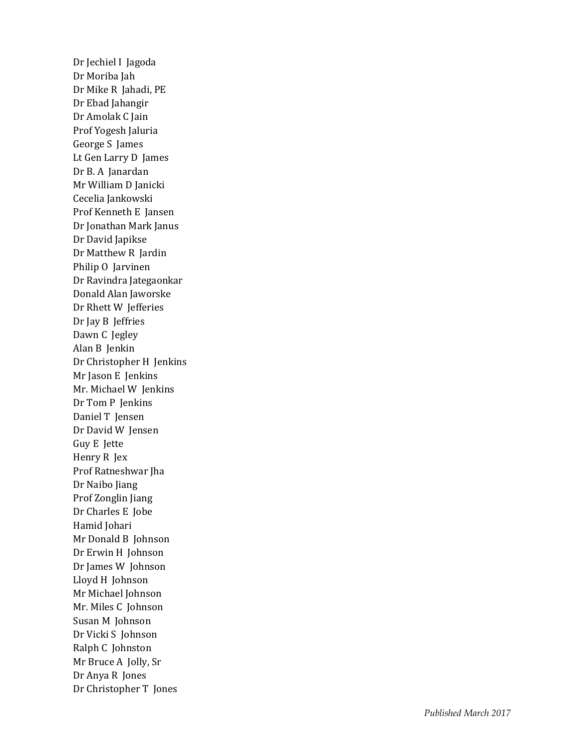Dr Jechiel I Jagoda  
Dr Moriba Jah  
Dr Mike R Jahadi, PE  
Dr Ebad Jahangir  
Dr Amolak C Jain  
Prof Yogesh Jaluria  
George S James  
Lt Gen Larry D James  
Dr B. A Janardan  
Mr William D Janicki  
Cecelia Jankowski  
Prof Kenneth E Jansen  
Dr Jonathan Mark Janus  
Dr David Japikse  
Dr Matthew R Jardin  
Philip O Jarvinen  
Dr Ravindra Jategaonkar  
Donald Alan Jaworske  
Dr Rhett W Jefferies  
Dr Jay B Jeffries  
Dawn C Jegley  
Alan B Jenkin  
Dr Christopher H Jenkins  
Mr Jason E Jenkins  
Mr. Michael W Jenkins  
Dr Tom P Jenkins  
Daniel T Jensen  
Dr David W Jensen  
Guy E Jette  
Henry R Jex  
Prof Ratneshwar Jha  
Dr Naibo Jiang  
Prof Zonglin Jiang  
Dr Charles E Jobe  
Hamid Johari  
Mr Donald B Johnson  
Dr Erwin H Johnson  
Dr James W Johnson  
Lloyd H Johnson  
Mr Michael Johnson  
Mr. Miles C Johnson  
Susan M Johnson  
Dr Vicki S Johnson  
Ralph C Johnston  
Mr Bruce A Jolly, Sr  
Dr Anya R Jones  
Dr Christopher T Jones

*Published March 2017*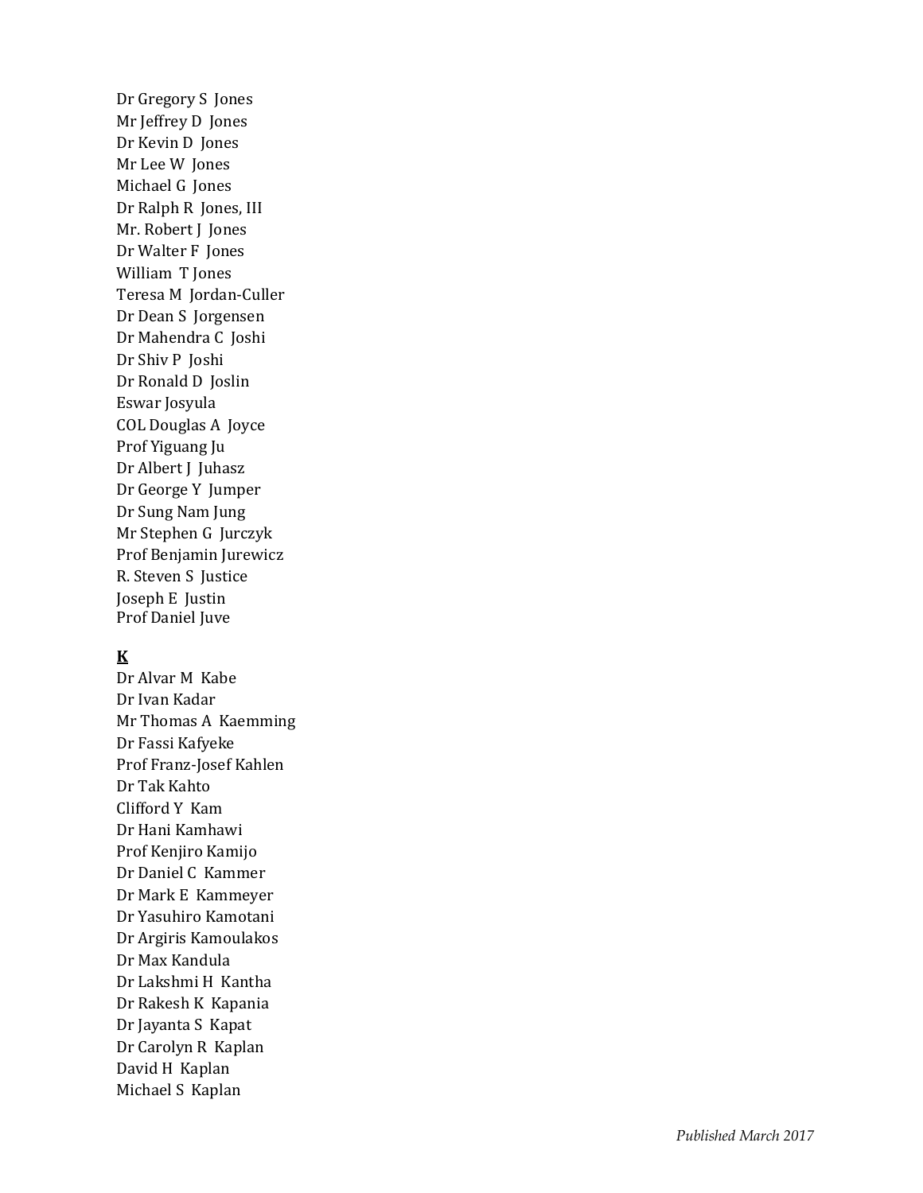Dr Gregory S Jones
Mr Jeffrey D Jones
Dr Kevin D Jones
Mr Lee W Jones
Michael G Jones
Dr Ralph R Jones, III
Mr. Robert J Jones
Dr Walter F Jones
William T Jones
Teresa M Jordan-Culler
Dr Dean S Jorgensen
Dr Mahendra C Joshi
Dr Shiv P Joshi
Dr Ronald D Joslin
Eswar Josyula
COL Douglas A Joyce
Prof Yiguang Ju
Dr Albert J Juhasz
Dr George Y Jumper
Dr Sung Nam Jung
Mr Stephen G Jurczyk
Prof Benjamin Jurewicz
R. Steven S Justice
Joseph E Justin
Prof Daniel Juve

**K**

Dr Alvar M Kabe
Dr Ivan Kadar
Mr Thomas A Kaemming
Dr Fassi Kafyeke
Prof Franz-Josef Kahlen
Dr Tak Kahto
Clifford Y Kam
Dr Hani Kamhawi
Prof Kenjiro Kamijo
Dr Daniel C Kammer
Dr Mark E Kammeyer
Dr Yasuhiro Kamotani
Dr Argiris Kamoulakos
Dr Max Kandula
Dr Lakshmi H Kantha
Dr Rakesh K Kapania
Dr Jayanta S Kapat
Dr Carolyn R Kaplan
David H Kaplan
Michael S Kaplan

*Published March 2017*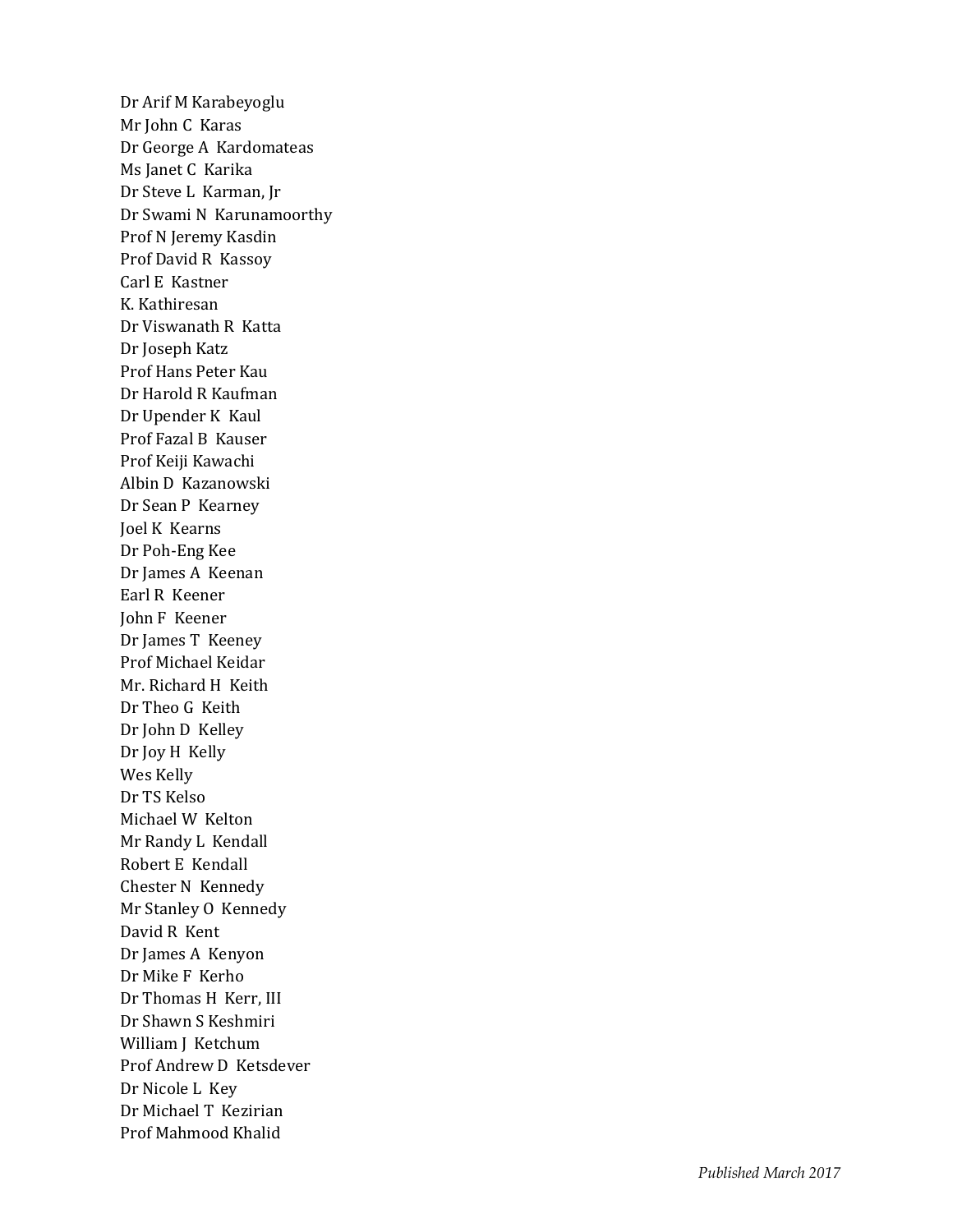Dr Arif M Karabeyoglu
Mr John C Karas
Dr George A Kardomateas
Ms Janet C Karika
Dr Steve L Karman, Jr
Dr Swami N Karunamoorthy
Prof N Jeremy Kasdin
Prof David R Kassoy
Carl E Kastner
K. Kathiresan
Dr Viswanath R Katta
Dr Joseph Katz
Prof Hans Peter Kau
Dr Harold R Kaufman
Dr Upender K Kaul
Prof Fazal B Kauser
Prof Keiji Kawachi
Albin D Kazanowski
Dr Sean P Kearney
Joel K Kearns
Dr Poh-Eng Kee
Dr James A Keenan
Earl R Keener
John F Keener
Dr James T Keeney
Prof Michael Keidar
Mr. Richard H Keith
Dr Theo G Keith
Dr John D Kelley
Dr Joy H Kelly
Wes Kelly
Dr TS Kelso
Michael W Kelton
Mr Randy L Kendall
Robert E Kendall
Chester N Kennedy
Mr Stanley O Kennedy
David R Kent
Dr James A Kenyon
Dr Mike F Kerho
Dr Thomas H Kerr, III
Dr Shawn S Keshmiri
William J Ketchum
Prof Andrew D Ketsdever
Dr Nicole L Key
Dr Michael T Kezirian
Prof Mahmood Khalid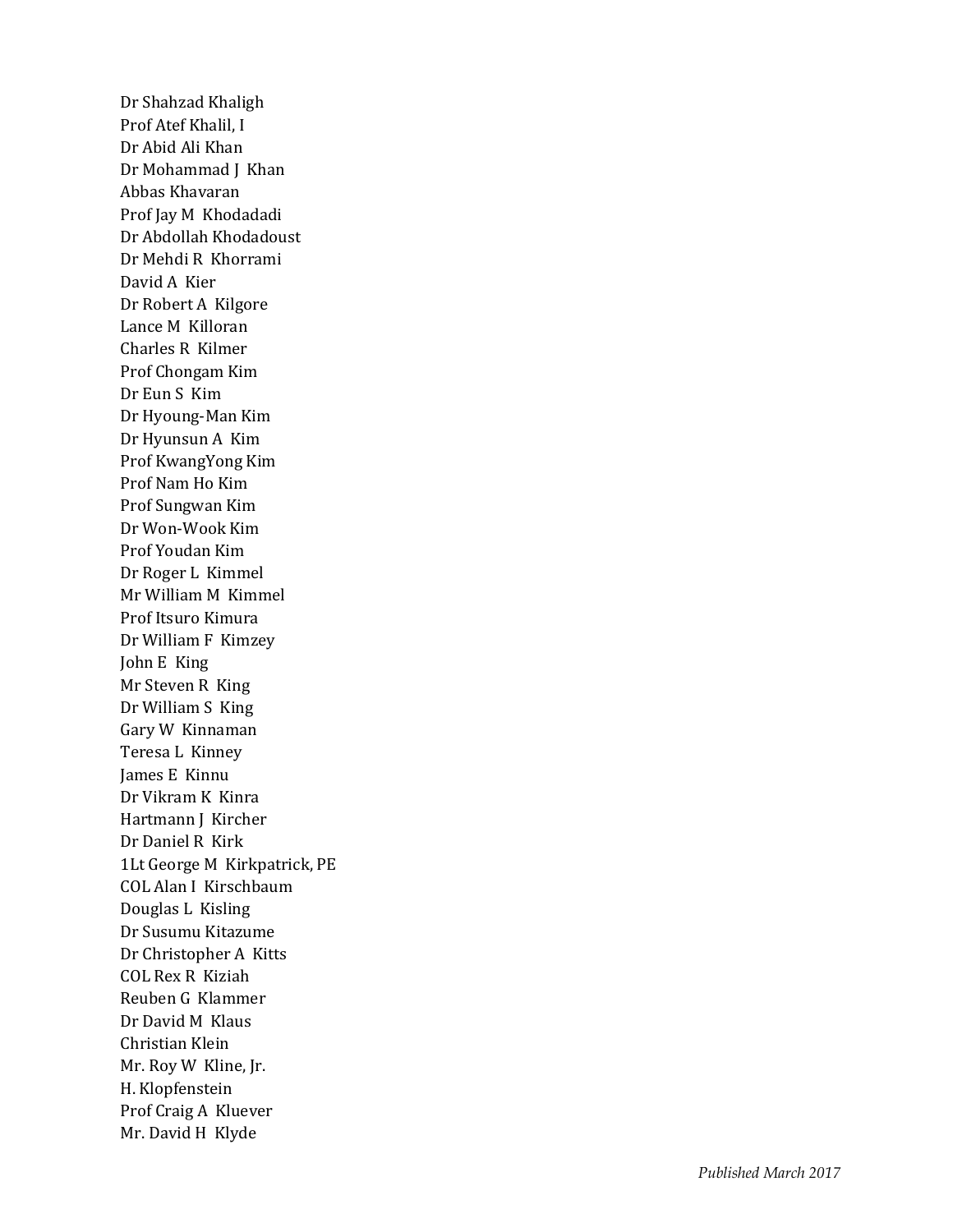Dr Shahzad Khaligh
Prof Atef Khalil, I
Dr Abid Ali Khan
Dr Mohammad J Khan
Abbas Khavaran
Prof Jay M Khodadadi
Dr Abdollah Khodadoust
Dr Mehdi R Khorrami
David A Kier
Dr Robert A Kilgore
Lance M Killoran
Charles R Kilmer
Prof Chongam Kim
Dr Eun S Kim
Dr Hyoung-Man Kim
Dr Hyunsun A Kim
Prof KwangYong Kim
Prof Nam Ho Kim
Prof Sungwan Kim
Dr Won-Wook Kim
Prof Youdan Kim
Dr Roger L Kimmel
Mr William M Kimmel
Prof Itsuro Kimura
Dr William F Kimzey
John E King
Mr Steven R King
Dr William S King
Gary W Kinnaman
Teresa L Kinney
James E Kinnu
Dr Vikram K Kinra
Hartmann J Kircher
Dr Daniel R Kirk
1Lt George M Kirkpatrick, PE
COL Alan I Kirschbaum
Douglas L Kisling
Dr Susumu Kitazume
Dr Christopher A Kitts
COL Rex R Kiziah
Reuben G Klammer
Dr David M Klaus
Christian Klein
Mr. Roy W Kline, Jr.
H. Klopfenstein
Prof Craig A Kluever
Mr. David H Klyde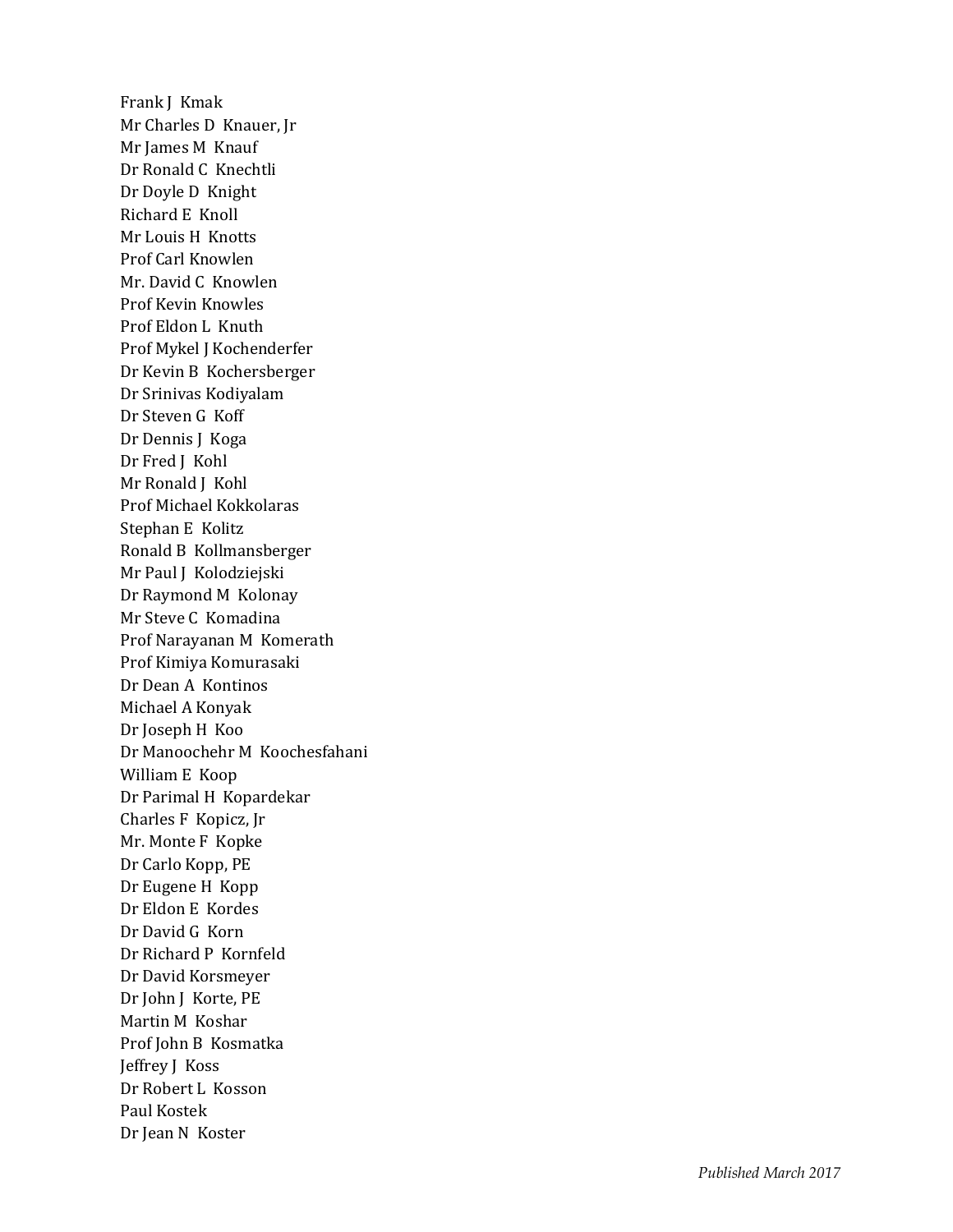Frank J Kmak
Mr Charles D Knauer, Jr
Mr James M Knauf
Dr Ronald C Knechtli
Dr Doyle D Knight
Richard E Knoll
Mr Louis H Knotts
Prof Carl Knowlen
Mr. David C Knowlen
Prof Kevin Knowles
Prof Eldon L Knuth
Prof Mykel J Kochenderfer
Dr Kevin B Kochersberger
Dr Srinivas Kodiyalam
Dr Steven G Koff
Dr Dennis J Koga
Dr Fred J Kohl
Mr Ronald J Kohl
Prof Michael Kokkolaras
Stephan E Kolitz
Ronald B Kollmansberger
Mr Paul J Kolodziejski
Dr Raymond M Kolonay
Mr Steve C Komadina
Prof Narayanan M Komerath
Prof Kimiya Komurasaki
Dr Dean A Kontinos
Michael A Konyak
Dr Joseph H Koo
Dr Manoochehr M Koochesfahani
William E Koop
Dr Parimal H Kopardekar
Charles F Kopicz, Jr
Mr. Monte F Kopke
Dr Carlo Kopp, PE
Dr Eugene H Kopp
Dr Eldon E Kordes
Dr David G Korn
Dr Richard P Kornfeld
Dr David Korsmeyer
Dr John J Korte, PE
Martin M Koshar
Prof John B Kosmatka
Jeffrey J Koss
Dr Robert L Kosson
Paul Kostek
Dr Jean N Koster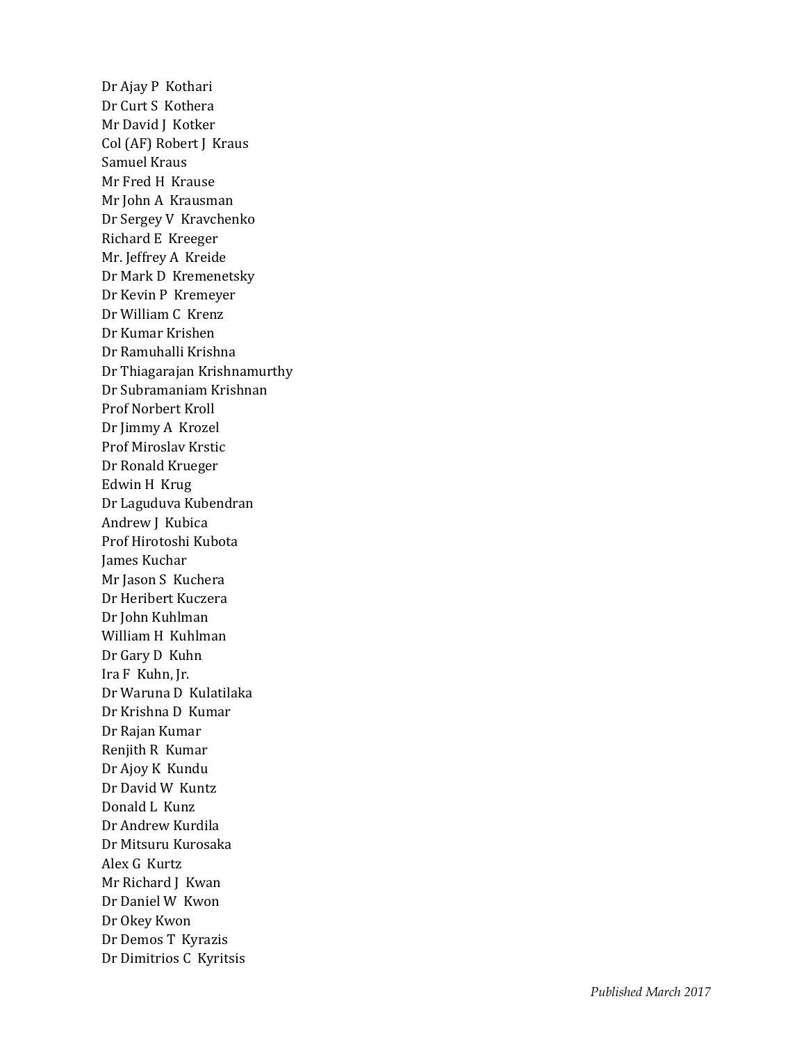Dr Ajay P Kothari
Dr Curt S Kothera
Mr David J Kotker
Col (AF) Robert J Kraus
Samuel Kraus
Mr Fred H Krause
Mr John A Krausman
Dr Sergey V Kravchenko
Richard E Kreeger
Mr. Jeffrey A Kreide
Dr Mark D Kremenetsky
Dr Kevin P Kremeyer
Dr William C Krenz
Dr Kumar Krishen
Dr Ramuhalli Krishna
Dr Thiagarajan Krishnamurthy
Dr Subramaniam Krishnan
Prof Norbert Kroll
Dr Jimmy A Krozel
Prof Miroslav Krstic
Dr Ronald Krueger
Edwin H Krug
Dr Laguduva Kubendran
Andrew J Kubica
Prof Hirotoshi Kubota
James Kuchar
Mr Jason S Kuchera
Dr Heribert Kuczera
Dr John Kuhlman
William H Kuhlman
Dr Gary D Kuhn
Ira F Kuhn, Jr.
Dr Waruna D Kulatilaka
Dr Krishna D Kumar
Dr Rajan Kumar
Renjith R Kumar
Dr Ajoy K Kundu
Dr David W Kuntz
Donald L Kunz
Dr Andrew Kurdila
Dr Mitsuru Kurosaka
Alex G Kurtz
Mr Richard J Kwan
Dr Daniel W Kwon
Dr Okey Kwon
Dr Demos T Kyrazis
Dr Dimitrios C Kyritsis

*Published March 2017*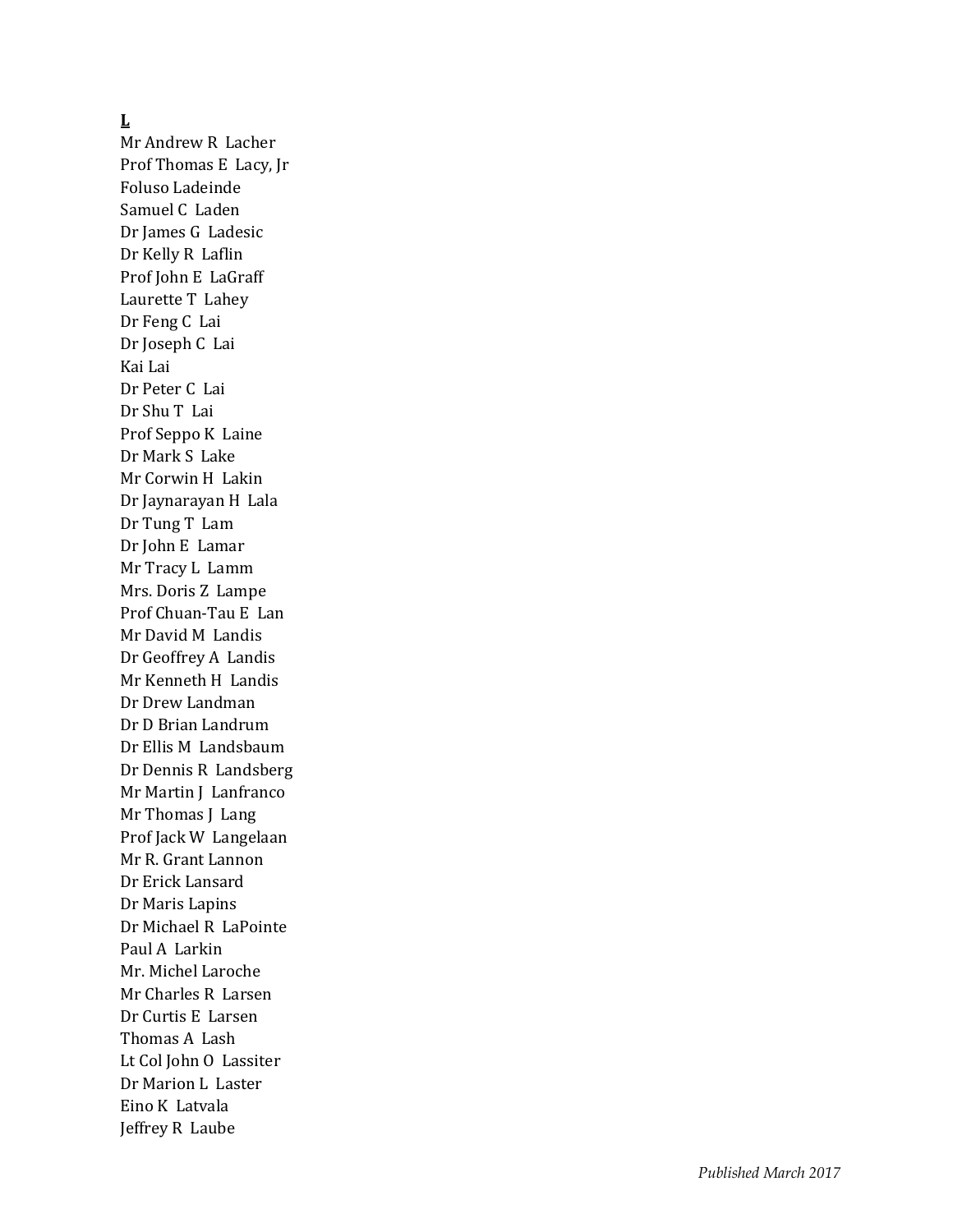**L**

Mr Andrew R  Lacher
Prof Thomas E  Lacy, Jr
Foluso Ladeinde
Samuel C  Laden
Dr James G  Ladesic
Dr Kelly R  Laflin
Prof John E  LaGraff
Laurette T  Lahey
Dr Feng C  Lai
Dr Joseph C  Lai
Kai Lai
Dr Peter C  Lai
Dr Shu T  Lai
Prof Seppo K  Laine
Dr Mark S  Lake
Mr Corwin H  Lakin
Dr Jaynarayan H  Lala
Dr Tung T  Lam
Dr John E  Lamar
Mr Tracy L  Lamm
Mrs. Doris Z  Lampe
Prof Chuan-Tau E  Lan
Mr David M  Landis
Dr Geoffrey A  Landis
Mr Kenneth H  Landis
Dr Drew Landman
Dr D Brian Landrum
Dr Ellis M  Landsbaum
Dr Dennis R  Landsberg
Mr Martin J  Lanfranco
Mr Thomas J  Lang
Prof Jack W  Langelaan
Mr R. Grant Lannon
Dr Erick Lansard
Dr Maris Lapins
Dr Michael R  LaPointe
Paul A  Larkin
Mr. Michel Laroche
Mr Charles R  Larsen
Dr Curtis E  Larsen
Thomas A  Lash
Lt Col John O  Lassiter
Dr Marion L  Laster
Eino K  Latvala
Jeffrey R  Laube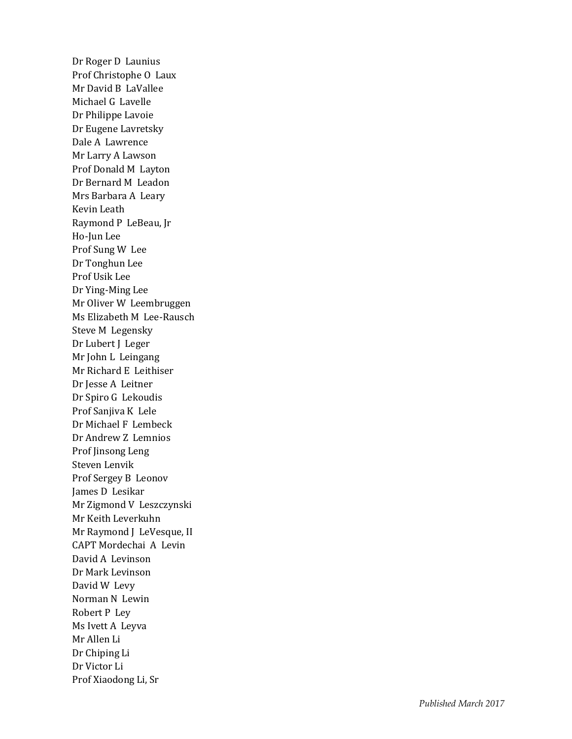Dr Roger D Launius
Prof Christophe O Laux
Mr David B LaVallee
Michael G Lavelle
Dr Philippe Lavoie
Dr Eugene Lavretsky
Dale A Lawrence
Mr Larry A Lawson
Prof Donald M Layton
Dr Bernard M Leadon
Mrs Barbara A Leary
Kevin Leath
Raymond P LeBeau, Jr
Ho-Jun Lee
Prof Sung W Lee
Dr Tonghun Lee
Prof Usik Lee
Dr Ying-Ming Lee
Mr Oliver W Leembruggen
Ms Elizabeth M Lee-Rausch
Steve M Legensky
Dr Lubert J Leger
Mr John L Leingang
Mr Richard E Leithiser
Dr Jesse A Leitner
Dr Spiro G Lekoudis
Prof Sanjiva K Lele
Dr Michael F Lembeck
Dr Andrew Z Lemnios
Prof Jinsong Leng
Steven Lenvik
Prof Sergey B Leonov
James D Lesikar
Mr Zigmond V Leszczynski
Mr Keith Leverkuhn
Mr Raymond J LeVesque, II
CAPT Mordechai A Levin
David A Levinson
Dr Mark Levinson
David W Levy
Norman N Lewin
Robert P Ley
Ms Ivett A Leyva
Mr Allen Li
Dr Chiping Li
Dr Victor Li
Prof Xiaodong Li, Sr

*Published March 2017*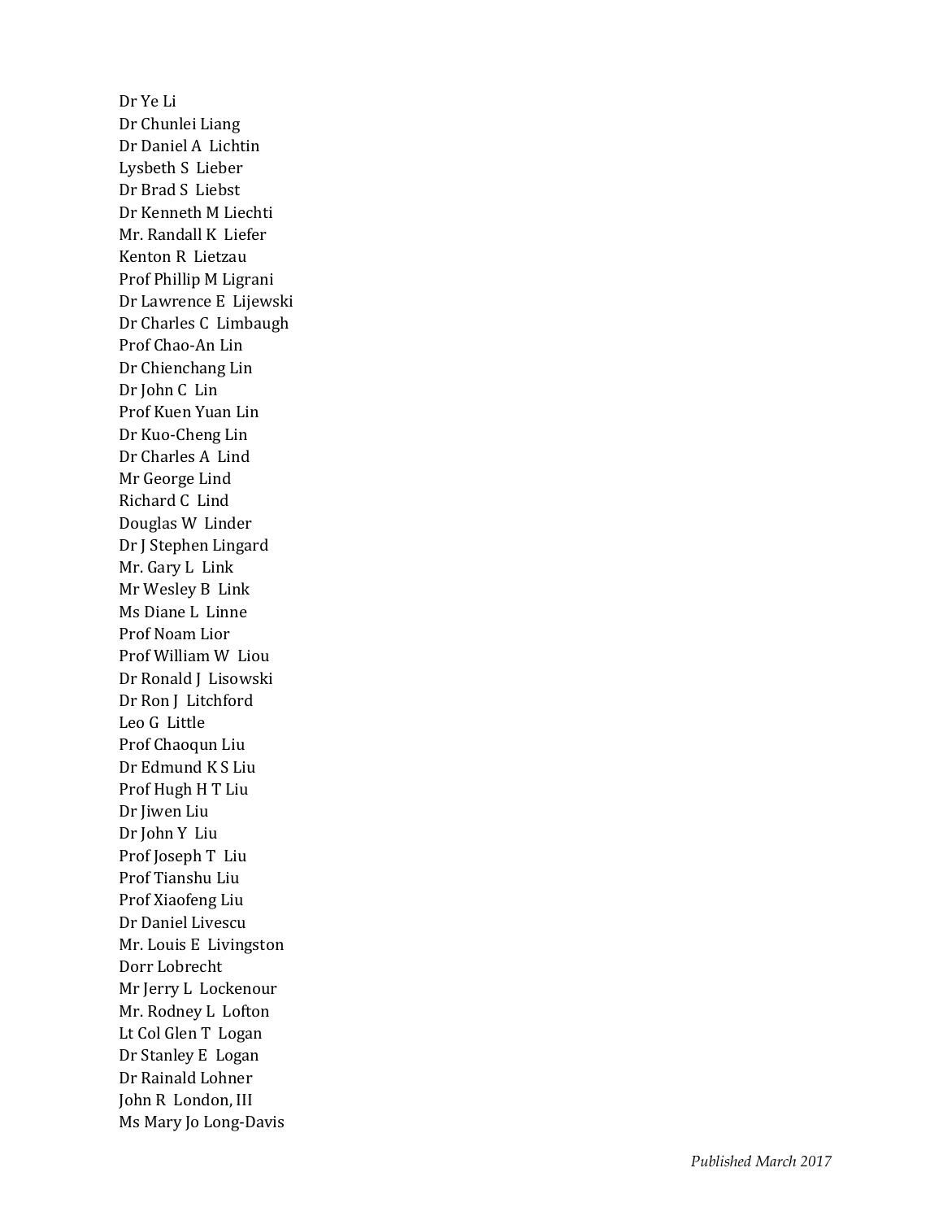Dr Ye Li
Dr Chunlei Liang
Dr Daniel A Lichtin
Lysbeth S Lieber
Dr Brad S Liebst
Dr Kenneth M Liechti
Mr. Randall K Liefer
Kenton R Lietzau
Prof Phillip M Ligrani
Dr Lawrence E Lijewski
Dr Charles C Limbaugh
Prof Chao-An Lin
Dr Chienchang Lin
Dr John C Lin
Prof Kuen Yuan Lin
Dr Kuo-Cheng Lin
Dr Charles A Lind
Mr George Lind
Richard C Lind
Douglas W Linder
Dr J Stephen Lingard
Mr. Gary L Link
Mr Wesley B Link
Ms Diane L Linne
Prof Noam Lior
Prof William W Liou
Dr Ronald J Lisowski
Dr Ron J Litchford
Leo G Little
Prof Chaoqun Liu
Dr Edmund K S Liu
Prof Hugh H T Liu
Dr Jiwen Liu
Dr John Y Liu
Prof Joseph T Liu
Prof Tianshu Liu
Prof Xiaofeng Liu
Dr Daniel Livescu
Mr. Louis E Livingston
Dorr Lobrecht
Mr Jerry L Lockenour
Mr. Rodney L Lofton
Lt Col Glen T Logan
Dr Stanley E Logan
Dr Rainald Lohner
John R London, III
Ms Mary Jo Long-Davis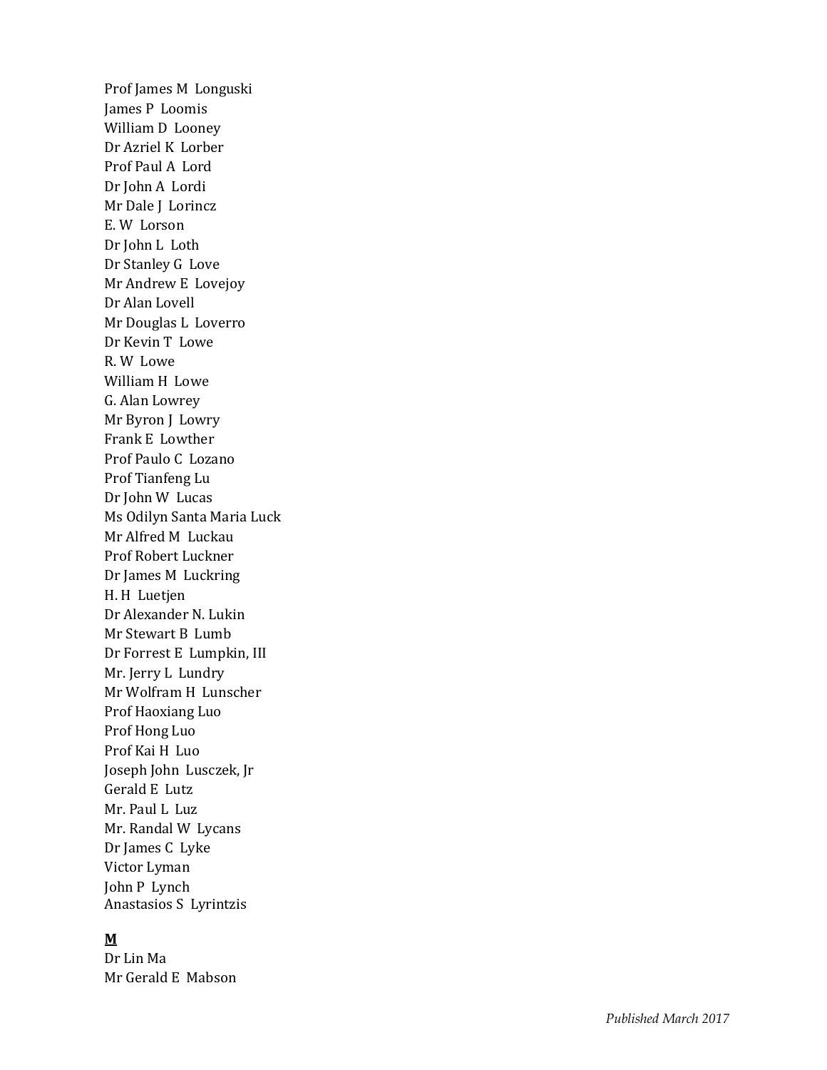Prof James M Longuski  
James P Loomis  
William D Looney  
Dr Azriel K Lorber  
Prof Paul A Lord  
Dr John A Lordi  
Mr Dale J Lorincz  
E. W Lorson  
Dr John L Loth  
Dr Stanley G Love  
Mr Andrew E Lovejoy  
Dr Alan Lovell  
Mr Douglas L Loverro  
Dr Kevin T Lowe  
R. W Lowe  
William H Lowe  
G. Alan Lowrey  
Mr Byron J Lowry  
Frank E Lowther  
Prof Paulo C Lozano  
Prof Tianfeng Lu  
Dr John W Lucas  
Ms Odilyn Santa Maria Luck  
Mr Alfred M Luckau  
Prof Robert Luckner  
Dr James M Luckring  
H. H Luetjen  
Dr Alexander N. Lukin  
Mr Stewart B Lumb  
Dr Forrest E Lumpkin, III  
Mr. Jerry L Lundry  
Mr Wolfram H Lunscher  
Prof Haoxiang Luo  
Prof Hong Luo  
Prof Kai H Luo  
Joseph John Lusczek, Jr  
Gerald E Lutz  
Mr. Paul L Luz  
Mr. Randal W Lycans  
Dr James C Lyke  
Victor Lyman  
John P Lynch  
Anastasios S Lyrintzis

**M**

Dr Lin Ma  
Mr Gerald E Mabson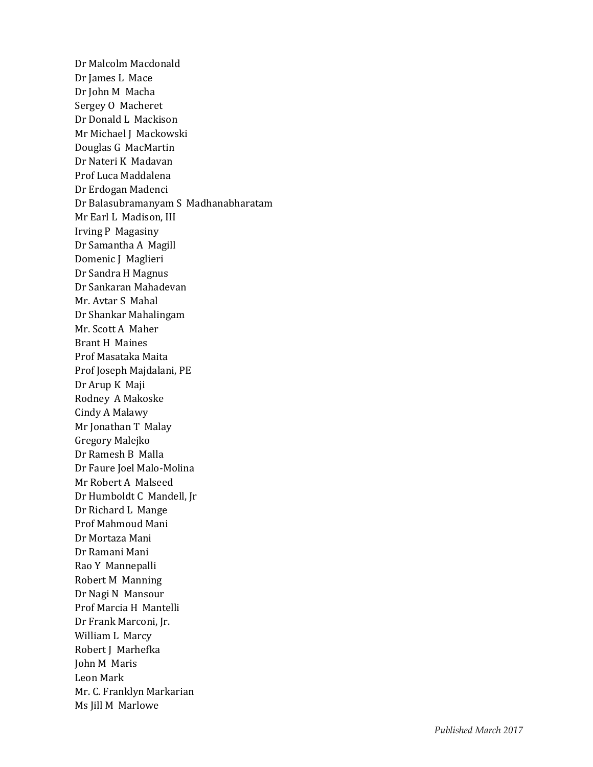Dr Malcolm Macdonald
Dr James L Mace
Dr John M Macha
Sergey O Macheret
Dr Donald L Mackison
Mr Michael J Mackowski
Douglas G MacMartin
Dr Nateri K Madavan
Prof Luca Maddalena
Dr Erdogan Madenci
Dr Balasubramanyam S Madhanabharatam
Mr Earl L Madison, III
Irving P Magasiny
Dr Samantha A Magill
Domenic J Maglieri
Dr Sandra H Magnus
Dr Sankaran Mahadevan
Mr. Avtar S Mahal
Dr Shankar Mahalingam
Mr. Scott A Maher
Brant H Maines
Prof Masataka Maita
Prof Joseph Majdalani, PE
Dr Arup K Maji
Rodney A Makoske
Cindy A Malawy
Mr Jonathan T Malay
Gregory Malejko
Dr Ramesh B Malla
Dr Faure Joel Malo-Molina
Mr Robert A Malseed
Dr Humboldt C Mandell, Jr
Dr Richard L Mange
Prof Mahmoud Mani
Dr Mortaza Mani
Dr Ramani Mani
Rao Y Mannepalli
Robert M Manning
Dr Nagi N Mansour
Prof Marcia H Mantelli
Dr Frank Marconi, Jr.
William L Marcy
Robert J Marhefka
John M Maris
Leon Mark
Mr. C. Franklyn Markarian
Ms Jill M Marlowe

*Published March 2017*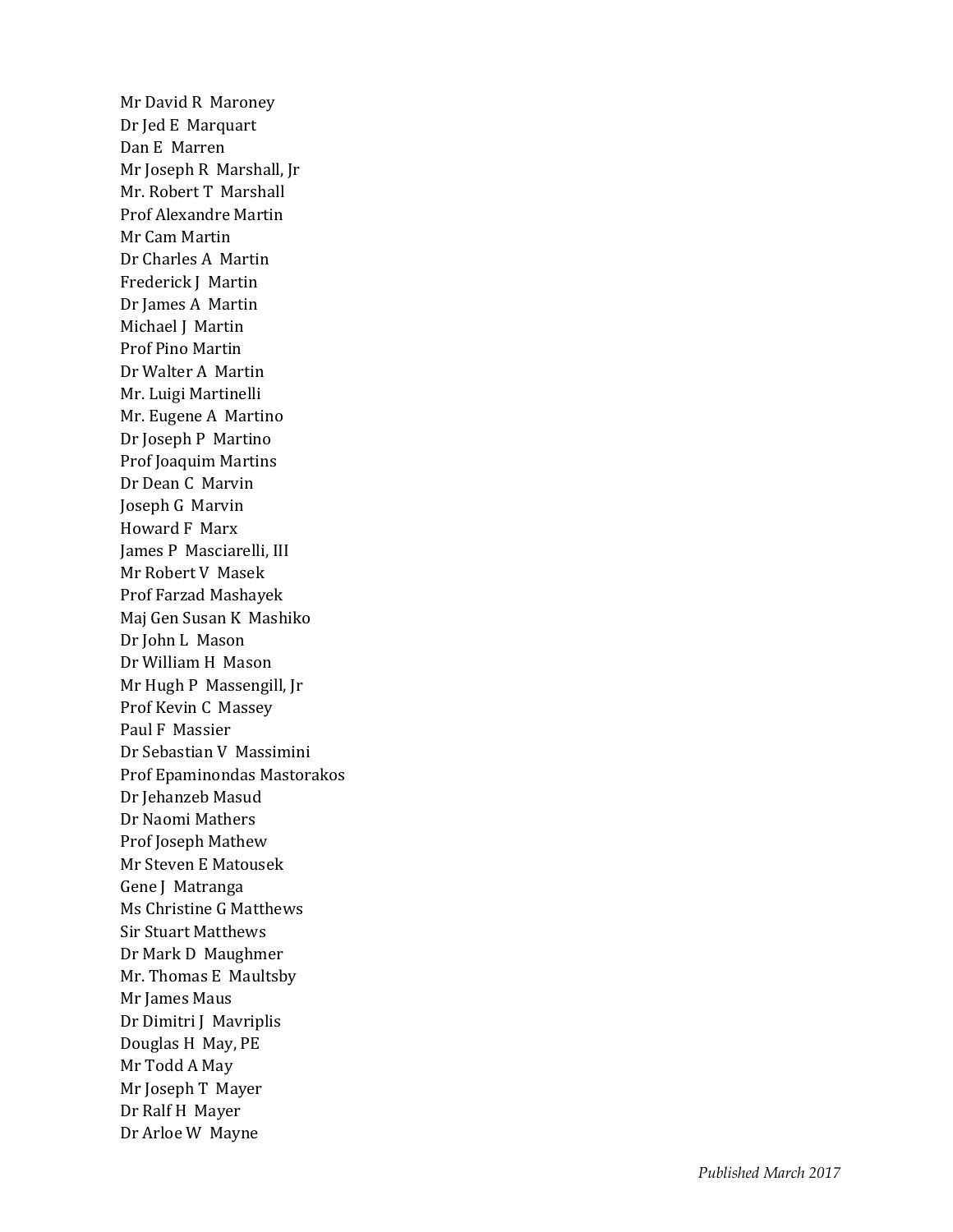Mr David R Maroney
Dr Jed E Marquart
Dan E Marren
Mr Joseph R Marshall, Jr
Mr. Robert T Marshall
Prof Alexandre Martin
Mr Cam Martin
Dr Charles A Martin
Frederick J Martin
Dr James A Martin
Michael J Martin
Prof Pino Martin
Dr Walter A Martin
Mr. Luigi Martinelli
Mr. Eugene A Martino
Dr Joseph P Martino
Prof Joaquim Martins
Dr Dean C Marvin
Joseph G Marvin
Howard F Marx
James P Masciarelli, III
Mr Robert V Masek
Prof Farzad Mashayek
Maj Gen Susan K Mashiko
Dr John L Mason
Dr William H Mason
Mr Hugh P Massengill, Jr
Prof Kevin C Massey
Paul F Massier
Dr Sebastian V Massimini
Prof Epaminondas Mastorakos
Dr Jehanzeb Masud
Dr Naomi Mathers
Prof Joseph Mathew
Mr Steven E Matousek
Gene J Matranga
Ms Christine G Matthews
Sir Stuart Matthews
Dr Mark D Maughmer
Mr. Thomas E Maultsby
Mr James Maus
Dr Dimitri J Mavriplis
Douglas H May, PE
Mr Todd A May
Mr Joseph T Mayer
Dr Ralf H Mayer
Dr Arloe W Mayne

*Published March 2017*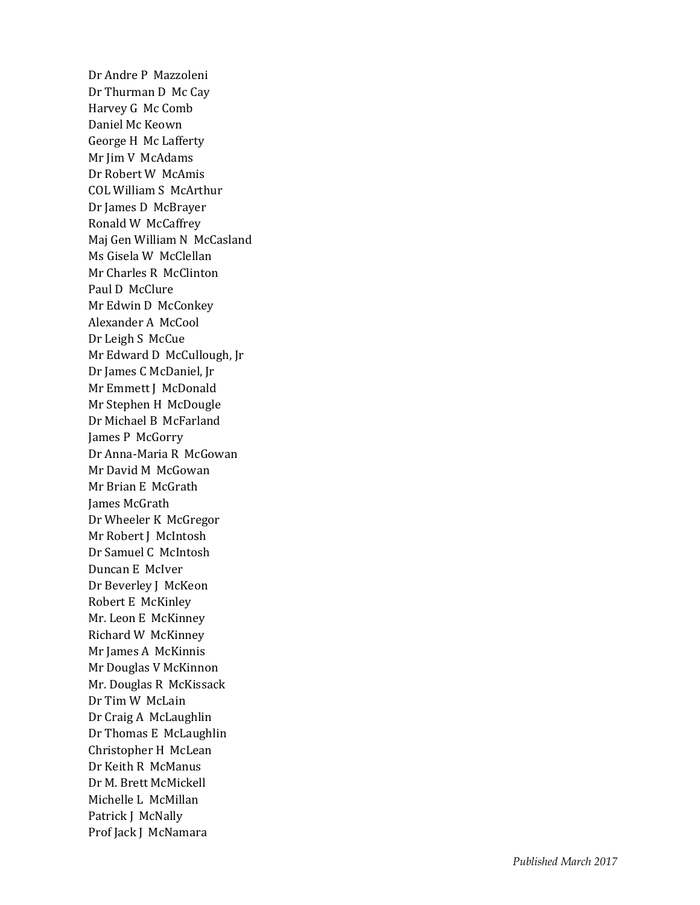Dr Andre P Mazzoleni
Dr Thurman D Mc Cay
Harvey G Mc Comb
Daniel Mc Keown
George H Mc Lafferty
Mr Jim V McAdams
Dr Robert W McAmis
COL William S McArthur
Dr James D McBrayer
Ronald W McCaffrey
Maj Gen William N McCasland
Ms Gisela W McClellan
Mr Charles R McClinton
Paul D McClure
Mr Edwin D McConkey
Alexander A McCool
Dr Leigh S McCue
Mr Edward D McCullough, Jr
Dr James C McDaniel, Jr
Mr Emmett J McDonald
Mr Stephen H McDougle
Dr Michael B McFarland
James P McGorry
Dr Anna-Maria R McGowan
Mr David M McGowan
Mr Brian E McGrath
James McGrath
Dr Wheeler K McGregor
Mr Robert J McIntosh
Dr Samuel C McIntosh
Duncan E McIver
Dr Beverley J McKeon
Robert E McKinley
Mr. Leon E McKinney
Richard W McKinney
Mr James A McKinnis
Mr Douglas V McKinnon
Mr. Douglas R McKissack
Dr Tim W McLain
Dr Craig A McLaughlin
Dr Thomas E McLaughlin
Christopher H McLean
Dr Keith R McManus
Dr M. Brett McMickell
Michelle L McMillan
Patrick J McNally
Prof Jack J McNamara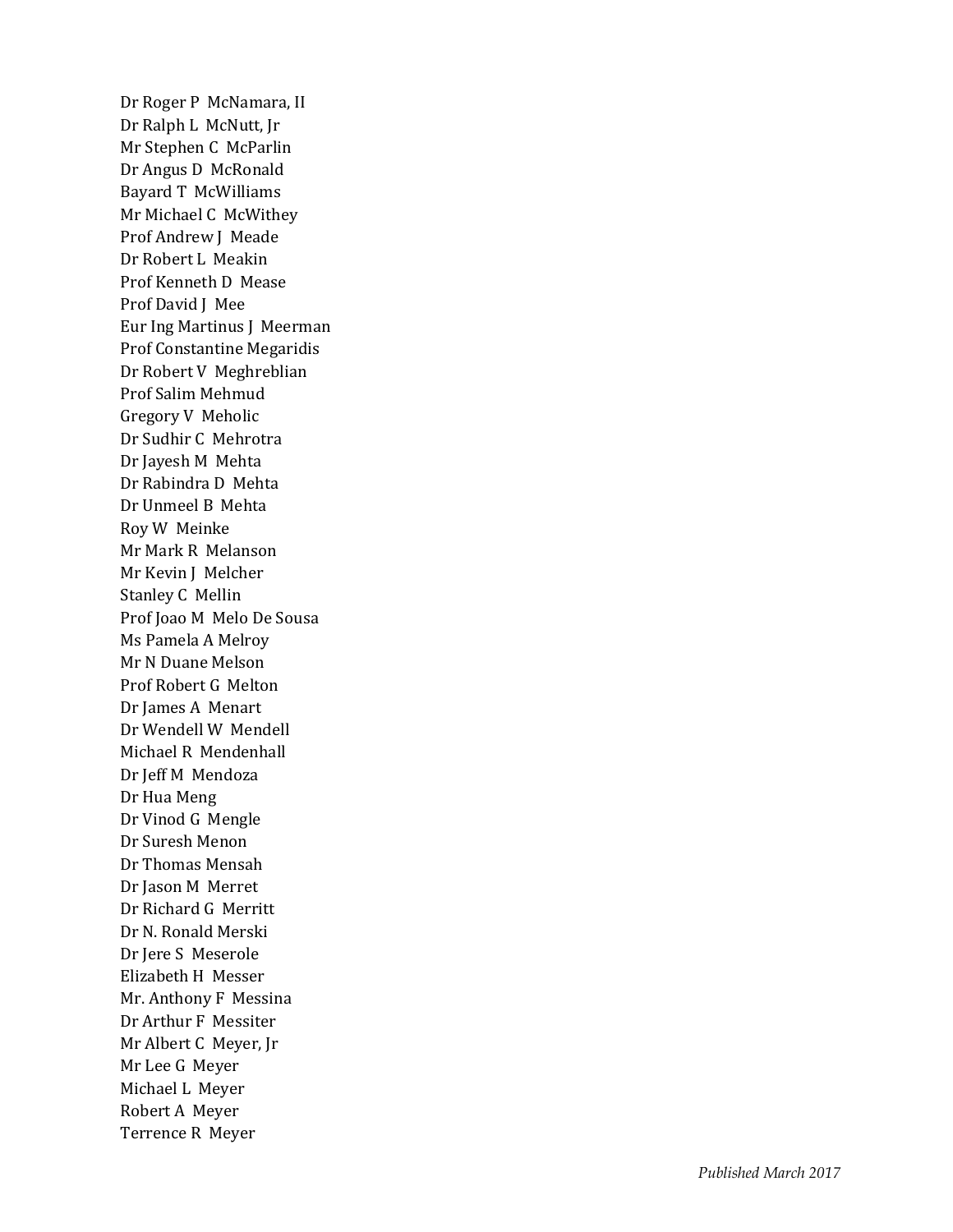Dr Roger P McNamara, II
Dr Ralph L McNutt, Jr
Mr Stephen C McParlin
Dr Angus D McRonald
Bayard T McWilliams
Mr Michael C McWithey
Prof Andrew J Meade
Dr Robert L Meakin
Prof Kenneth D Mease
Prof David J Mee
Eur Ing Martinus J Meerman
Prof Constantine Megaridis
Dr Robert V Meghreblian
Prof Salim Mehmud
Gregory V Meholic
Dr Sudhir C Mehrotra
Dr Jayesh M Mehta
Dr Rabindra D Mehta
Dr Unmeel B Mehta
Roy W Meinke
Mr Mark R Melanson
Mr Kevin J Melcher
Stanley C Mellin
Prof Joao M Melo De Sousa
Ms Pamela A Melroy
Mr N Duane Melson
Prof Robert G Melton
Dr James A Menart
Dr Wendell W Mendell
Michael R Mendenhall
Dr Jeff M Mendoza
Dr Hua Meng
Dr Vinod G Mengle
Dr Suresh Menon
Dr Thomas Mensah
Dr Jason M Merret
Dr Richard G Merritt
Dr N. Ronald Merski
Dr Jere S Meserole
Elizabeth H Messer
Mr. Anthony F Messina
Dr Arthur F Messiter
Mr Albert C Meyer, Jr
Mr Lee G Meyer
Michael L Meyer
Robert A Meyer
Terrence R Meyer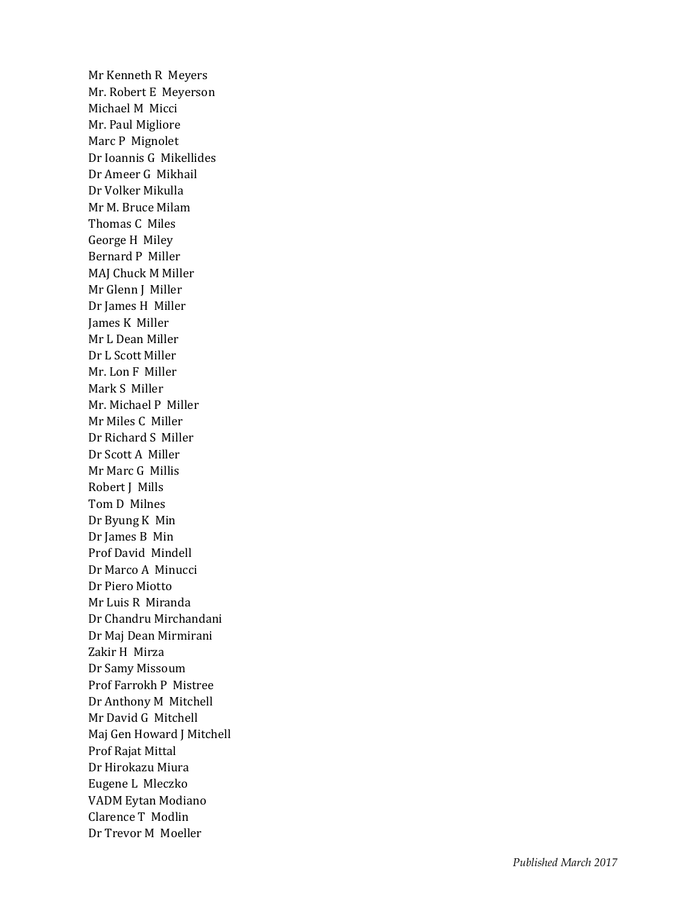Mr Kenneth R Meyers
Mr. Robert E Meyerson
Michael M Micci
Mr. Paul Migliore
Marc P Mignolet
Dr Ioannis G Mikellides
Dr Ameer G Mikhail
Dr Volker Mikulla
Mr M. Bruce Milam
Thomas C Miles
George H Miley
Bernard P Miller
MAJ Chuck M Miller
Mr Glenn J Miller
Dr James H Miller
James K Miller
Mr L Dean Miller
Dr L Scott Miller
Mr. Lon F Miller
Mark S Miller
Mr. Michael P Miller
Mr Miles C Miller
Dr Richard S Miller
Dr Scott A Miller
Mr Marc G Millis
Robert J Mills
Tom D Milnes
Dr Byung K Min
Dr James B Min
Prof David Mindell
Dr Marco A Minucci
Dr Piero Miotto
Mr Luis R Miranda
Dr Chandru Mirchandani
Dr Maj Dean Mirmirani
Zakir H Mirza
Dr Samy Missoum
Prof Farrokh P Mistree
Dr Anthony M Mitchell
Mr David G Mitchell
Maj Gen Howard J Mitchell
Prof Rajat Mittal
Dr Hirokazu Miura
Eugene L Mleczko
VADM Eytan Modiano
Clarence T Modlin
Dr Trevor M Moeller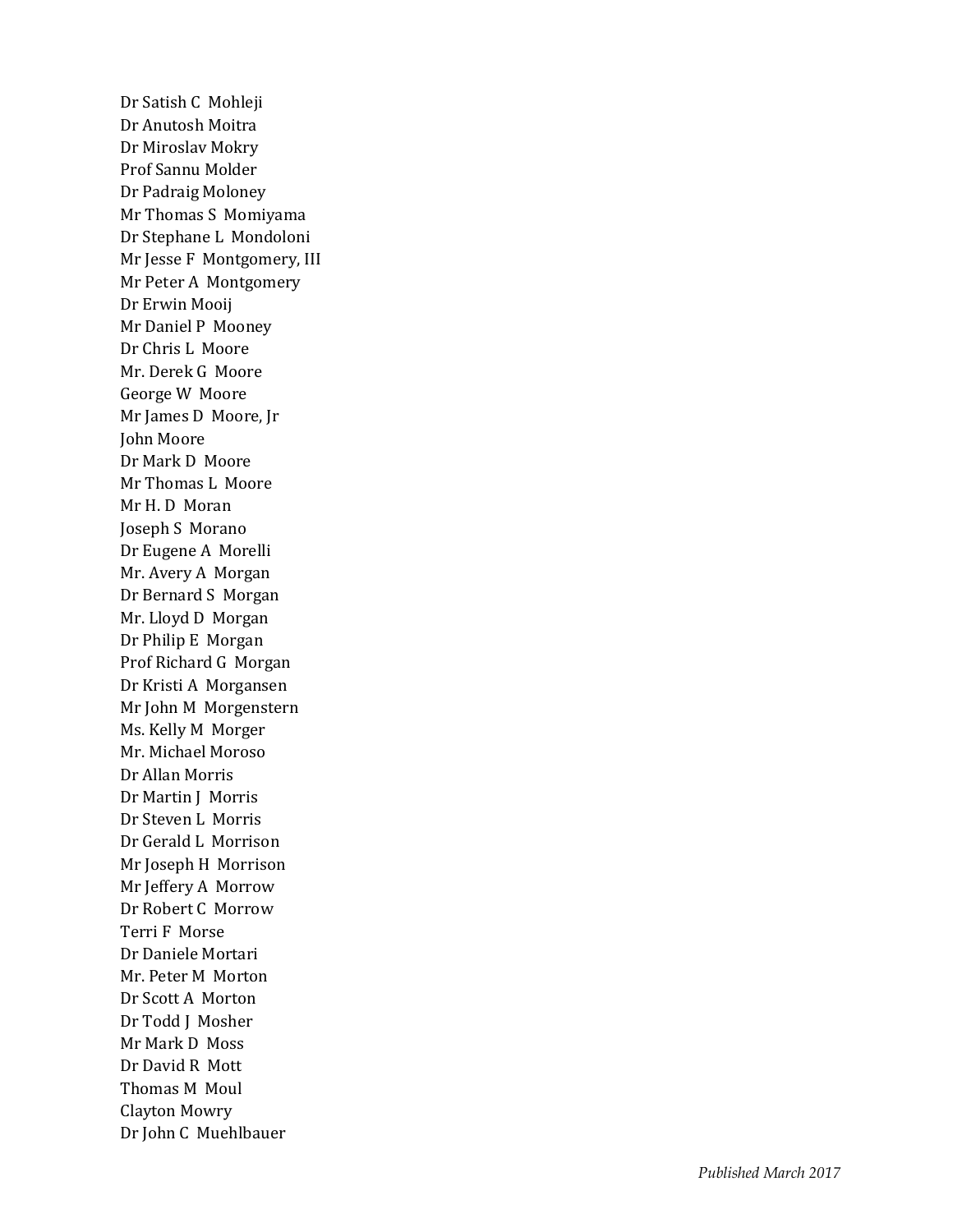Dr Satish C  Mohleji
Dr Anutosh Moitra
Dr Miroslav Mokry
Prof Sannu Molder
Dr Padraig Moloney
Mr Thomas S  Momiyama
Dr Stephane L  Mondoloni
Mr Jesse F  Montgomery, III
Mr Peter A  Montgomery
Dr Erwin Mooij
Mr Daniel P  Mooney
Dr Chris L  Moore
Mr. Derek G  Moore
George W  Moore
Mr James D  Moore, Jr
John Moore
Dr Mark D  Moore
Mr Thomas L  Moore
Mr H. D  Moran
Joseph S  Morano
Dr Eugene A  Morelli
Mr. Avery A  Morgan
Dr Bernard S  Morgan
Mr. Lloyd D  Morgan
Dr Philip E  Morgan
Prof Richard G  Morgan
Dr Kristi A  Morgansen
Mr John M  Morgenstern
Ms. Kelly M  Morger
Mr. Michael Moroso
Dr Allan Morris
Dr Martin J  Morris
Dr Steven L  Morris
Dr Gerald L  Morrison
Mr Joseph H  Morrison
Mr Jeffery A  Morrow
Dr Robert C  Morrow
Terri F  Morse
Dr Daniele Mortari
Mr. Peter M  Morton
Dr Scott A  Morton
Dr Todd J  Mosher
Mr Mark D  Moss
Dr David R  Mott
Thomas M  Moul
Clayton Mowry
Dr John C  Muehlbauer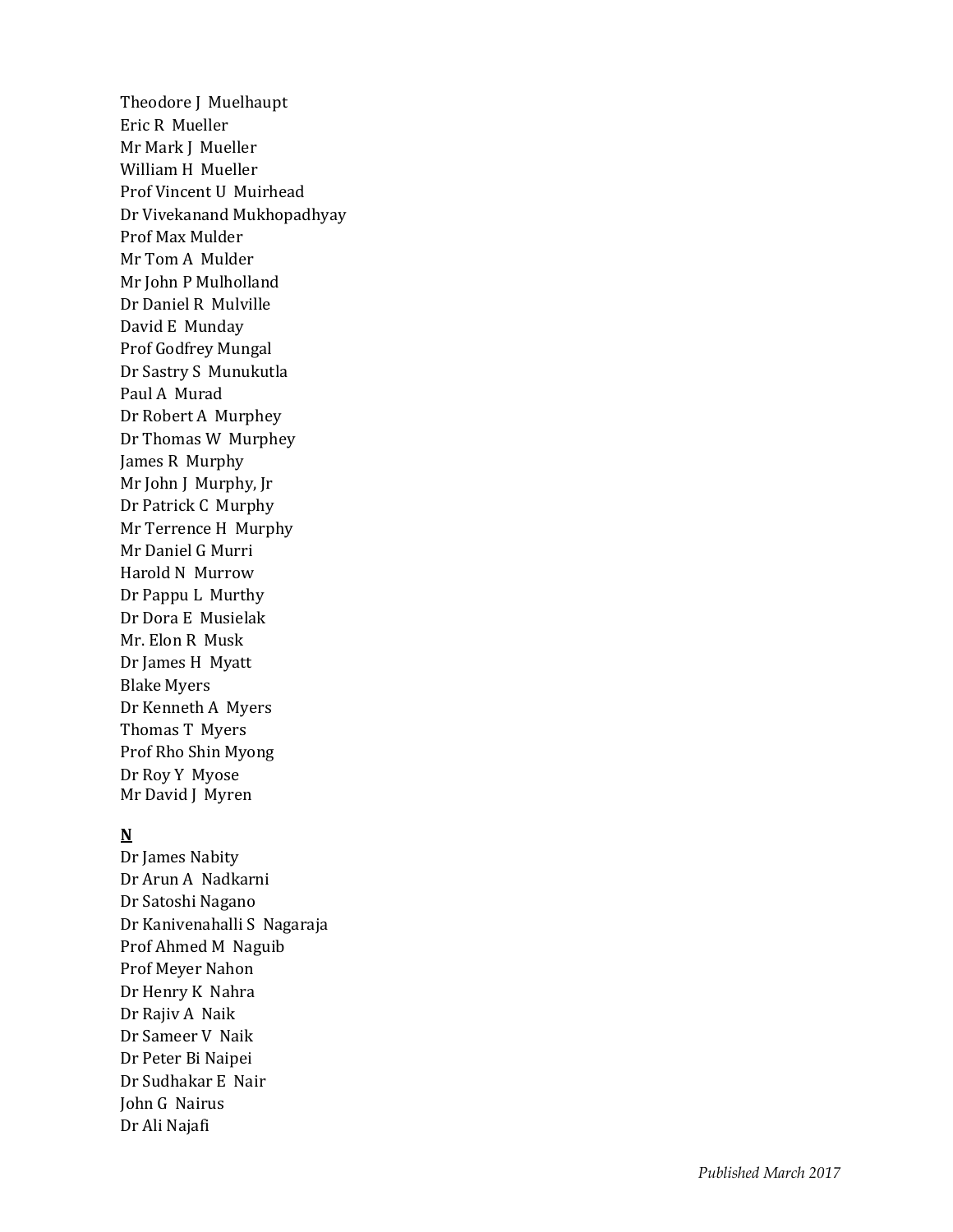Theodore J Muelhaupt
Eric R Mueller
Mr Mark J Mueller
William H Mueller
Prof Vincent U Muirhead
Dr Vivekanand Mukhopadhyay
Prof Max Mulder
Mr Tom A Mulder
Mr John P Mulholland
Dr Daniel R Mulville
David E Munday
Prof Godfrey Mungal
Dr Sastry S Munukutla
Paul A Murad
Dr Robert A Murphey
Dr Thomas W Murphey
James R Murphy
Mr John J Murphy, Jr
Dr Patrick C Murphy
Mr Terrence H Murphy
Mr Daniel G Murri
Harold N Murrow
Dr Pappu L Murthy
Dr Dora E Musielak
Mr. Elon R Musk
Dr James H Myatt
Blake Myers
Dr Kenneth A Myers
Thomas T Myers
Prof Rho Shin Myong
Dr Roy Y Myose
Mr David J Myren

**N**

Dr James Nabity
Dr Arun A Nadkarni
Dr Satoshi Nagano
Dr Kanivenahalli S Nagaraja
Prof Ahmed M Naguib
Prof Meyer Nahon
Dr Henry K Nahra
Dr Rajiv A Naik
Dr Sameer V Naik
Dr Peter Bi Naipei
Dr Sudhakar E Nair
John G Nairus
Dr Ali Najafi

*Published March 2017*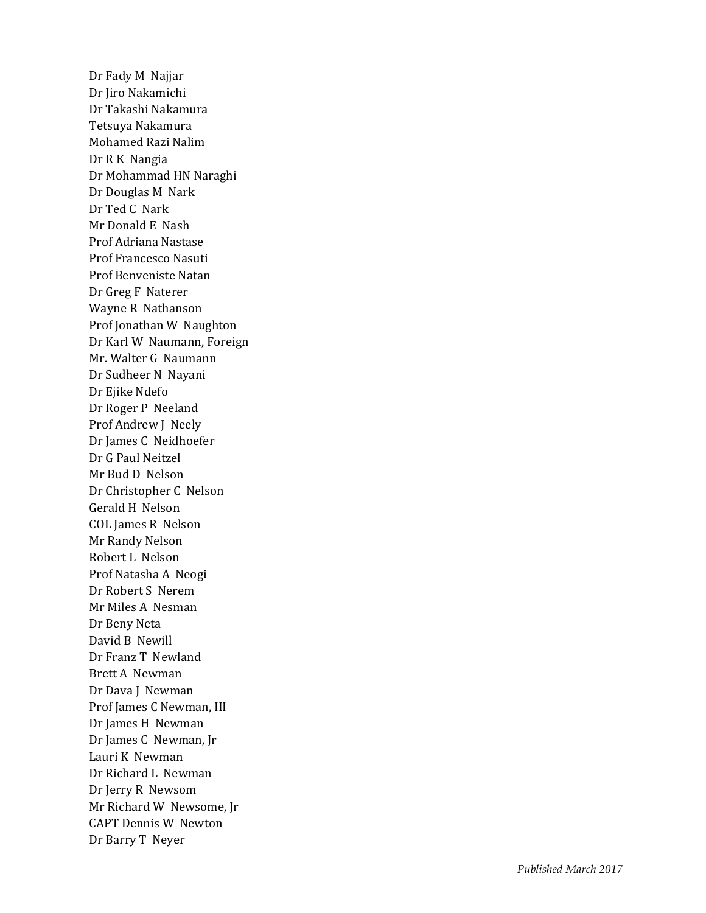Dr Fady M Najjar
Dr Jiro Nakamichi
Dr Takashi Nakamura
Tetsuya Nakamura
Mohamed Razi Nalim
Dr R K Nangia
Dr Mohammad HN Naraghi
Dr Douglas M Nark
Dr Ted C Nark
Mr Donald E Nash
Prof Adriana Nastase
Prof Francesco Nasuti
Prof Benveniste Natan
Dr Greg F Naterer
Wayne R Nathanson
Prof Jonathan W Naughton
Dr Karl W Naumann, Foreign
Mr. Walter G Naumann
Dr Sudheer N Nayani
Dr Ejike Ndefo
Dr Roger P Neeland
Prof Andrew J Neely
Dr James C Neidhoefer
Dr G Paul Neitzel
Mr Bud D Nelson
Dr Christopher C Nelson
Gerald H Nelson
COL James R Nelson
Mr Randy Nelson
Robert L Nelson
Prof Natasha A Neogi
Dr Robert S Nerem
Mr Miles A Nesman
Dr Beny Neta
David B Newill
Dr Franz T Newland
Brett A Newman
Dr Dava J Newman
Prof James C Newman, III
Dr James H Newman
Dr James C Newman, Jr
Lauri K Newman
Dr Richard L Newman
Dr Jerry R Newsom
Mr Richard W Newsome, Jr
CAPT Dennis W Newton
Dr Barry T Neyer

*Published March 2017*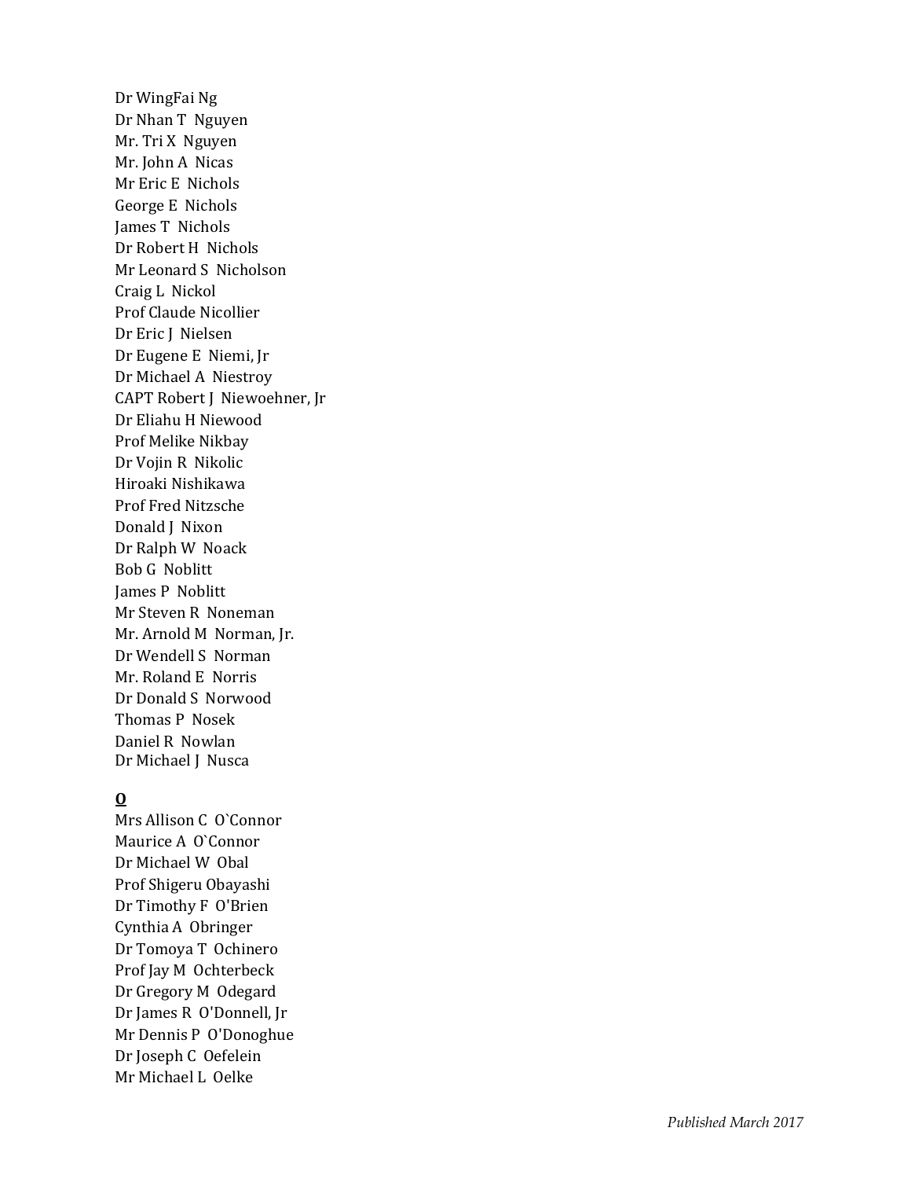Dr WingFai Ng
Dr Nhan T Nguyen
Mr. Tri X Nguyen
Mr. John A Nicas
Mr Eric E Nichols
George E Nichols
James T Nichols
Dr Robert H Nichols
Mr Leonard S Nicholson
Craig L Nickol
Prof Claude Nicollier
Dr Eric J Nielsen
Dr Eugene E Niemi, Jr
Dr Michael A Niestroy
CAPT Robert J Niewoehner, Jr
Dr Eliahu H Niewood
Prof Melike Nikbay
Dr Vojin R Nikolic
Hiroaki Nishikawa
Prof Fred Nitzsche
Donald J Nixon
Dr Ralph W Noack
Bob G Noblitt
James P Noblitt
Mr Steven R Noneman
Mr. Arnold M Norman, Jr.
Dr Wendell S Norman
Mr. Roland E Norris
Dr Donald S Norwood
Thomas P Nosek
Daniel R Nowlan
Dr Michael J Nusca

**O**

Mrs Allison C O`Connor
Maurice A O`Connor
Dr Michael W Obal
Prof Shigeru Obayashi
Dr Timothy F O'Brien
Cynthia A Obringer
Dr Tomoya T Ochinero
Prof Jay M Ochterbeck
Dr Gregory M Odegard
Dr James R O'Donnell, Jr
Mr Dennis P O'Donoghue
Dr Joseph C Oefelein
Mr Michael L Oelke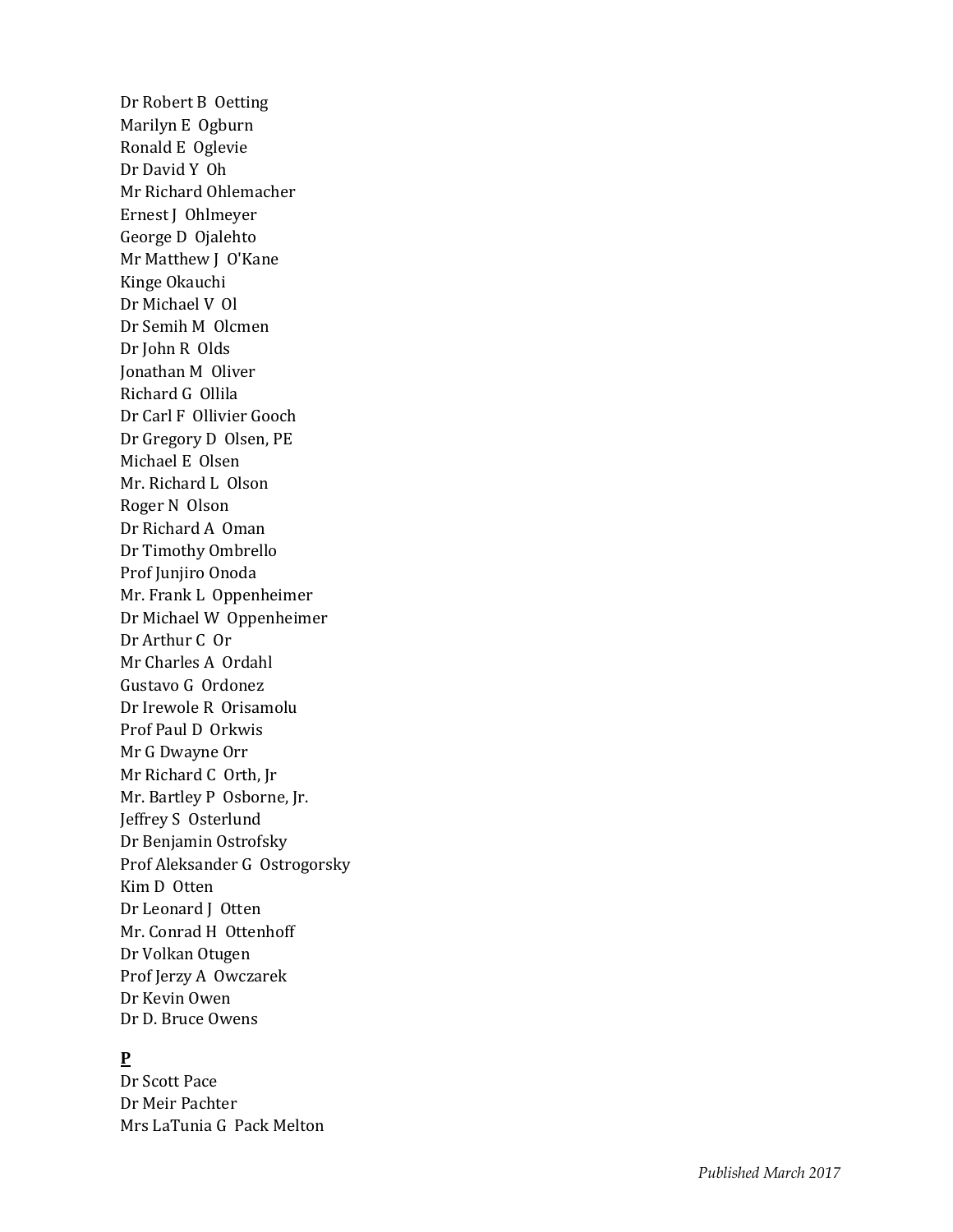Dr Robert B Oetting
Marilyn E Ogburn
Ronald E Oglevie
Dr David Y Oh
Mr Richard Ohlemacher
Ernest J Ohlmeyer
George D Ojalehto
Mr Matthew J O'Kane
Kinge Okauchi
Dr Michael V Ol
Dr Semih M Olcmen
Dr John R Olds
Jonathan M Oliver
Richard G Ollila
Dr Carl F Ollivier Gooch
Dr Gregory D Olsen, PE
Michael E Olsen
Mr. Richard L Olson
Roger N Olson
Dr Richard A Oman
Dr Timothy Ombrello
Prof Junjiro Onoda
Mr. Frank L Oppenheimer
Dr Michael W Oppenheimer
Dr Arthur C Or
Mr Charles A Ordahl
Gustavo G Ordonez
Dr Irewole R Orisamolu
Prof Paul D Orkwis
Mr G Dwayne Orr
Mr Richard C Orth, Jr
Mr. Bartley P Osborne, Jr.
Jeffrey S Osterlund
Dr Benjamin Ostrofsky
Prof Aleksander G Ostrogorsky
Kim D Otten
Dr Leonard J Otten
Mr. Conrad H Ottenhoff
Dr Volkan Otugen
Prof Jerzy A Owczarek
Dr Kevin Owen
Dr D. Bruce Owens

**P**

Dr Scott Pace
Dr Meir Pachter
Mrs LaTunia G Pack Melton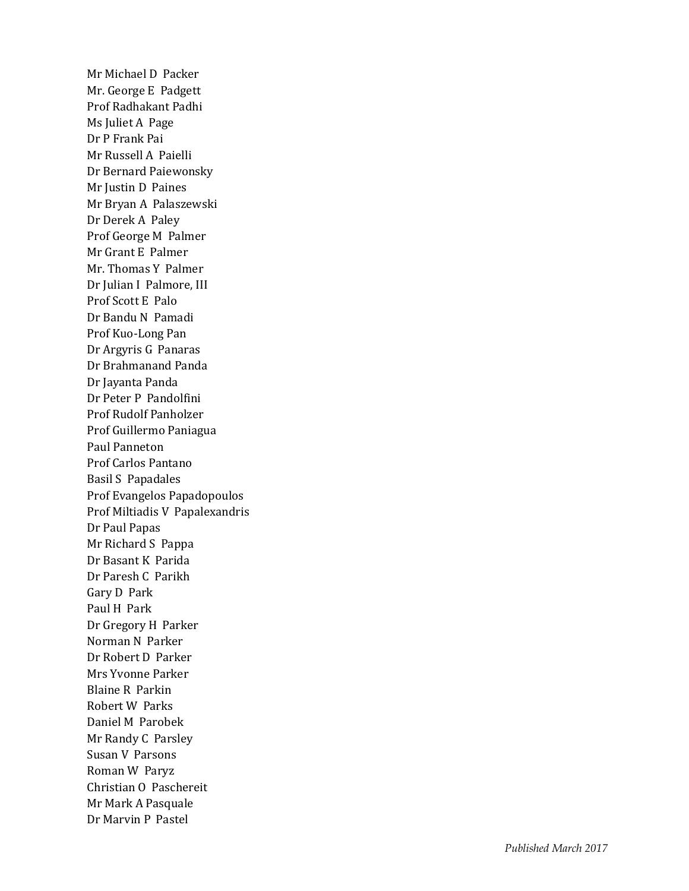Mr Michael D Packer
Mr. George E Padgett
Prof Radhakant Padhi
Ms Juliet A Page
Dr P Frank Pai
Mr Russell A Paielli
Dr Bernard Paiewonsky
Mr Justin D Paines
Mr Bryan A Palaszewski
Dr Derek A Paley
Prof George M Palmer
Mr Grant E Palmer
Mr. Thomas Y Palmer
Dr Julian I Palmore, III
Prof Scott E Palo
Dr Bandu N Pamadi
Prof Kuo-Long Pan
Dr Argyris G Panaras
Dr Brahmanand Panda
Dr Jayanta Panda
Dr Peter P Pandolfini
Prof Rudolf Panholzer
Prof Guillermo Paniagua
Paul Panneton
Prof Carlos Pantano
Basil S Papadales
Prof Evangelos Papadopoulos
Prof Miltiadis V Papalexandris
Dr Paul Papas
Mr Richard S Pappa
Dr Basant K Parida
Dr Paresh C Parikh
Gary D Park
Paul H Park
Dr Gregory H Parker
Norman N Parker
Dr Robert D Parker
Mrs Yvonne Parker
Blaine R Parkin
Robert W Parks
Daniel M Parobek
Mr Randy C Parsley
Susan V Parsons
Roman W Paryz
Christian O Paschereit
Mr Mark A Pasquale
Dr Marvin P Pastel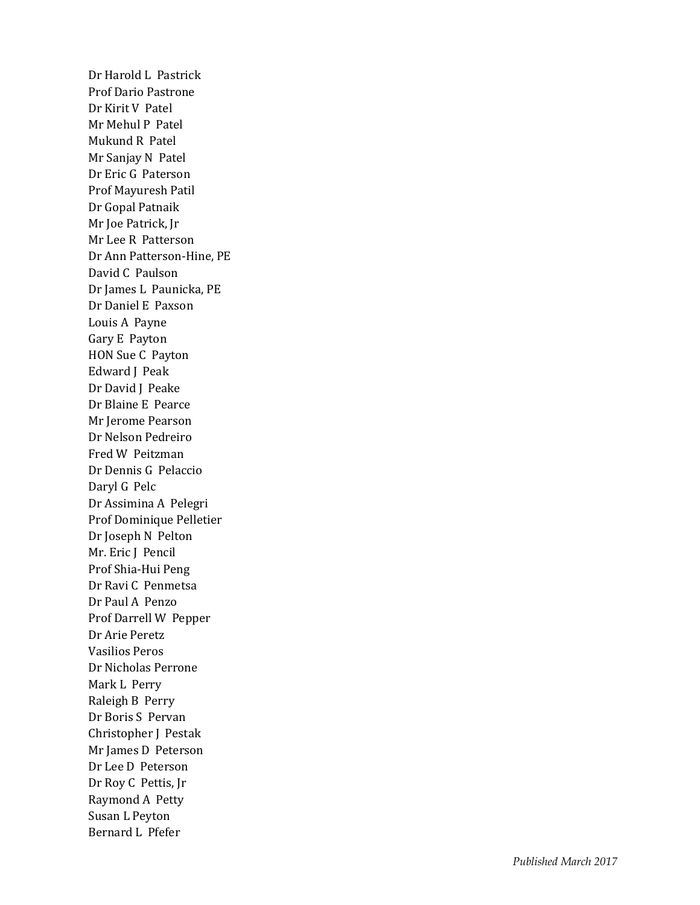Dr Harold L Pastrick
Prof Dario Pastrone
Dr Kirit V Patel
Mr Mehul P Patel
Mukund R Patel
Mr Sanjay N Patel
Dr Eric G Paterson
Prof Mayuresh Patil
Dr Gopal Patnaik
Mr Joe Patrick, Jr
Mr Lee R Patterson
Dr Ann Patterson-Hine, PE
David C Paulson
Dr James L Paunicka, PE
Dr Daniel E Paxson
Louis A Payne
Gary E Payton
HON Sue C Payton
Edward J Peak
Dr David J Peake
Dr Blaine E Pearce
Mr Jerome Pearson
Dr Nelson Pedreiro
Fred W Peitzman
Dr Dennis G Pelaccio
Daryl G Pelc
Dr Assimina A Pelegri
Prof Dominique Pelletier
Dr Joseph N Pelton
Mr. Eric J Pencil
Prof Shia-Hui Peng
Dr Ravi C Penmetsa
Dr Paul A Penzo
Prof Darrell W Pepper
Dr Arie Peretz
Vasilios Peros
Dr Nicholas Perrone
Mark L Perry
Raleigh B Perry
Dr Boris S Pervan
Christopher J Pestak
Mr James D Peterson
Dr Lee D Peterson
Dr Roy C Pettis, Jr
Raymond A Petty
Susan L Peyton
Bernard L Pfefer

*Published March 2017*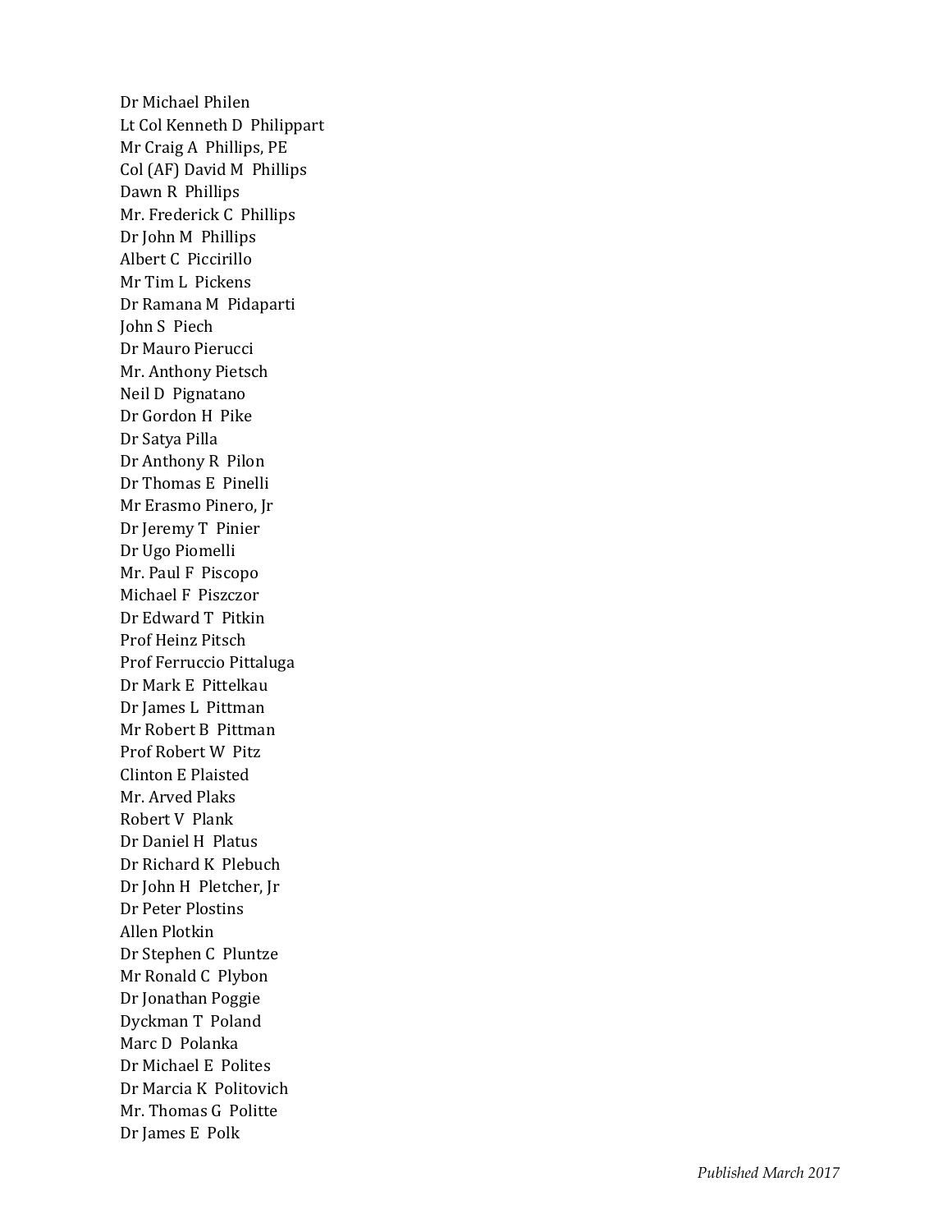Dr Michael Philen
Lt Col Kenneth D Philippart
Mr Craig A Phillips, PE
Col (AF) David M Phillips
Dawn R Phillips
Mr. Frederick C Phillips
Dr John M Phillips
Albert C Piccirillo
Mr Tim L Pickens
Dr Ramana M Pidaparti
John S Piech
Dr Mauro Pierucci
Mr. Anthony Pietsch
Neil D Pignatano
Dr Gordon H Pike
Dr Satya Pilla
Dr Anthony R Pilon
Dr Thomas E Pinelli
Mr Erasmo Pinero, Jr
Dr Jeremy T Pinier
Dr Ugo Piomelli
Mr. Paul F Piscopo
Michael F Piszczor
Dr Edward T Pitkin
Prof Heinz Pitsch
Prof Ferruccio Pittaluga
Dr Mark E Pittelkau
Dr James L Pittman
Mr Robert B Pittman
Prof Robert W Pitz
Clinton E Plaisted
Mr. Arved Plaks
Robert V Plank
Dr Daniel H Platus
Dr Richard K Plebuch
Dr John H Pletcher, Jr
Dr Peter Plostins
Allen Plotkin
Dr Stephen C Pluntze
Mr Ronald C Plybon
Dr Jonathan Poggie
Dyckman T Poland
Marc D Polanka
Dr Michael E Polites
Dr Marcia K Politovich
Mr. Thomas G Politte
Dr James E Polk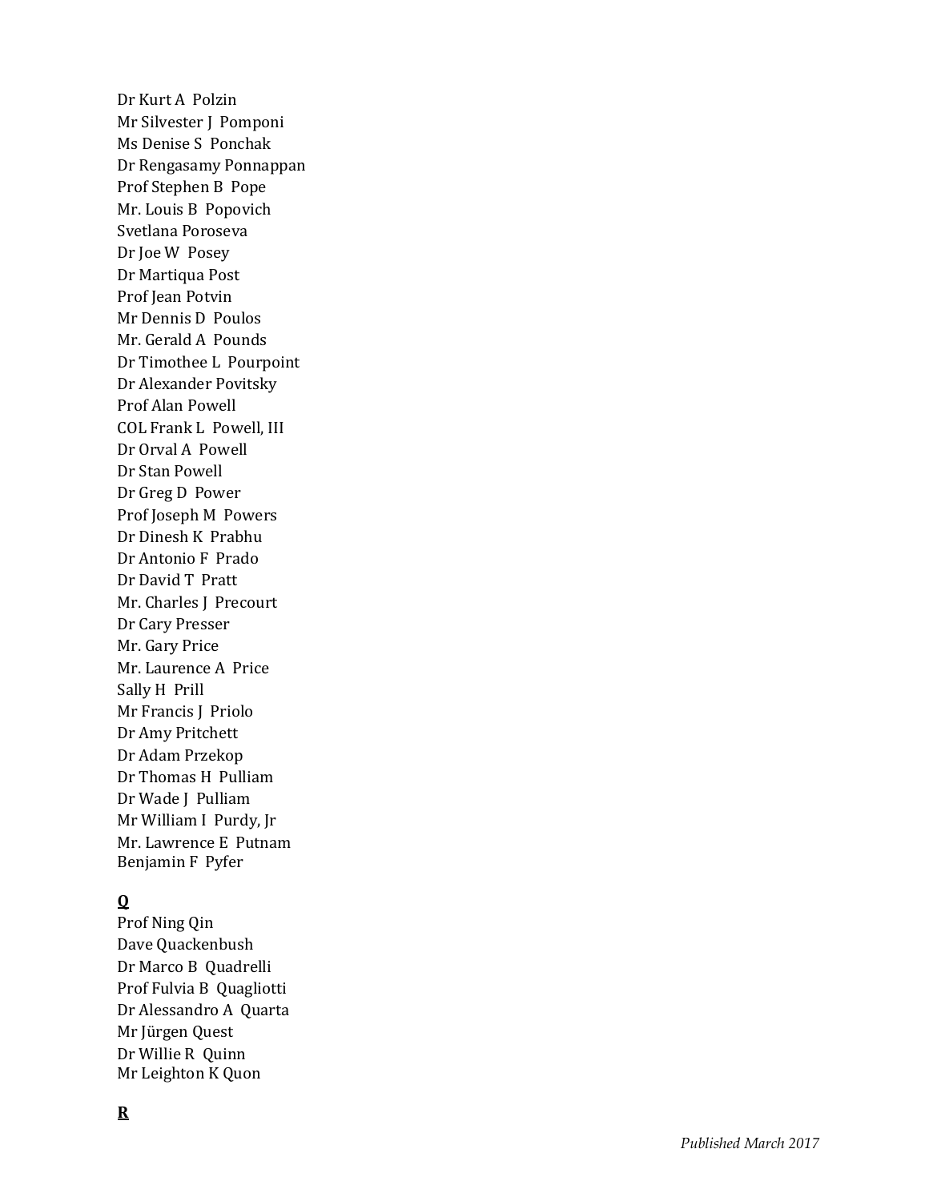Dr Kurt A Polzin
Mr Silvester J Pomponi
Ms Denise S Ponchak
Dr Rengasamy Ponnappan
Prof Stephen B Pope
Mr. Louis B Popovich
Svetlana Poroseva
Dr Joe W Posey
Dr Martiqua Post
Prof Jean Potvin
Mr Dennis D Poulos
Mr. Gerald A Pounds
Dr Timothee L Pourpoint
Dr Alexander Povitsky
Prof Alan Powell
COL Frank L Powell, III
Dr Orval A Powell
Dr Stan Powell
Dr Greg D Power
Prof Joseph M Powers
Dr Dinesh K Prabhu
Dr Antonio F Prado
Dr David T Pratt
Mr. Charles J Precourt
Dr Cary Presser
Mr. Gary Price
Mr. Laurence A Price
Sally H Prill
Mr Francis J Priolo
Dr Amy Pritchett
Dr Adam Przekop
Dr Thomas H Pulliam
Dr Wade J Pulliam
Mr William I Purdy, Jr
Mr. Lawrence E Putnam
Benjamin F Pyfer

**Q**

Prof Ning Qin
Dave Quackenbush
Dr Marco B Quadrelli
Prof Fulvia B Quagliotti
Dr Alessandro A Quarta
Mr Jürgen Quest
Dr Willie R Quinn
Mr Leighton K Quon

**R**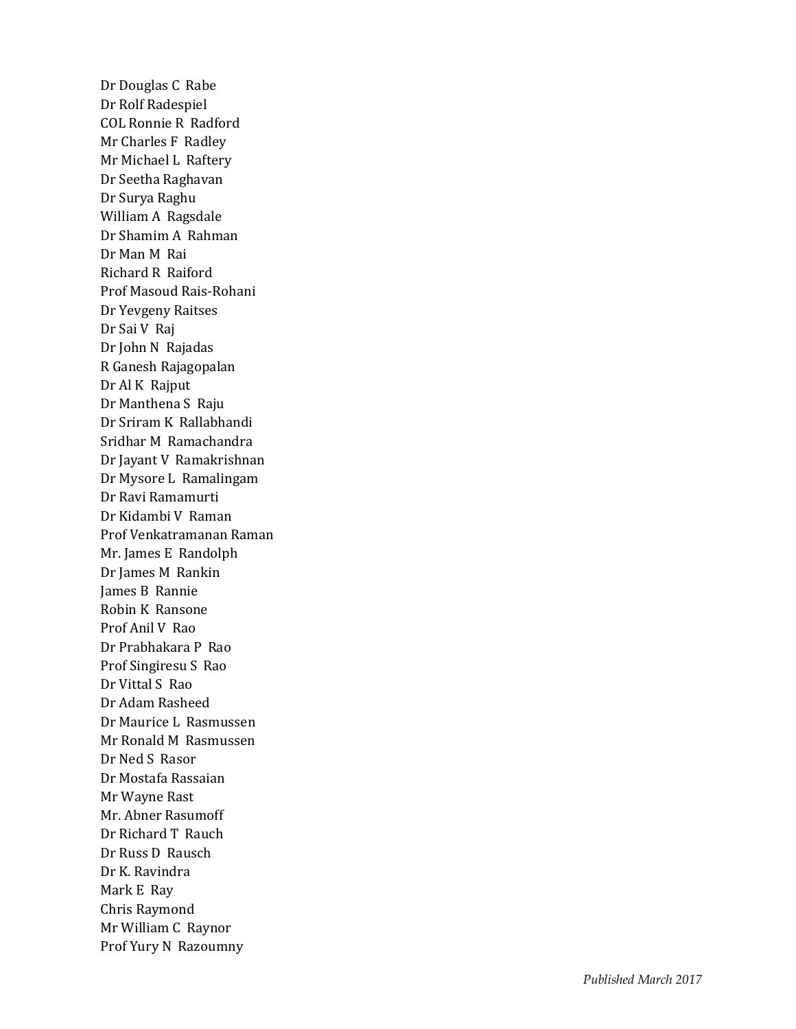Dr Douglas C Rabe
Dr Rolf Radespiel
COL Ronnie R Radford
Mr Charles F Radley
Mr Michael L Raftery
Dr Seetha Raghavan
Dr Surya Raghu
William A Ragsdale
Dr Shamim A Rahman
Dr Man M Rai
Richard R Raiford
Prof Masoud Rais-Rohani
Dr Yevgeny Raitses
Dr Sai V Raj
Dr John N Rajadas
R Ganesh Rajagopalan
Dr Al K Rajput
Dr Manthena S Raju
Dr Sriram K Rallabhandi
Sridhar M Ramachandra
Dr Jayant V Ramakrishnan
Dr Mysore L Ramalingam
Dr Ravi Ramamurti
Dr Kidambi V Raman
Prof Venkatramanan Raman
Mr. James E Randolph
Dr James M Rankin
James B Rannie
Robin K Ransone
Prof Anil V Rao
Dr Prabhakara P Rao
Prof Singiresu S Rao
Dr Vittal S Rao
Dr Adam Rasheed
Dr Maurice L Rasmussen
Mr Ronald M Rasmussen
Dr Ned S Rasor
Dr Mostafa Rassaian
Mr Wayne Rast
Mr. Abner Rasumoff
Dr Richard T Rauch
Dr Russ D Rausch
Dr K. Ravindra
Mark E Ray
Chris Raymond
Mr William C Raynor
Prof Yury N Razoumny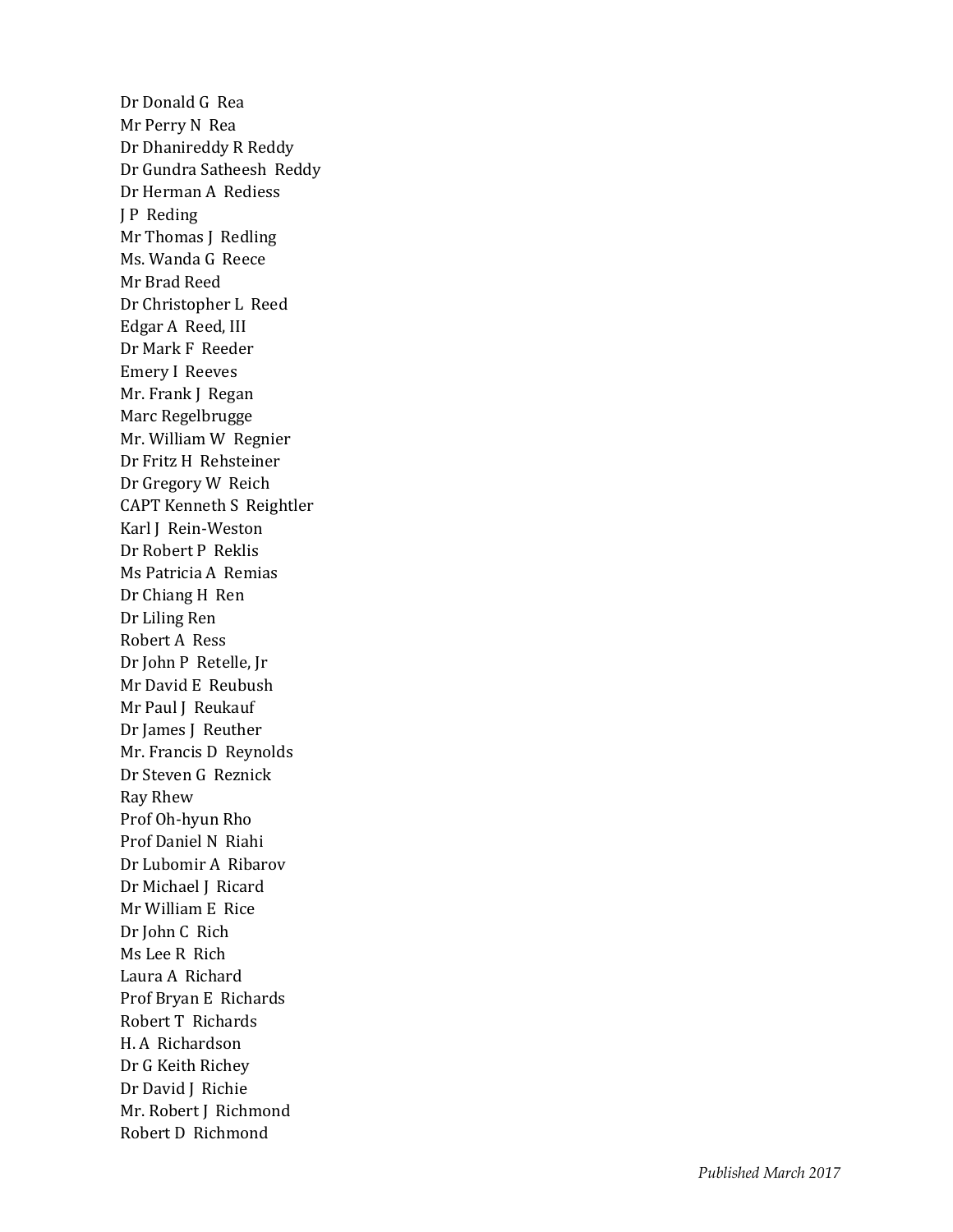Dr Donald G  Rea
Mr Perry N  Rea
Dr Dhanireddy R Reddy
Dr Gundra Satheesh  Reddy
Dr Herman A  Rediess
J P  Reding
Mr Thomas J  Redling
Ms. Wanda G  Reece
Mr Brad Reed
Dr Christopher L  Reed
Edgar A  Reed, III
Dr Mark F  Reeder
Emery I  Reeves
Mr. Frank J  Regan
Marc Regelbrugge
Mr. William W  Regnier
Dr Fritz H  Rehsteiner
Dr Gregory W  Reich
CAPT Kenneth S  Reightler
Karl J  Rein-Weston
Dr Robert P  Reklis
Ms Patricia A  Remias
Dr Chiang H  Ren
Dr Liling Ren
Robert A  Ress
Dr John P  Retelle, Jr
Mr David E  Reubush
Mr Paul J  Reukauf
Dr James J  Reuther
Mr. Francis D  Reynolds
Dr Steven G  Reznick
Ray Rhew
Prof Oh-hyun Rho
Prof Daniel N  Riahi
Dr Lubomir A  Ribarov
Dr Michael J  Ricard
Mr William E  Rice
Dr John C  Rich
Ms Lee R  Rich
Laura A  Richard
Prof Bryan E  Richards
Robert T  Richards
H. A  Richardson
Dr G Keith Richey
Dr David J  Richie
Mr. Robert J  Richmond
Robert D  Richmond

*Published March 2017*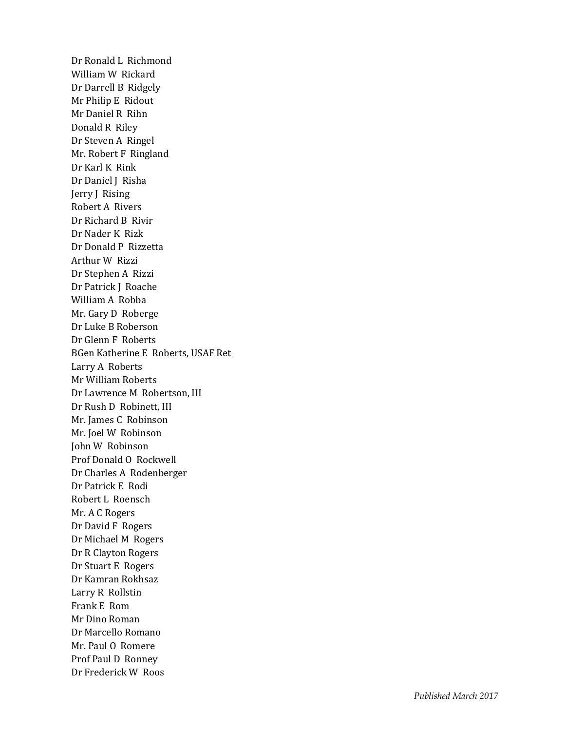Dr Ronald L Richmond
William W Rickard
Dr Darrell B Ridgely
Mr Philip E Ridout
Mr Daniel R Rihn
Donald R Riley
Dr Steven A Ringel
Mr. Robert F Ringland
Dr Karl K Rink
Dr Daniel J Risha
Jerry J Rising
Robert A Rivers
Dr Richard B Rivir
Dr Nader K Rizk
Dr Donald P Rizzetta
Arthur W Rizzi
Dr Stephen A Rizzi
Dr Patrick J Roache
William A Robba
Mr. Gary D Roberge
Dr Luke B Roberson
Dr Glenn F Roberts
BGen Katherine E Roberts, USAF Ret
Larry A Roberts
Mr William Roberts
Dr Lawrence M Robertson, III
Dr Rush D Robinett, III
Mr. James C Robinson
Mr. Joel W Robinson
John W Robinson
Prof Donald O Rockwell
Dr Charles A Rodenberger
Dr Patrick E Rodi
Robert L Roensch
Mr. A C Rogers
Dr David F Rogers
Dr Michael M Rogers
Dr R Clayton Rogers
Dr Stuart E Rogers
Dr Kamran Rokhsaz
Larry R Rollstin
Frank E Rom
Mr Dino Roman
Dr Marcello Romano
Mr. Paul O Romere
Prof Paul D Ronney
Dr Frederick W Roos

*Published March 2017*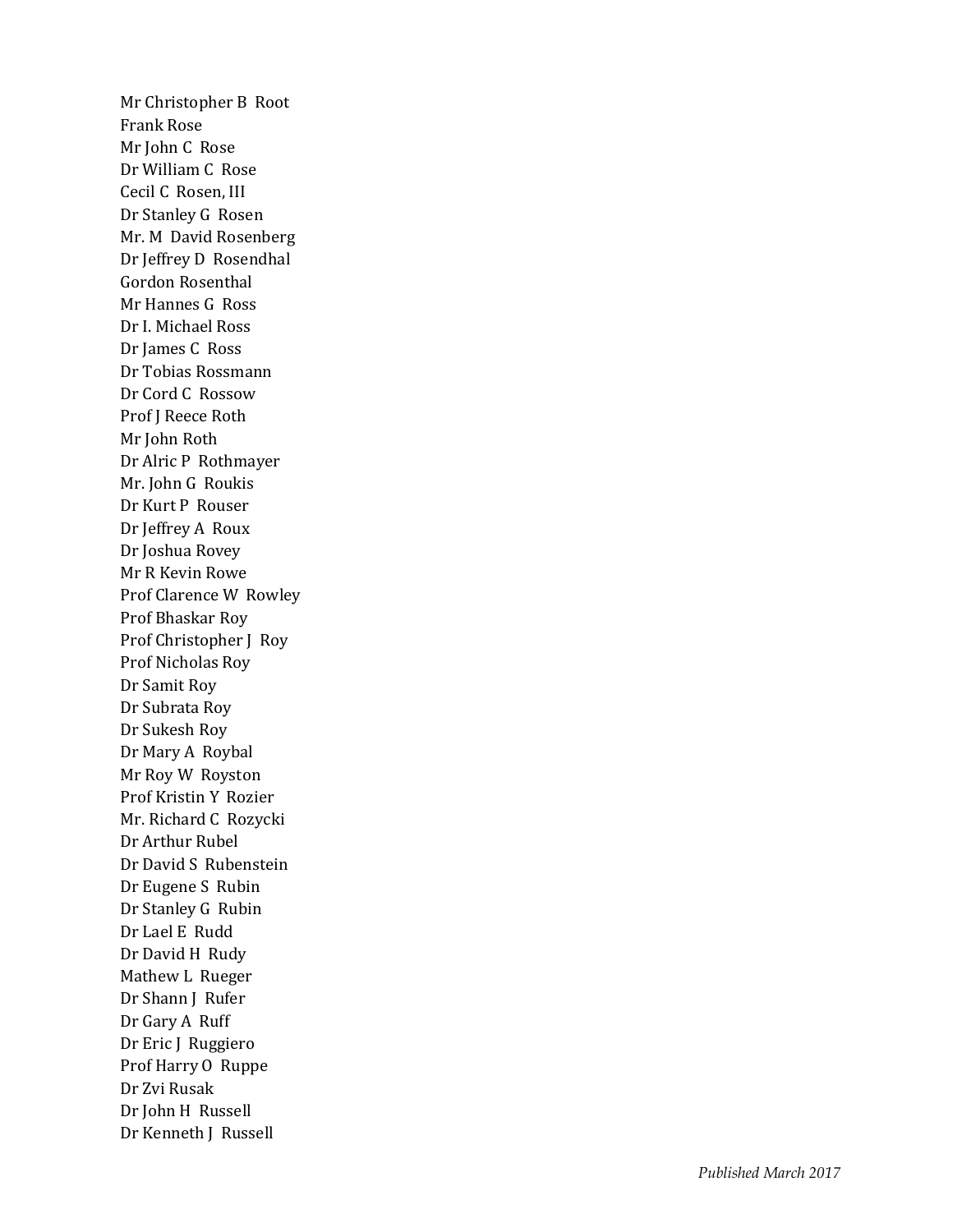Mr Christopher B Root  
Frank Rose  
Mr John C Rose  
Dr William C Rose  
Cecil C Rosen, III  
Dr Stanley G Rosen  
Mr. M David Rosenberg  
Dr Jeffrey D Rosendhal  
Gordon Rosenthal  
Mr Hannes G Ross  
Dr I. Michael Ross  
Dr James C Ross  
Dr Tobias Rossmann  
Dr Cord C Rossow  
Prof J Reece Roth  
Mr John Roth  
Dr Alric P Rothmayer  
Mr. John G Roukis  
Dr Kurt P Rouser  
Dr Jeffrey A Roux  
Dr Joshua Rovey  
Mr R Kevin Rowe  
Prof Clarence W Rowley  
Prof Bhaskar Roy  
Prof Christopher J Roy  
Prof Nicholas Roy  
Dr Samit Roy  
Dr Subrata Roy  
Dr Sukesh Roy  
Dr Mary A Roybal  
Mr Roy W Royston  
Prof Kristin Y Rozier  
Mr. Richard C Rozycki  
Dr Arthur Rubel  
Dr David S Rubenstein  
Dr Eugene S Rubin  
Dr Stanley G Rubin  
Dr Lael E Rudd  
Dr David H Rudy  
Mathew L Rueger  
Dr Shann J Rufer  
Dr Gary A Ruff  
Dr Eric J Ruggiero  
Prof Harry O Ruppe  
Dr Zvi Rusak  
Dr John H Russell  
Dr Kenneth J Russell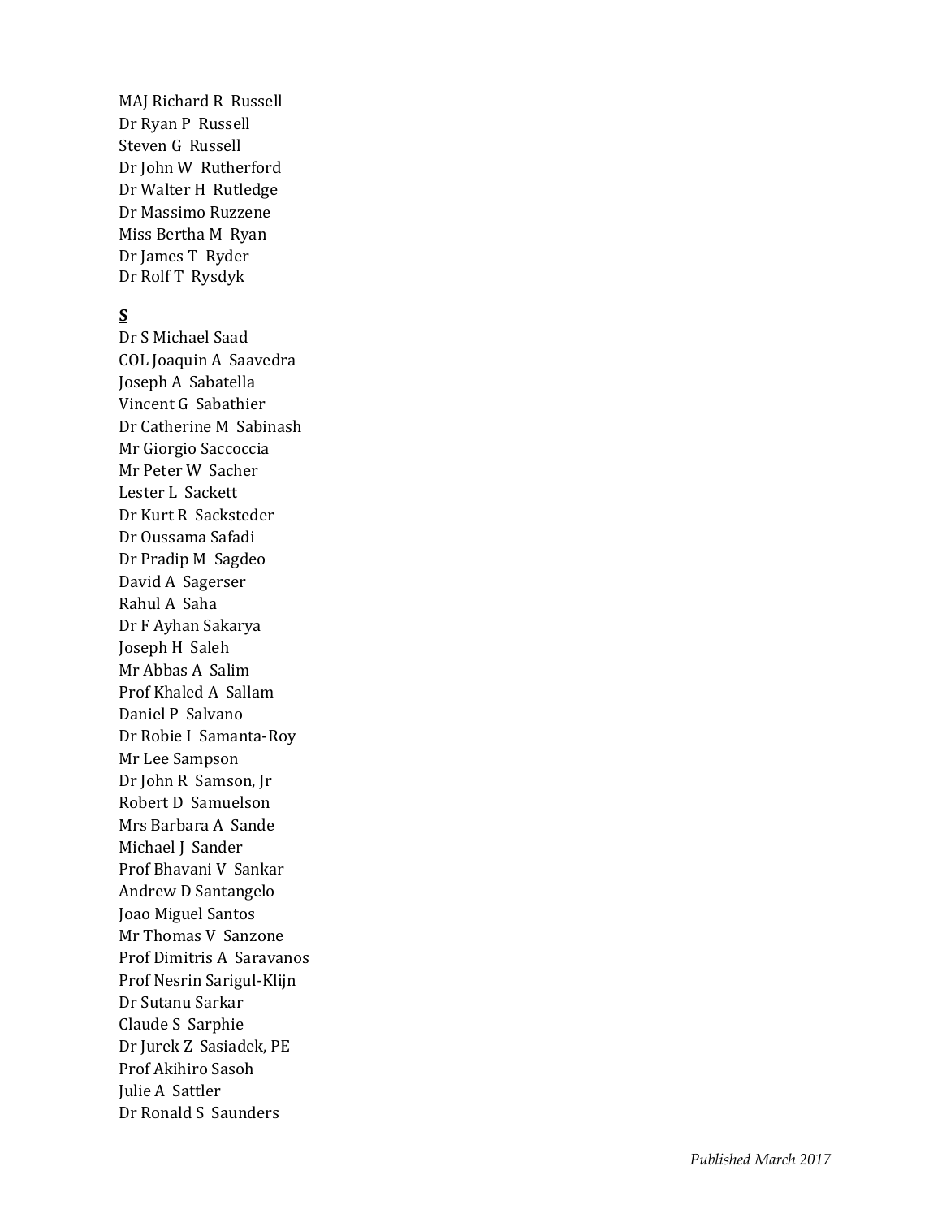MAJ Richard R Russell
Dr Ryan P Russell
Steven G Russell
Dr John W Rutherford
Dr Walter H Rutledge
Dr Massimo Ruzzene
Miss Bertha M Ryan
Dr James T Ryder
Dr Rolf T Rysdyk

**S**

Dr S Michael Saad
COL Joaquin A Saavedra
Joseph A Sabatella
Vincent G Sabathier
Dr Catherine M Sabinash
Mr Giorgio Saccoccia
Mr Peter W Sacher
Lester L Sackett
Dr Kurt R Sacksteder
Dr Oussama Safadi
Dr Pradip M Sagdeo
David A Sagerser
Rahul A Saha
Dr F Ayhan Sakarya
Joseph H Saleh
Mr Abbas A Salim
Prof Khaled A Sallam
Daniel P Salvano
Dr Robie I Samanta-Roy
Mr Lee Sampson
Dr John R Samson, Jr
Robert D Samuelson
Mrs Barbara A Sande
Michael J Sander
Prof Bhavani V Sankar
Andrew D Santangelo
Joao Miguel Santos
Mr Thomas V Sanzone
Prof Dimitris A Saravanos
Prof Nesrin Sarigul-Klijn
Dr Sutanu Sarkar
Claude S Sarphie
Dr Jurek Z Sasiadek, PE
Prof Akihiro Sasoh
Julie A Sattler
Dr Ronald S Saunders

*Published March 2017*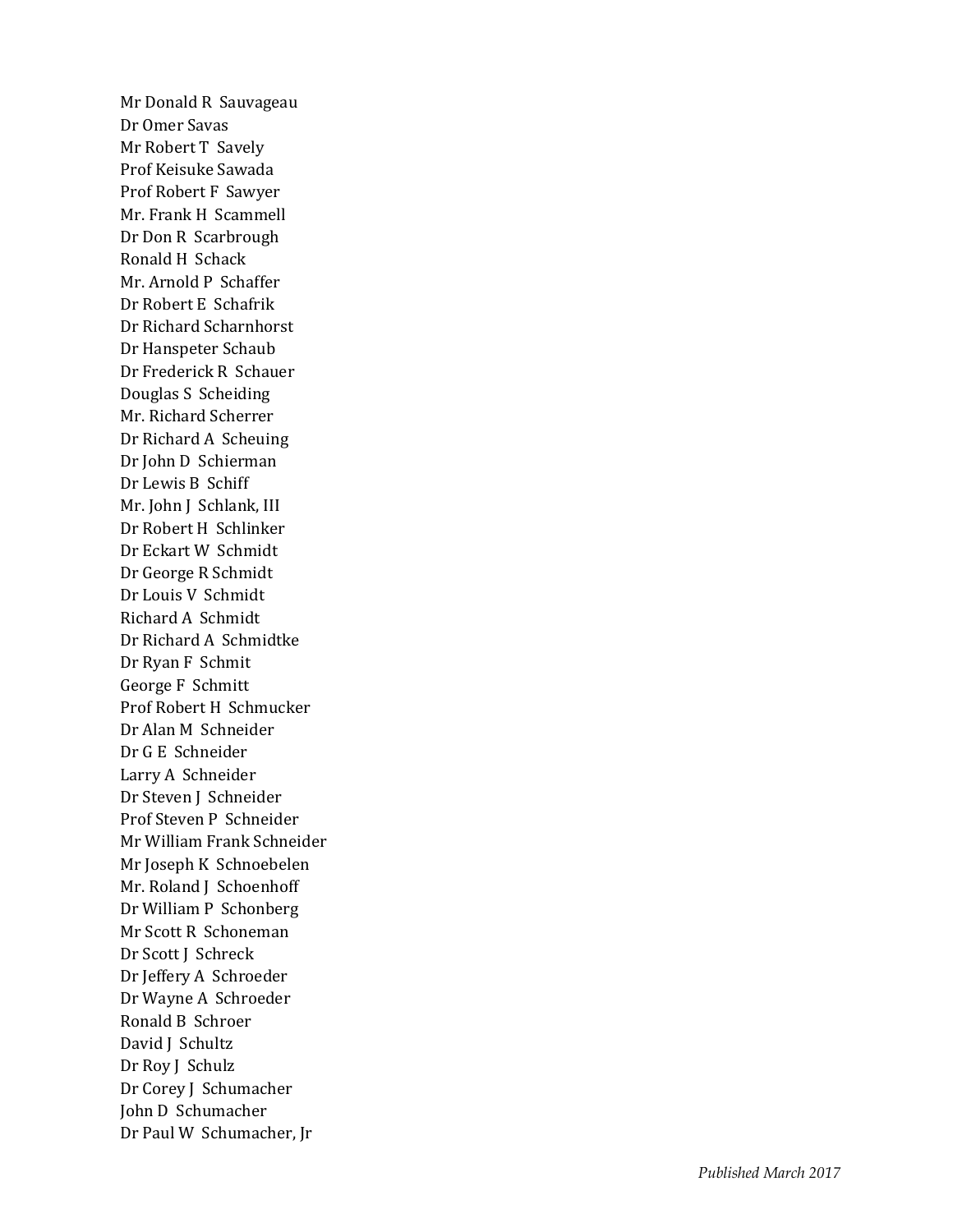Mr Donald R Sauvageau
Dr Omer Savas
Mr Robert T Savely
Prof Keisuke Sawada
Prof Robert F Sawyer
Mr. Frank H Scammell
Dr Don R Scarbrough
Ronald H Schack
Mr. Arnold P Schaffer
Dr Robert E Schafrik
Dr Richard Scharnhorst
Dr Hanspeter Schaub
Dr Frederick R Schauer
Douglas S Scheiding
Mr. Richard Scherrer
Dr Richard A Scheuing
Dr John D Schierman
Dr Lewis B Schiff
Mr. John J Schlank, III
Dr Robert H Schlinker
Dr Eckart W Schmidt
Dr George R Schmidt
Dr Louis V Schmidt
Richard A Schmidt
Dr Richard A Schmidtke
Dr Ryan F Schmit
George F Schmitt
Prof Robert H Schmucker
Dr Alan M Schneider
Dr G E Schneider
Larry A Schneider
Dr Steven J Schneider
Prof Steven P Schneider
Mr William Frank Schneider
Mr Joseph K Schnoebelen
Mr. Roland J Schoenhoff
Dr William P Schonberg
Mr Scott R Schoneman
Dr Scott J Schreck
Dr Jeffery A Schroeder
Dr Wayne A Schroeder
Ronald B Schroer
David J Schultz
Dr Roy J Schulz
Dr Corey J Schumacher
John D Schumacher
Dr Paul W Schumacher, Jr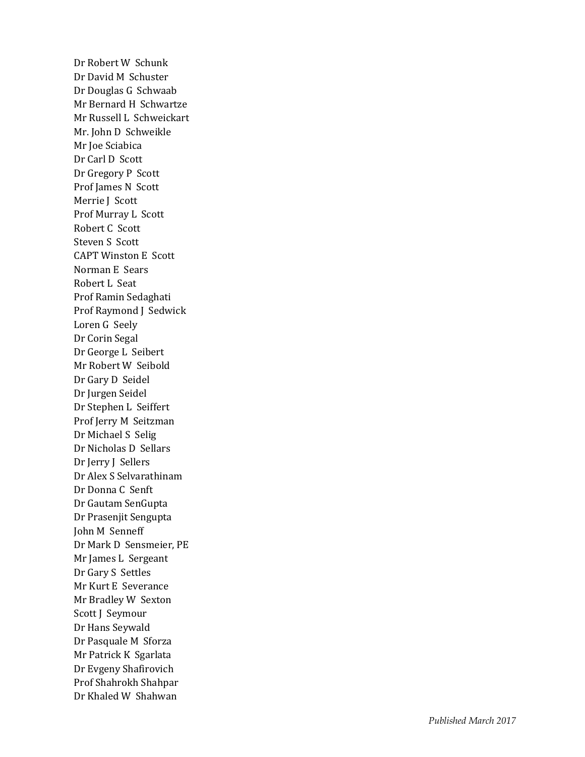Dr Robert W Schunk
Dr David M Schuster
Dr Douglas G Schwaab
Mr Bernard H Schwartze
Mr Russell L Schweickart
Mr. John D Schweikle
Mr Joe Sciabica
Dr Carl D Scott
Dr Gregory P Scott
Prof James N Scott
Merrie J Scott
Prof Murray L Scott
Robert C Scott
Steven S Scott
CAPT Winston E Scott
Norman E Sears
Robert L Seat
Prof Ramin Sedaghati
Prof Raymond J Sedwick
Loren G Seely
Dr Corin Segal
Dr George L Seibert
Mr Robert W Seibold
Dr Gary D Seidel
Dr Jurgen Seidel
Dr Stephen L Seiffert
Prof Jerry M Seitzman
Dr Michael S Selig
Dr Nicholas D Sellars
Dr Jerry J Sellers
Dr Alex S Selvarathinam
Dr Donna C Senft
Dr Gautam SenGupta
Dr Prasenjit Sengupta
John M Senneff
Dr Mark D Sensmeier, PE
Mr James L Sergeant
Dr Gary S Settles
Mr Kurt E Severance
Mr Bradley W Sexton
Scott J Seymour
Dr Hans Seywald
Dr Pasquale M Sforza
Mr Patrick K Sgarlata
Dr Evgeny Shafirovich
Prof Shahrokh Shahpar
Dr Khaled W Shahwan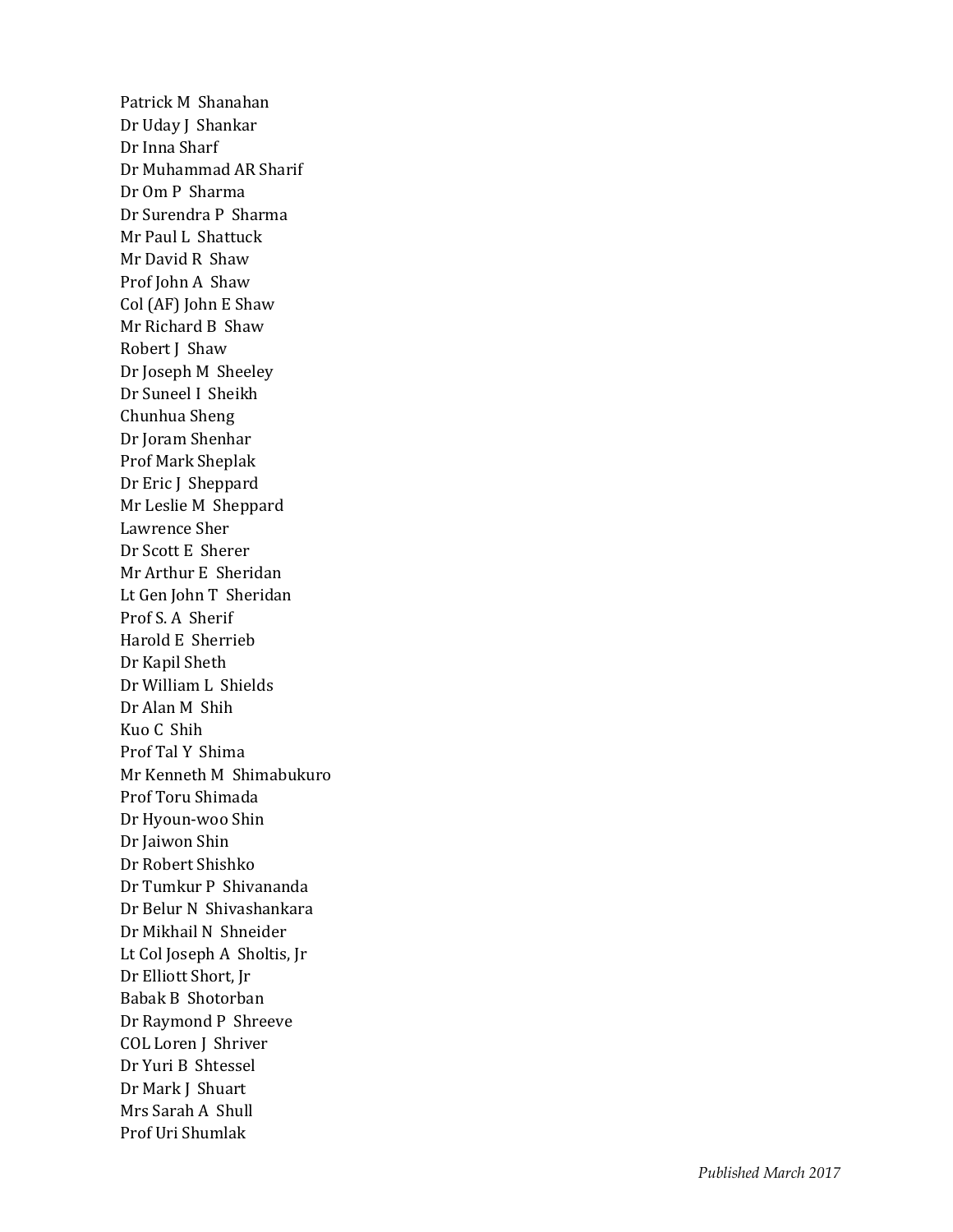Patrick M Shanahan
Dr Uday J Shankar
Dr Inna Sharf
Dr Muhammad AR Sharif
Dr Om P Sharma
Dr Surendra P Sharma
Mr Paul L Shattuck
Mr David R Shaw
Prof John A Shaw
Col (AF) John E Shaw
Mr Richard B Shaw
Robert J Shaw
Dr Joseph M Sheeley
Dr Suneel I Sheikh
Chunhua Sheng
Dr Joram Shenhar
Prof Mark Sheplak
Dr Eric J Sheppard
Mr Leslie M Sheppard
Lawrence Sher
Dr Scott E Sherer
Mr Arthur E Sheridan
Lt Gen John T Sheridan
Prof S. A Sherif
Harold E Sherrieb
Dr Kapil Sheth
Dr William L Shields
Dr Alan M Shih
Kuo C Shih
Prof Tal Y Shima
Mr Kenneth M Shimabukuro
Prof Toru Shimada
Dr Hyoun-woo Shin
Dr Jaiwon Shin
Dr Robert Shishko
Dr Tumkur P Shivananda
Dr Belur N Shivashankara
Dr Mikhail N Shneider
Lt Col Joseph A Sholtis, Jr
Dr Elliott Short, Jr
Babak B Shotorban
Dr Raymond P Shreeve
COL Loren J Shriver
Dr Yuri B Shtessel
Dr Mark J Shuart
Mrs Sarah A Shull
Prof Uri Shumlak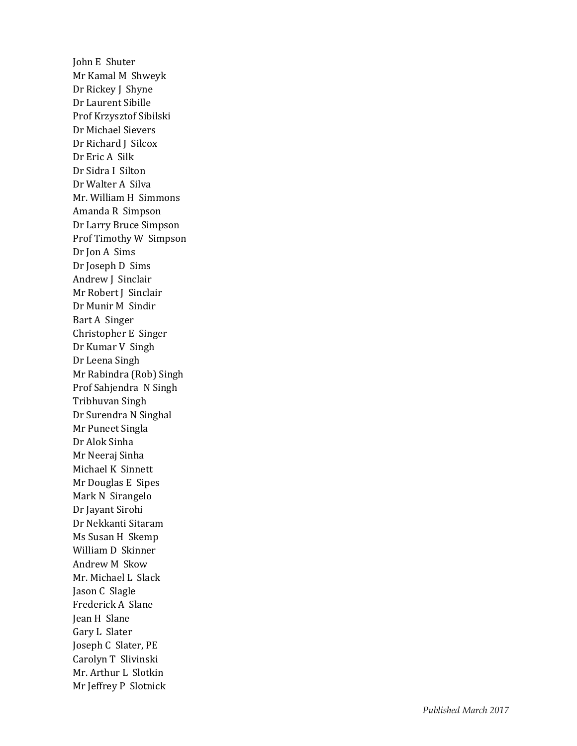John E Shuter
Mr Kamal M Shweyk
Dr Rickey J Shyne
Dr Laurent Sibille
Prof Krzysztof Sibilski
Dr Michael Sievers
Dr Richard J Silcox
Dr Eric A Silk
Dr Sidra I Silton
Dr Walter A Silva
Mr. William H Simmons
Amanda R Simpson
Dr Larry Bruce Simpson
Prof Timothy W Simpson
Dr Jon A Sims
Dr Joseph D Sims
Andrew J Sinclair
Mr Robert J Sinclair
Dr Munir M Sindir
Bart A Singer
Christopher E Singer
Dr Kumar V Singh
Dr Leena Singh
Mr Rabindra (Rob) Singh
Prof Sahjendra N Singh
Tribhuvan Singh
Dr Surendra N Singhal
Mr Puneet Singla
Dr Alok Sinha
Mr Neeraj Sinha
Michael K Sinnett
Mr Douglas E Sipes
Mark N Sirangelo
Dr Jayant Sirohi
Dr Nekkanti Sitaram
Ms Susan H Skemp
William D Skinner
Andrew M Skow
Mr. Michael L Slack
Jason C Slagle
Frederick A Slane
Jean H Slane
Gary L Slater
Joseph C Slater, PE
Carolyn T Slivinski
Mr. Arthur L Slotkin
Mr Jeffrey P Slotnick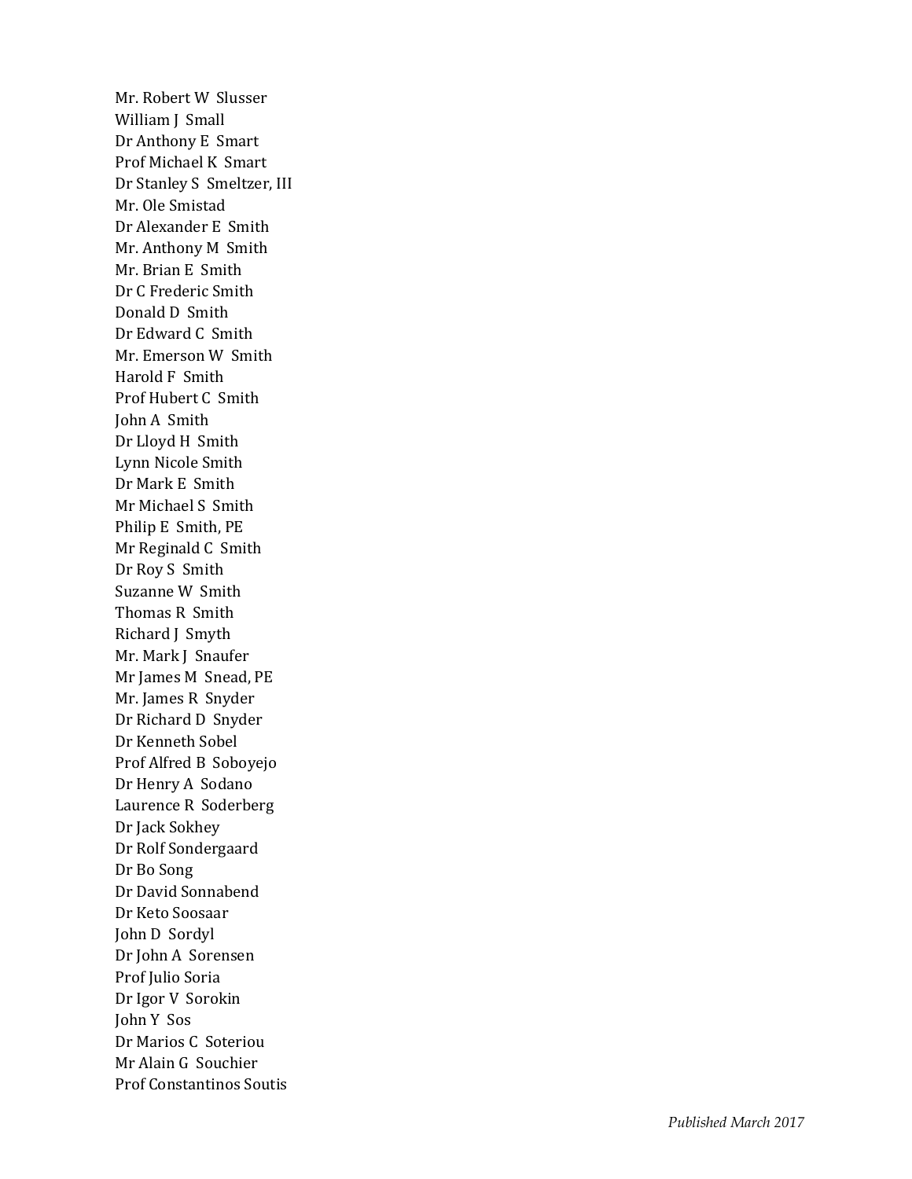Mr. Robert W Slusser
William J Small
Dr Anthony E Smart
Prof Michael K Smart
Dr Stanley S Smeltzer, III
Mr. Ole Smistad
Dr Alexander E Smith
Mr. Anthony M Smith
Mr. Brian E Smith
Dr C Frederic Smith
Donald D Smith
Dr Edward C Smith
Mr. Emerson W Smith
Harold F Smith
Prof Hubert C Smith
John A Smith
Dr Lloyd H Smith
Lynn Nicole Smith
Dr Mark E Smith
Mr Michael S Smith
Philip E Smith, PE
Mr Reginald C Smith
Dr Roy S Smith
Suzanne W Smith
Thomas R Smith
Richard J Smyth
Mr. Mark J Snaufer
Mr James M Snead, PE
Mr. James R Snyder
Dr Richard D Snyder
Dr Kenneth Sobel
Prof Alfred B Soboyejo
Dr Henry A Sodano
Laurence R Soderberg
Dr Jack Sokhey
Dr Rolf Sondergaard
Dr Bo Song
Dr David Sonnabend
Dr Keto Soosaar
John D Sordyl
Dr John A Sorensen
Prof Julio Soria
Dr Igor V Sorokin
John Y Sos
Dr Marios C Soteriou
Mr Alain G Souchier
Prof Constantinos Soutis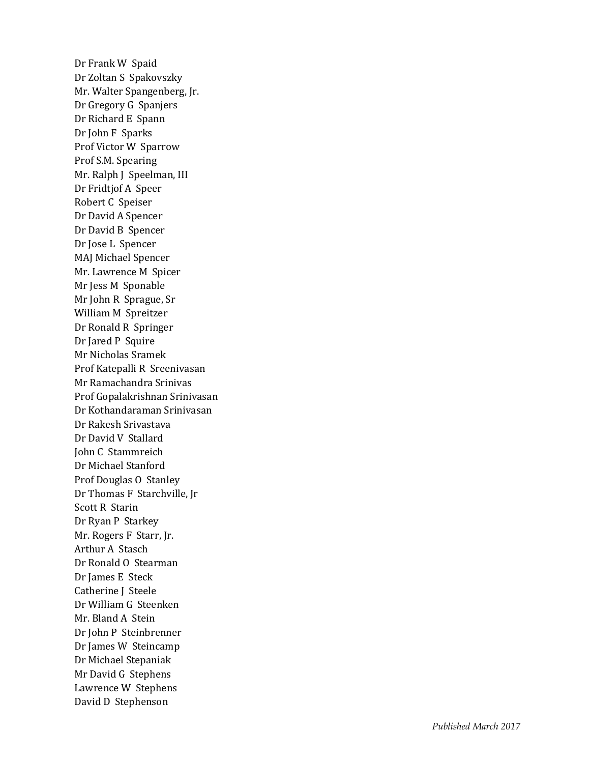Dr Frank W Spaid
Dr Zoltan S Spakovszky
Mr. Walter Spangenberg, Jr.
Dr Gregory G Spanjers
Dr Richard E Spann
Dr John F Sparks
Prof Victor W Sparrow
Prof S.M. Spearing
Mr. Ralph J Speelman, III
Dr Fridtjof A Speer
Robert C Speiser
Dr David A Spencer
Dr David B Spencer
Dr Jose L Spencer
MAJ Michael Spencer
Mr. Lawrence M Spicer
Mr Jess M Sponable
Mr John R Sprague, Sr
William M Spreitzer
Dr Ronald R Springer
Dr Jared P Squire
Mr Nicholas Sramek
Prof Katepalli R Sreenivasan
Mr Ramachandra Srinivas
Prof Gopalakrishnan Srinivasan
Dr Kothandaraman Srinivasan
Dr Rakesh Srivastava
Dr David V Stallard
John C Stammreich
Dr Michael Stanford
Prof Douglas O Stanley
Dr Thomas F Starchville, Jr
Scott R Starin
Dr Ryan P Starkey
Mr. Rogers F Starr, Jr.
Arthur A Stasch
Dr Ronald O Stearman
Dr James E Steck
Catherine J Steele
Dr William G Steenken
Mr. Bland A Stein
Dr John P Steinbrenner
Dr James W Steincamp
Dr Michael Stepaniak
Mr David G Stephens
Lawrence W Stephens
David D Stephenson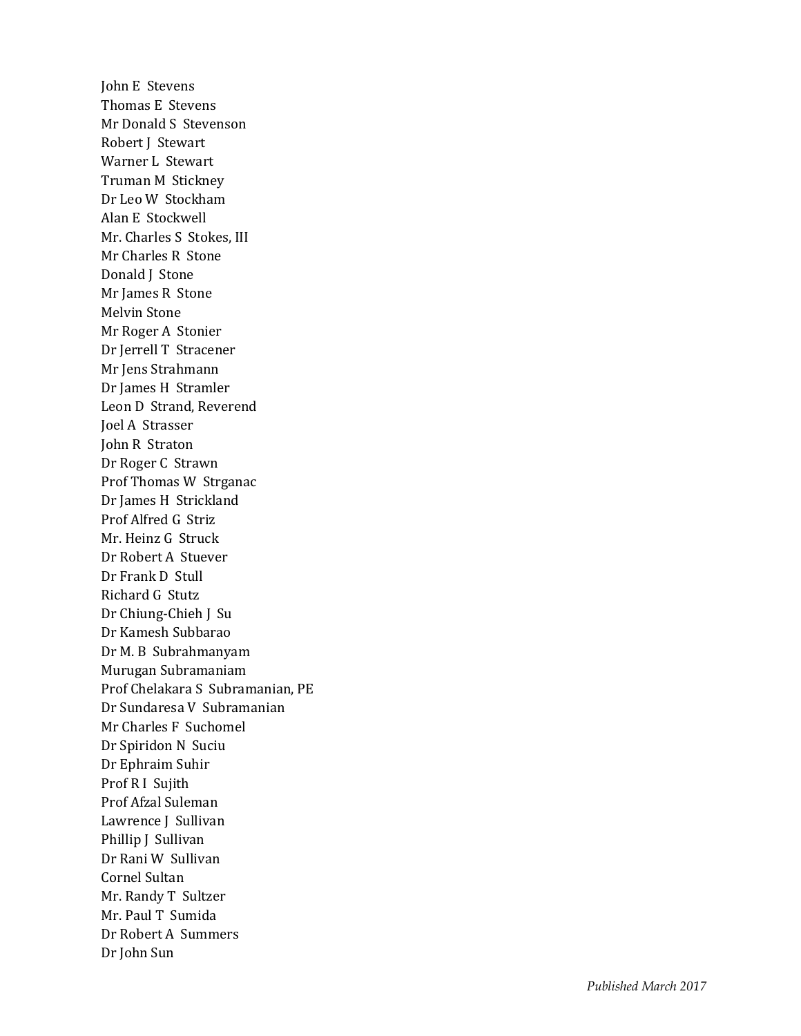John E Stevens
Thomas E Stevens
Mr Donald S Stevenson
Robert J Stewart
Warner L Stewart
Truman M Stickney
Dr Leo W Stockham
Alan E Stockwell
Mr. Charles S Stokes, III
Mr Charles R Stone
Donald J Stone
Mr James R Stone
Melvin Stone
Mr Roger A Stonier
Dr Jerrell T Stracener
Mr Jens Strahmann
Dr James H Stramler
Leon D Strand, Reverend
Joel A Strasser
John R Straton
Dr Roger C Strawn
Prof Thomas W Strganac
Dr James H Strickland
Prof Alfred G Striz
Mr. Heinz G Struck
Dr Robert A Stuever
Dr Frank D Stull
Richard G Stutz
Dr Chiung-Chieh J Su
Dr Kamesh Subbarao
Dr M. B Subrahmanyam
Murugan Subramaniam
Prof Chelakara S Subramanian, PE
Dr Sundaresa V Subramanian
Mr Charles F Suchomel
Dr Spiridon N Suciu
Dr Ephraim Suhir
Prof R I Sujith
Prof Afzal Suleman
Lawrence J Sullivan
Phillip J Sullivan
Dr Rani W Sullivan
Cornel Sultan
Mr. Randy T Sultzer
Mr. Paul T Sumida
Dr Robert A Summers
Dr John Sun

*Published March 2017*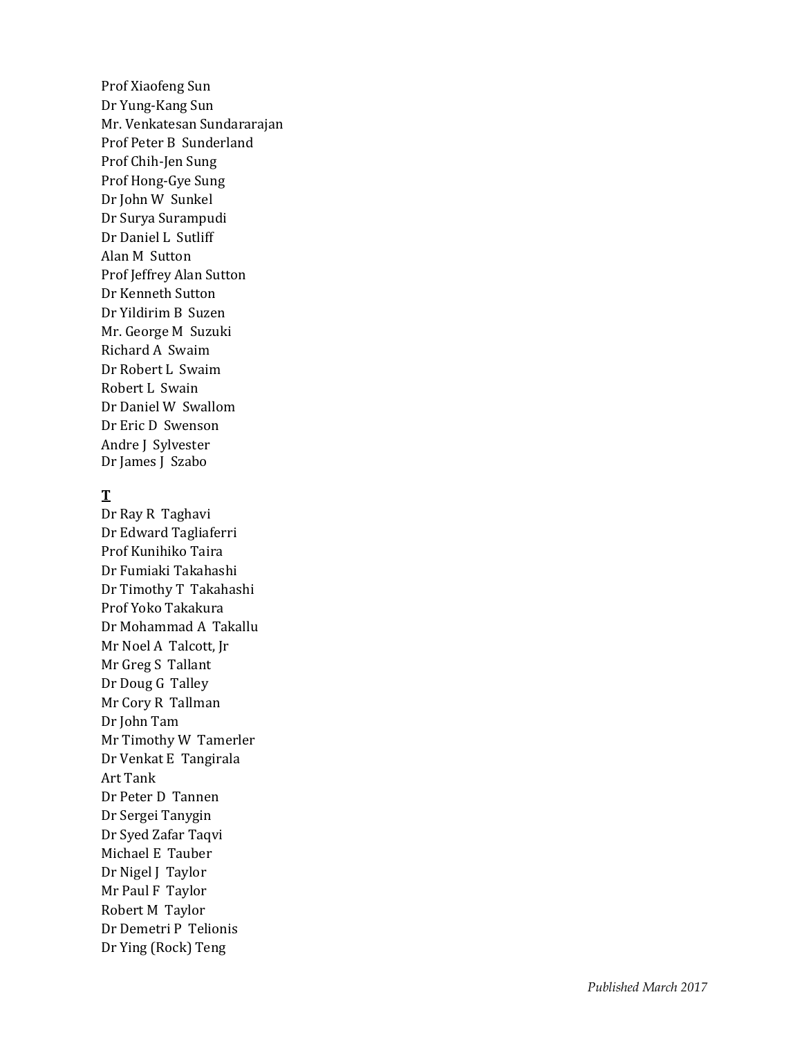Prof Xiaofeng Sun
Dr Yung-Kang Sun
Mr. Venkatesan Sundararajan
Prof Peter B Sunderland
Prof Chih-Jen Sung
Prof Hong-Gye Sung
Dr John W Sunkel
Dr Surya Surampudi
Dr Daniel L Sutliff
Alan M Sutton
Prof Jeffrey Alan Sutton
Dr Kenneth Sutton
Dr Yildirim B Suzen
Mr. George M Suzuki
Richard A Swaim
Dr Robert L Swaim
Robert L Swain
Dr Daniel W Swallom
Dr Eric D Swenson
Andre J Sylvester
Dr James J Szabo

**T**

Dr Ray R Taghavi
Dr Edward Tagliaferri
Prof Kunihiko Taira
Dr Fumiaki Takahashi
Dr Timothy T Takahashi
Prof Yoko Takakura
Dr Mohammad A Takallu
Mr Noel A Talcott, Jr
Mr Greg S Tallant
Dr Doug G Talley
Mr Cory R Tallman
Dr John Tam
Mr Timothy W Tamerler
Dr Venkat E Tangirala
Art Tank
Dr Peter D Tannen
Dr Sergei Tanygin
Dr Syed Zafar Taqvi
Michael E Tauber
Dr Nigel J Taylor
Mr Paul F Taylor
Robert M Taylor
Dr Demetri P Telionis
Dr Ying (Rock) Teng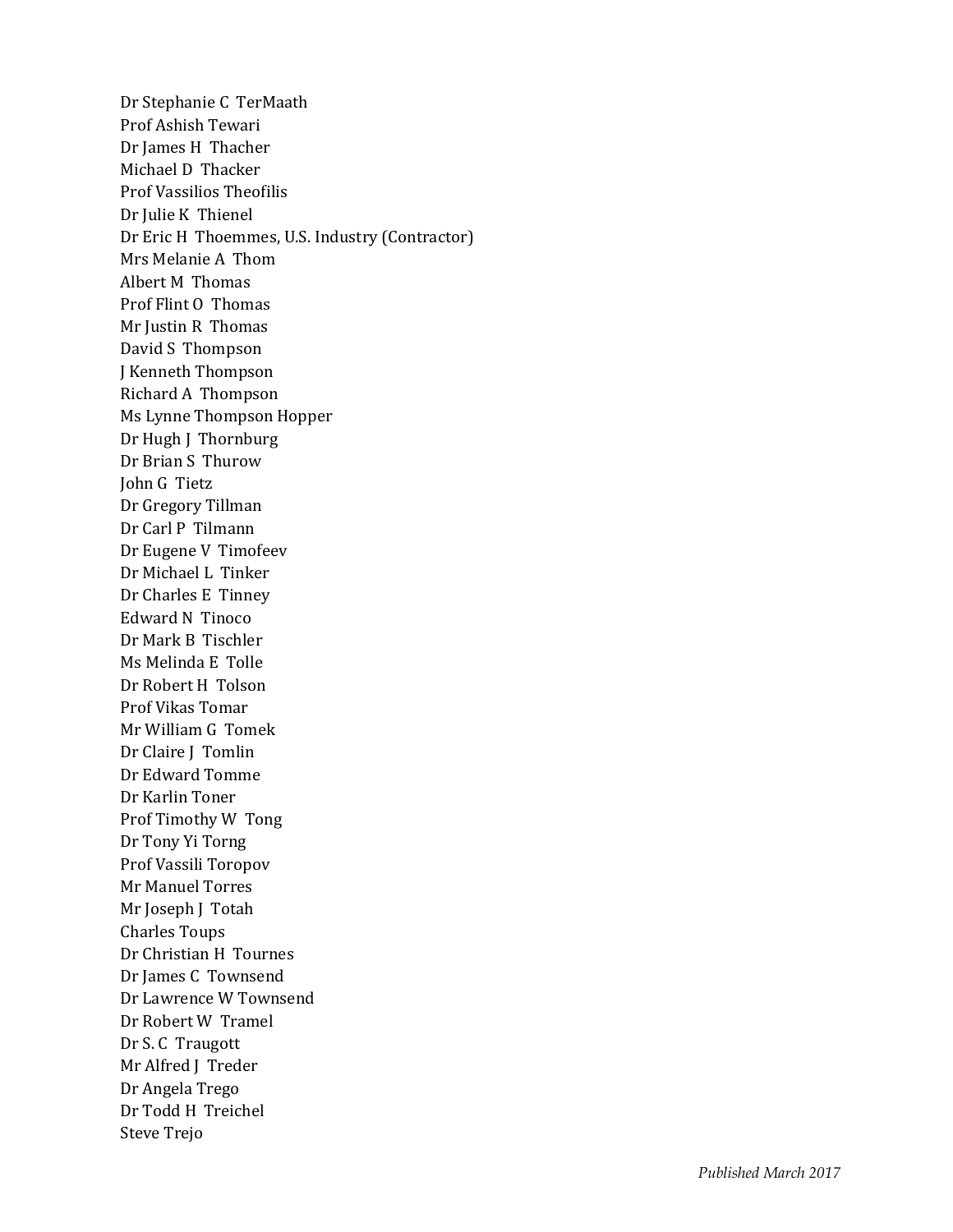Dr Stephanie C TerMaath
Prof Ashish Tewari
Dr James H Thacher
Michael D Thacker
Prof Vassilios Theofilis
Dr Julie K Thienel
Dr Eric H Thoemmes, U.S. Industry (Contractor)
Mrs Melanie A Thom
Albert M Thomas
Prof Flint O Thomas
Mr Justin R Thomas
David S Thompson
J Kenneth Thompson
Richard A Thompson
Ms Lynne Thompson Hopper
Dr Hugh J Thornburg
Dr Brian S Thurow
John G Tietz
Dr Gregory Tillman
Dr Carl P Tilmann
Dr Eugene V Timofeev
Dr Michael L Tinker
Dr Charles E Tinney
Edward N Tinoco
Dr Mark B Tischler
Ms Melinda E Tolle
Dr Robert H Tolson
Prof Vikas Tomar
Mr William G Tomek
Dr Claire J Tomlin
Dr Edward Tomme
Dr Karlin Toner
Prof Timothy W Tong
Dr Tony Yi Torng
Prof Vassili Toropov
Mr Manuel Torres
Mr Joseph J Totah
Charles Toups
Dr Christian H Tournes
Dr James C Townsend
Dr Lawrence W Townsend
Dr Robert W Tramel
Dr S. C Traugott
Mr Alfred J Treder
Dr Angela Trego
Dr Todd H Treichel
Steve Trejo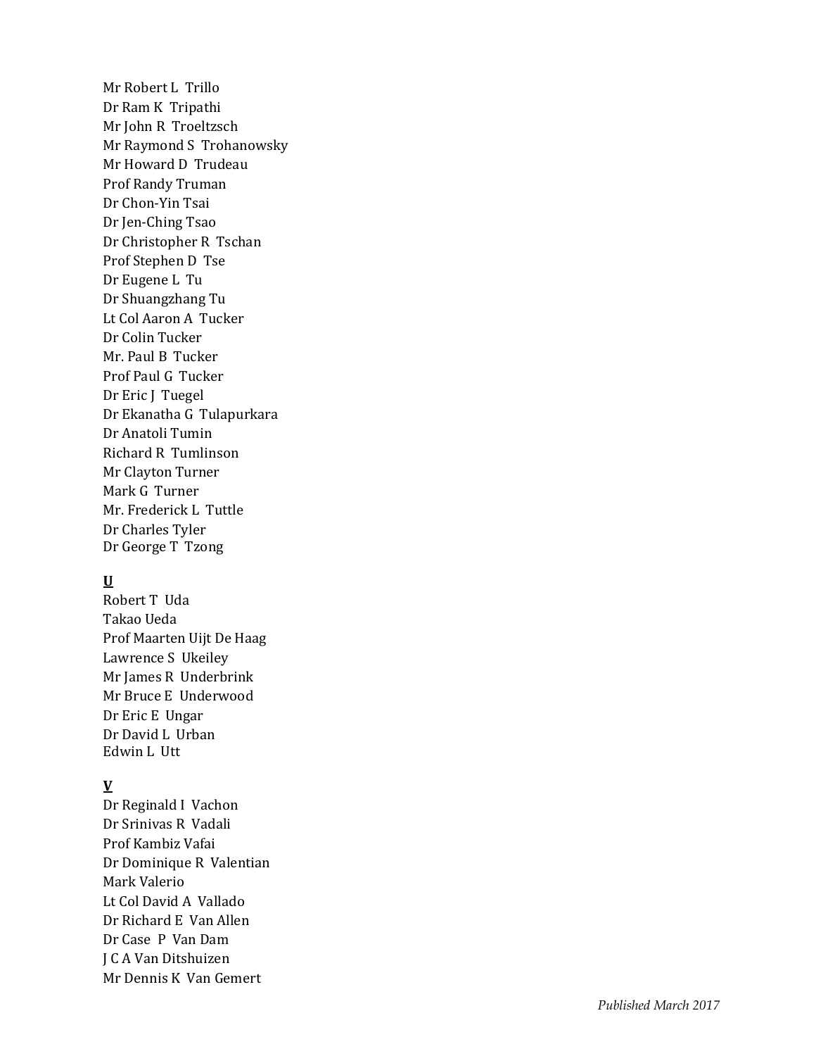Mr Robert L Trillo
Dr Ram K Tripathi
Mr John R Troeltzsch
Mr Raymond S Trohanowsky
Mr Howard D Trudeau
Prof Randy Truman
Dr Chon-Yin Tsai
Dr Jen-Ching Tsao
Dr Christopher R Tschan
Prof Stephen D Tse
Dr Eugene L Tu
Dr Shuangzhang Tu
Lt Col Aaron A Tucker
Dr Colin Tucker
Mr. Paul B Tucker
Prof Paul G Tucker
Dr Eric J Tuegel
Dr Ekanatha G Tulapurkara
Dr Anatoli Tumin
Richard R Tumlinson
Mr Clayton Turner
Mark G Turner
Mr. Frederick L Tuttle
Dr Charles Tyler
Dr George T Tzong

**U**

Robert T Uda
Takao Ueda
Prof Maarten Uijt De Haag
Lawrence S Ukeiley
Mr James R Underbrink
Mr Bruce E Underwood
Dr Eric E Ungar
Dr David L Urban
Edwin L Utt

**V**

Dr Reginald I Vachon
Dr Srinivas R Vadali
Prof Kambiz Vafai
Dr Dominique R Valentian
Mark Valerio
Lt Col David A Vallado
Dr Richard E Van Allen
Dr Case P Van Dam
J C A Van Ditshuizen
Mr Dennis K Van Gemert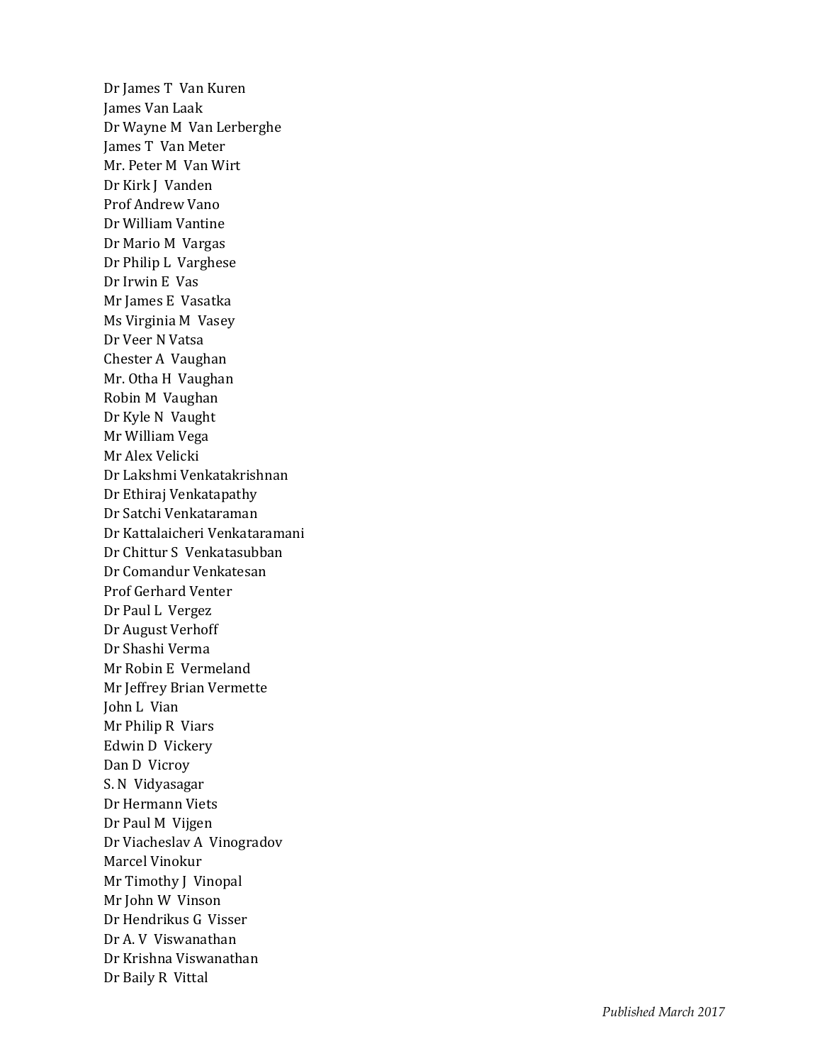Dr James T Van Kuren
James Van Laak
Dr Wayne M Van Lerberghe
James T Van Meter
Mr. Peter M Van Wirt
Dr Kirk J Vanden
Prof Andrew Vano
Dr William Vantine
Dr Mario M Vargas
Dr Philip L Varghese
Dr Irwin E Vas
Mr James E Vasatka
Ms Virginia M Vasey
Dr Veer N Vatsa
Chester A Vaughan
Mr. Otha H Vaughan
Robin M Vaughan
Dr Kyle N Vaught
Mr William Vega
Mr Alex Velicki
Dr Lakshmi Venkatakrishnan
Dr Ethiraj Venkatapathy
Dr Satchi Venkataraman
Dr Kattalaicheri Venkataramani
Dr Chittur S Venkatasubban
Dr Comandur Venkatesan
Prof Gerhard Venter
Dr Paul L Vergez
Dr August Verhoff
Dr Shashi Verma
Mr Robin E Vermeland
Mr Jeffrey Brian Vermette
John L Vian
Mr Philip R Viars
Edwin D Vickery
Dan D Vicroy
S. N Vidyasagar
Dr Hermann Viets
Dr Paul M Vijgen
Dr Viacheslav A Vinogradov
Marcel Vinokur
Mr Timothy J Vinopal
Mr John W Vinson
Dr Hendrikus G Visser
Dr A. V Viswanathan
Dr Krishna Viswanathan
Dr Baily R Vittal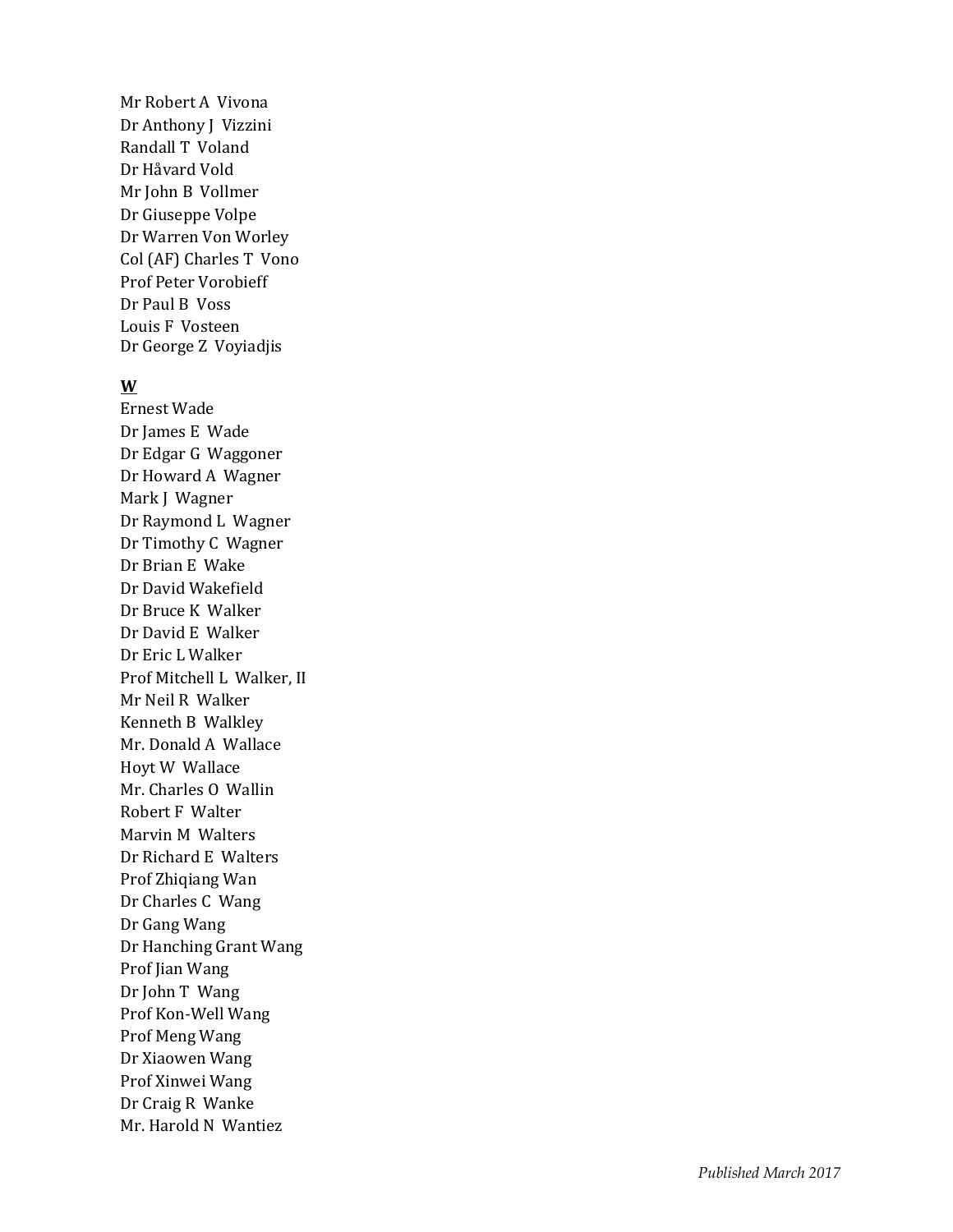Mr Robert A Vivona  
Dr Anthony J Vizzini  
Randall T Voland  
Dr Håvard Vold  
Mr John B Vollmer  
Dr Giuseppe Volpe  
Dr Warren Von Worley  
Col (AF) Charles T Vono  
Prof Peter Vorobieff  
Dr Paul B Voss  
Louis F Vosteen  
Dr George Z Voyiadjis

**W**

Ernest Wade  
Dr James E Wade  
Dr Edgar G Waggoner  
Dr Howard A Wagner  
Mark J Wagner  
Dr Raymond L Wagner  
Dr Timothy C Wagner  
Dr Brian E Wake  
Dr David Wakefield  
Dr Bruce K Walker  
Dr David E Walker  
Dr Eric L Walker  
Prof Mitchell L Walker, II  
Mr Neil R Walker  
Kenneth B Walkley  
Mr. Donald A Wallace  
Hoyt W Wallace  
Mr. Charles O Wallin  
Robert F Walter  
Marvin M Walters  
Dr Richard E Walters  
Prof Zhiqiang Wan  
Dr Charles C Wang  
Dr Gang Wang  
Dr Hanching Grant Wang  
Prof Jian Wang  
Dr John T Wang  
Prof Kon-Well Wang  
Prof Meng Wang  
Dr Xiaowen Wang  
Prof Xinwei Wang  
Dr Craig R Wanke  
Mr. Harold N Wantiez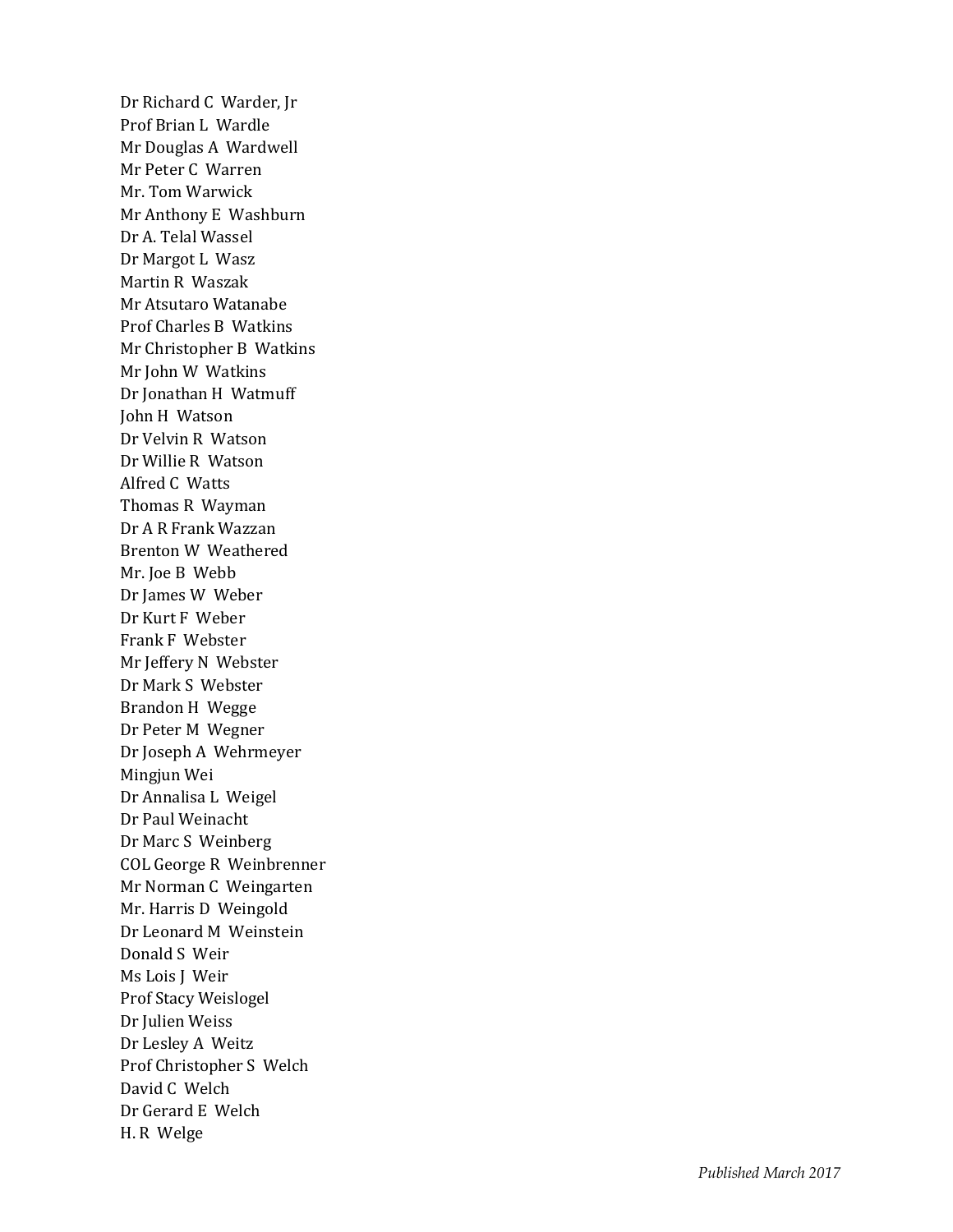Dr Richard C Warder, Jr
Prof Brian L Wardle
Mr Douglas A Wardwell
Mr Peter C Warren
Mr. Tom Warwick
Mr Anthony E Washburn
Dr A. Telal Wassel
Dr Margot L Wasz
Martin R Waszak
Mr Atsutaro Watanabe
Prof Charles B Watkins
Mr Christopher B Watkins
Mr John W Watkins
Dr Jonathan H Watmuff
John H Watson
Dr Velvin R Watson
Dr Willie R Watson
Alfred C Watts
Thomas R Wayman
Dr A R Frank Wazzan
Brenton W Weathered
Mr. Joe B Webb
Dr James W Weber
Dr Kurt F Weber
Frank F Webster
Mr Jeffery N Webster
Dr Mark S Webster
Brandon H Wegge
Dr Peter M Wegner
Dr Joseph A Wehrmeyer
Mingjun Wei
Dr Annalisa L Weigel
Dr Paul Weinacht
Dr Marc S Weinberg
COL George R Weinbrenner
Mr Norman C Weingarten
Mr. Harris D Weingold
Dr Leonard M Weinstein
Donald S Weir
Ms Lois J Weir
Prof Stacy Weislogel
Dr Julien Weiss
Dr Lesley A Weitz
Prof Christopher S Welch
David C Welch
Dr Gerard E Welch
H. R Welge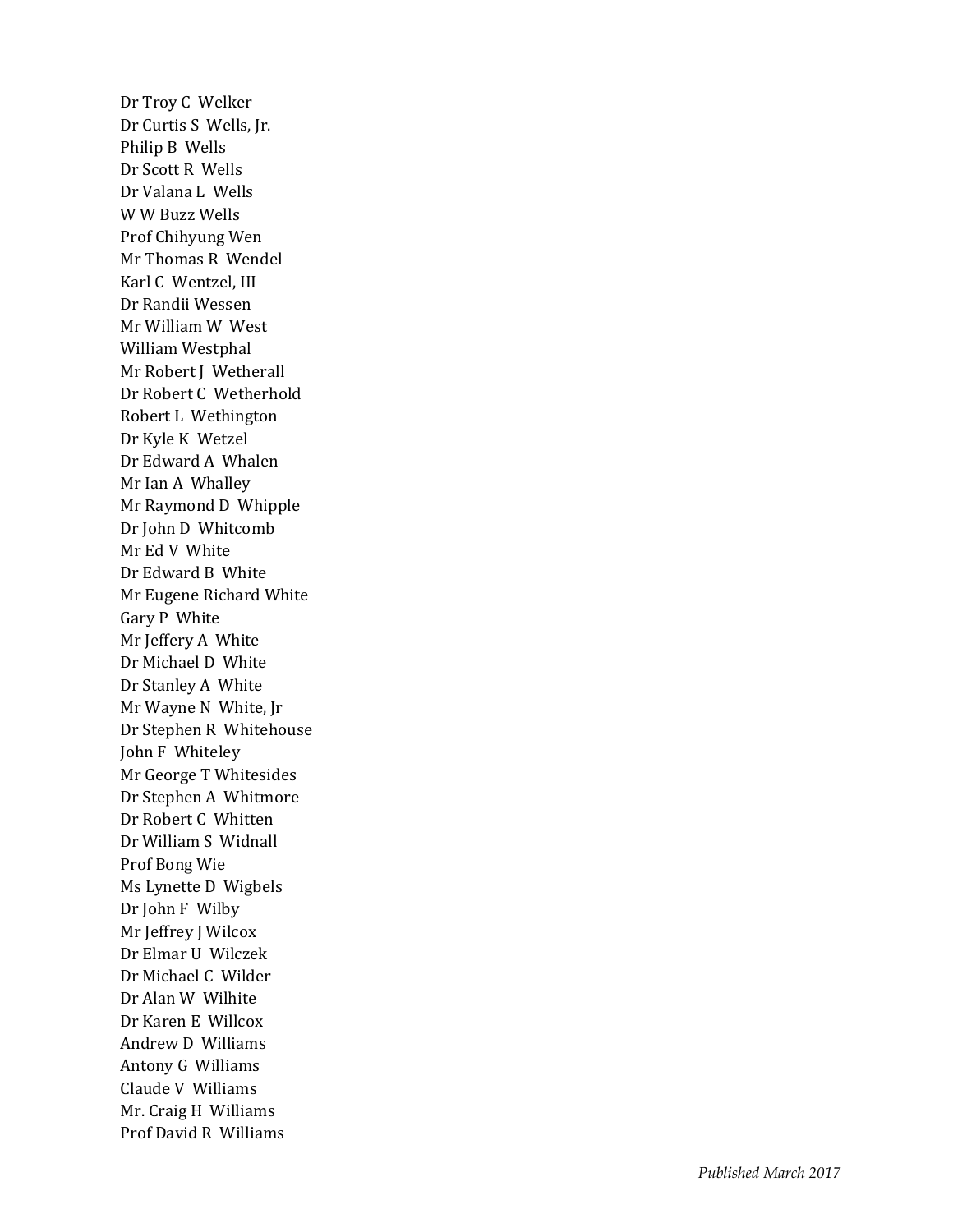Dr Troy C Welker
Dr Curtis S Wells, Jr.
Philip B Wells
Dr Scott R Wells
Dr Valana L Wells
W W Buzz Wells
Prof Chihyung Wen
Mr Thomas R Wendel
Karl C Wentzel, III
Dr Randii Wessen
Mr William W West
William Westphal
Mr Robert J Wetherall
Dr Robert C Wetherhold
Robert L Wethington
Dr Kyle K Wetzel
Dr Edward A Whalen
Mr Ian A Whalley
Mr Raymond D Whipple
Dr John D Whitcomb
Mr Ed V White
Dr Edward B White
Mr Eugene Richard White
Gary P White
Mr Jeffery A White
Dr Michael D White
Dr Stanley A White
Mr Wayne N White, Jr
Dr Stephen R Whitehouse
John F Whiteley
Mr George T Whitesides
Dr Stephen A Whitmore
Dr Robert C Whitten
Dr William S Widnall
Prof Bong Wie
Ms Lynette D Wigbels
Dr John F Wilby
Mr Jeffrey J Wilcox
Dr Elmar U Wilczek
Dr Michael C Wilder
Dr Alan W Wilhite
Dr Karen E Willcox
Andrew D Williams
Antony G Williams
Claude V Williams
Mr. Craig H Williams
Prof David R Williams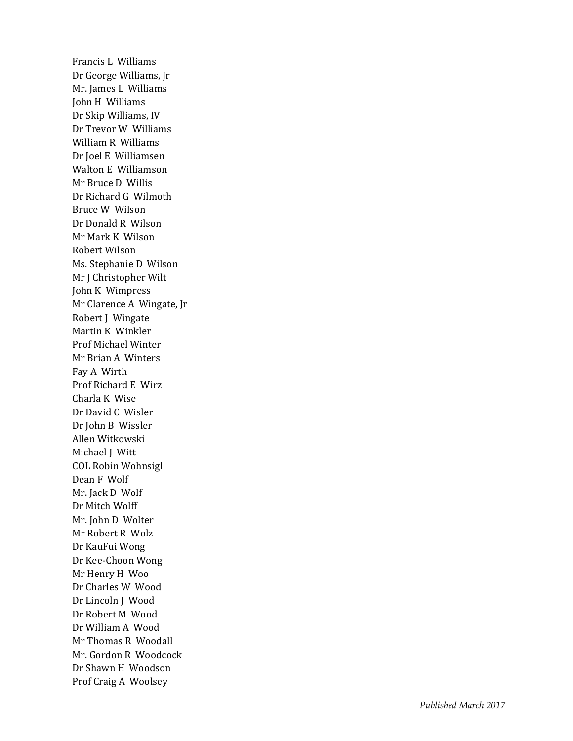Francis L  Williams
Dr George Williams, Jr
Mr. James L  Williams
John H  Williams
Dr Skip Williams, IV
Dr Trevor W  Williams
William R  Williams
Dr Joel E  Williamsen
Walton E  Williamson
Mr Bruce D  Willis
Dr Richard G  Wilmoth
Bruce W  Wilson
Dr Donald R  Wilson
Mr Mark K  Wilson
Robert Wilson
Ms. Stephanie D  Wilson
Mr J Christopher Wilt
John K  Wimpress
Mr Clarence A  Wingate, Jr
Robert J  Wingate
Martin K  Winkler
Prof Michael Winter
Mr Brian A  Winters
Fay A  Wirth
Prof Richard E  Wirz
Charla K  Wise
Dr David C  Wisler
Dr John B  Wissler
Allen Witkowski
Michael J  Witt
COL Robin Wohnsigl
Dean F  Wolf
Mr. Jack D  Wolf
Dr Mitch Wolff
Mr. John D  Wolter
Mr Robert R  Wolz
Dr KauFui Wong
Dr Kee-Choon Wong
Mr Henry H  Woo
Dr Charles W  Wood
Dr Lincoln J  Wood
Dr Robert M  Wood
Dr William A  Wood
Mr Thomas R  Woodall
Mr. Gordon R  Woodcock
Dr Shawn H  Woodson
Prof Craig A  Woolsey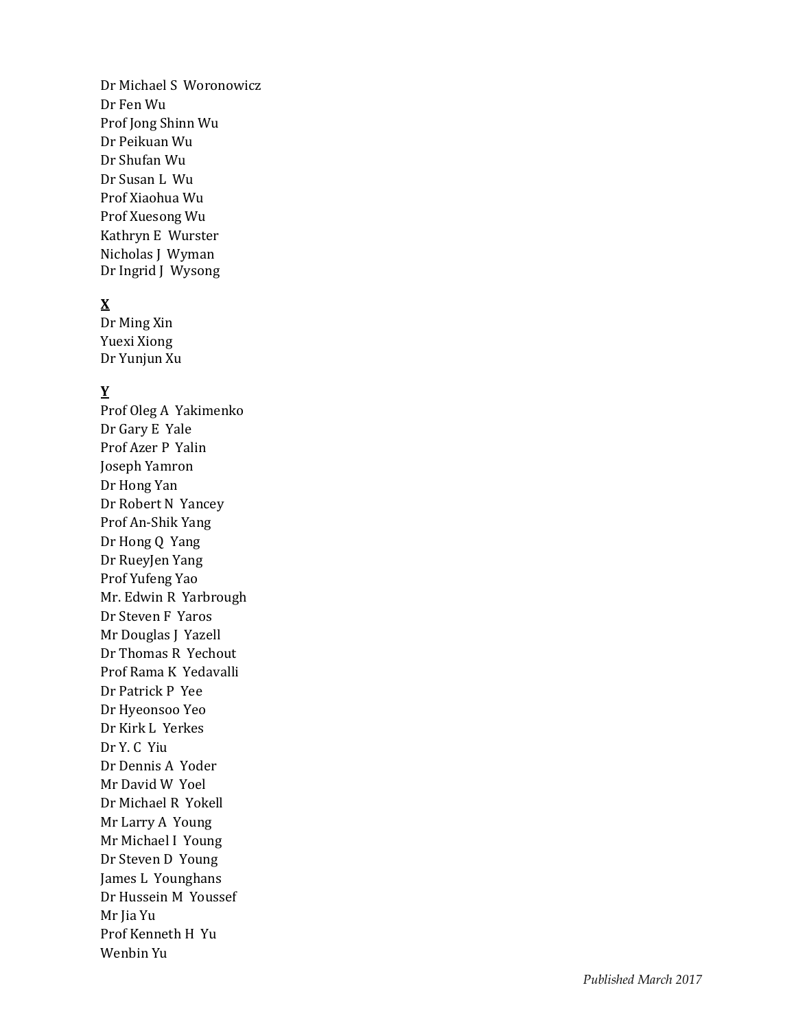Dr Michael S Woronowicz
Dr Fen Wu
Prof Jong Shinn Wu
Dr Peikuan Wu
Dr Shufan Wu
Dr Susan L Wu
Prof Xiaohua Wu
Prof Xuesong Wu
Kathryn E Wurster
Nicholas J Wyman
Dr Ingrid J Wysong

**X**

Dr Ming Xin
Yuexi Xiong
Dr Yunjun Xu

**Y**

Prof Oleg A Yakimenko
Dr Gary E Yale
Prof Azer P Yalin
Joseph Yamron
Dr Hong Yan
Dr Robert N Yancey
Prof An-Shik Yang
Dr Hong Q Yang
Dr RueyJen Yang
Prof Yufeng Yao
Mr. Edwin R Yarbrough
Dr Steven F Yaros
Mr Douglas J Yazell
Dr Thomas R Yechout
Prof Rama K Yedavalli
Dr Patrick P Yee
Dr Hyeonsoo Yeo
Dr Kirk L Yerkes
Dr Y. C Yiu
Dr Dennis A Yoder
Mr David W Yoel
Dr Michael R Yokell
Mr Larry A Young
Mr Michael I Young
Dr Steven D Young
James L Younghans
Dr Hussein M Youssef
Mr Jia Yu
Prof Kenneth H Yu
Wenbin Yu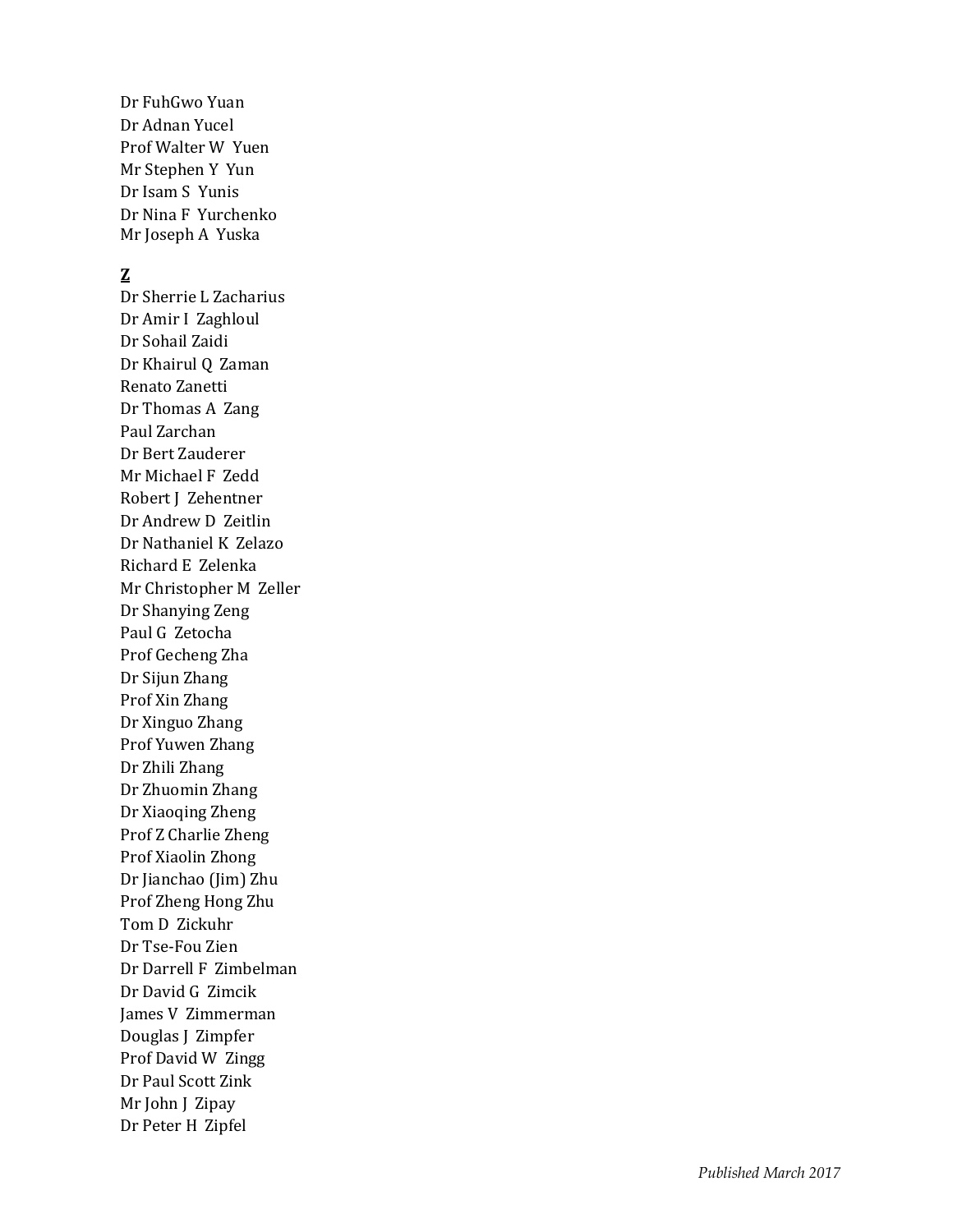Dr FuhGwo Yuan
Dr Adnan Yucel
Prof Walter W Yuen
Mr Stephen Y Yun
Dr Isam S Yunis
Dr Nina F Yurchenko
Mr Joseph A Yuska

**Z**

Dr Sherrie L Zacharius
Dr Amir I Zaghloul
Dr Sohail Zaidi
Dr Khairul Q Zaman
Renato Zanetti
Dr Thomas A Zang
Paul Zarchan
Dr Bert Zauderer
Mr Michael F Zedd
Robert J Zehentner
Dr Andrew D Zeitlin
Dr Nathaniel K Zelazo
Richard E Zelenka
Mr Christopher M Zeller
Dr Shanying Zeng
Paul G Zetocha
Prof Gecheng Zha
Dr Sijun Zhang
Prof Xin Zhang
Dr Xinguo Zhang
Prof Yuwen Zhang
Dr Zhili Zhang
Dr Zhuomin Zhang
Dr Xiaoqing Zheng
Prof Z Charlie Zheng
Prof Xiaolin Zhong
Dr Jianchao (Jim) Zhu
Prof Zheng Hong Zhu
Tom D Zickuhr
Dr Tse-Fou Zien
Dr Darrell F Zimbelman
Dr David G Zimcik
James V Zimmerman
Douglas J Zimpfer
Prof David W Zingg
Dr Paul Scott Zink
Mr John J Zipay
Dr Peter H Zipfel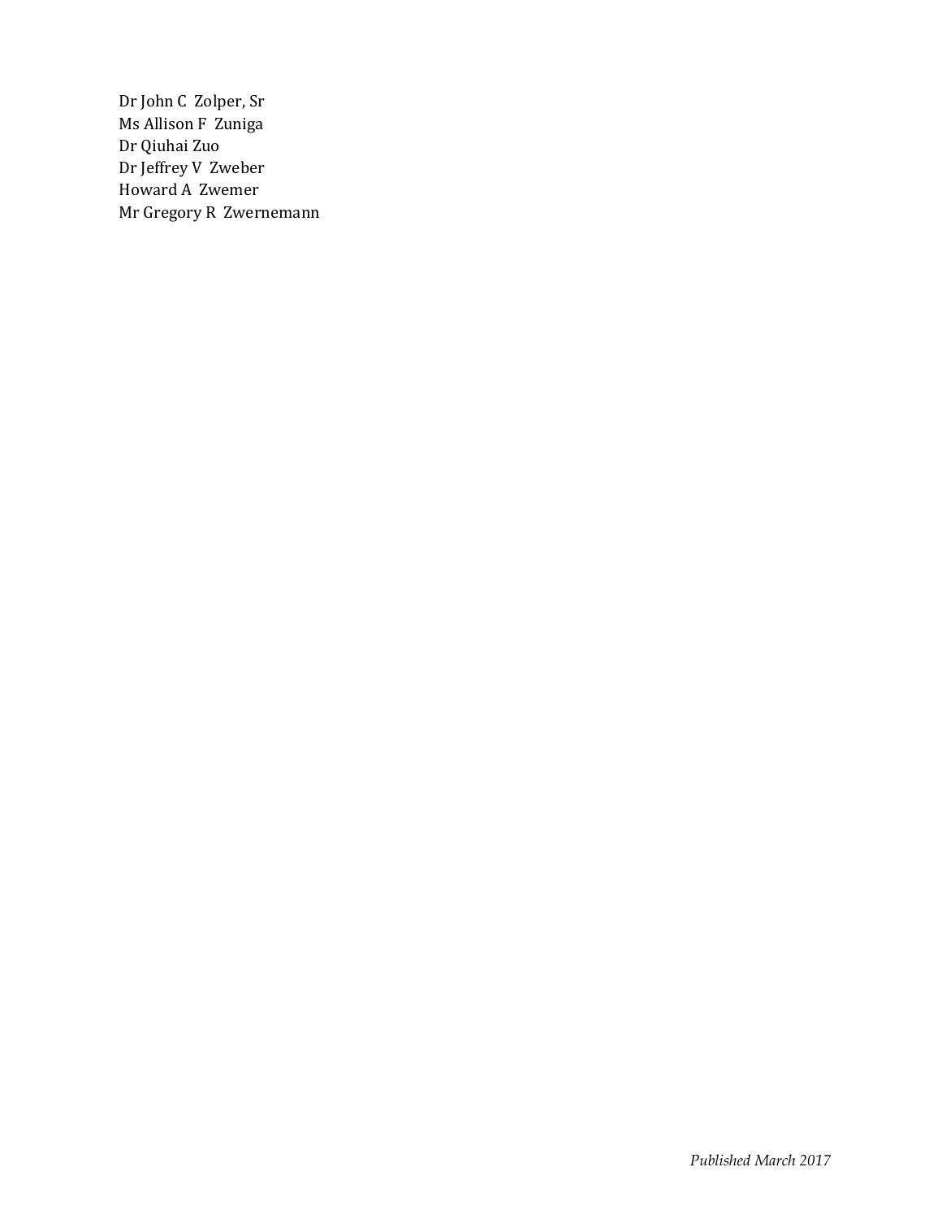Dr John C Zolper, Sr
Ms Allison F Zuniga
Dr Qiuhai Zuo
Dr Jeffrey V Zweber
Howard A Zwemer
Mr Gregory R Zwernemann

*Published March 2017*